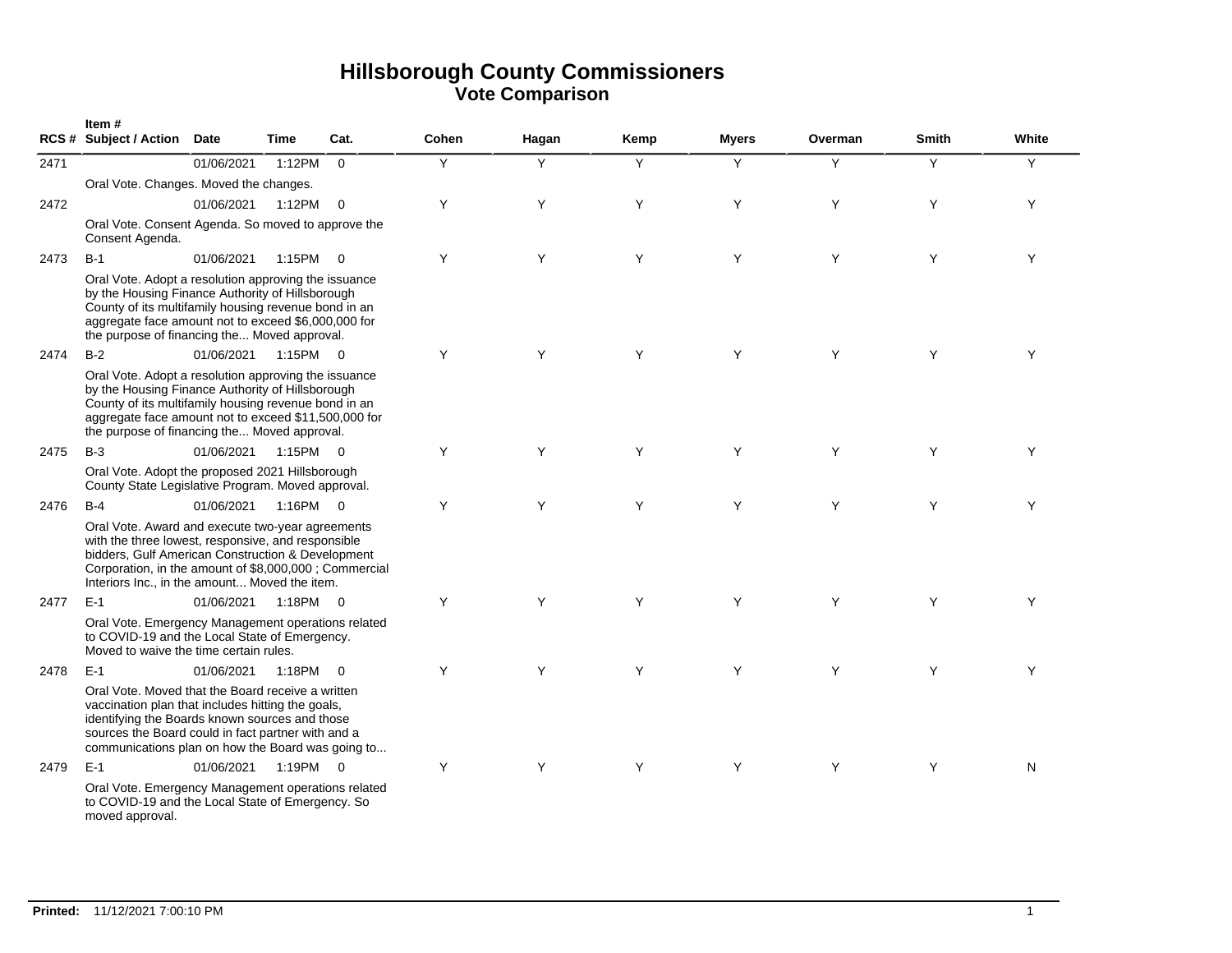# Hillsborough County Commissioners
## Vote Comparison

| RCS # | Item # Subject / Action | Date | Time | Cat. | Cohen | Hagan | Kemp | Myers | Overman | Smith | White |
|---|---|---|---|---|---|---|---|---|---|---|---|
| 2471 | | 01/06/2021 | 1:12PM | 0 | Y | Y | Y | Y | Y | Y | Y |
| | Oral Vote. Changes. Moved the changes. | | | | | | | | | | |
| 2472 | | 01/06/2021 | 1:12PM | 0 | Y | Y | Y | Y | Y | Y | Y |
| | Oral Vote. Consent Agenda. So moved to approve the Consent Agenda. | | | | | | | | | | |
| 2473 | B-1 | 01/06/2021 | 1:15PM | 0 | Y | Y | Y | Y | Y | Y | Y |
| | Oral Vote. Adopt a resolution approving the issuance by the Housing Finance Authority of Hillsborough County of its multifamily housing revenue bond in an aggregate face amount not to exceed $6,000,000 for the purpose of financing the... Moved approval. | | | | | | | | | | |
| 2474 | B-2 | 01/06/2021 | 1:15PM | 0 | Y | Y | Y | Y | Y | Y | Y |
| | Oral Vote. Adopt a resolution approving the issuance by the Housing Finance Authority of Hillsborough County of its multifamily housing revenue bond in an aggregate face amount not to exceed $11,500,000 for the purpose of financing the... Moved approval. | | | | | | | | | | |
| 2475 | B-3 | 01/06/2021 | 1:15PM | 0 | Y | Y | Y | Y | Y | Y | Y |
| | Oral Vote. Adopt the proposed 2021 Hillsborough County State Legislative Program. Moved approval. | | | | | | | | | | |
| 2476 | B-4 | 01/06/2021 | 1:16PM | 0 | Y | Y | Y | Y | Y | Y | Y |
| | Oral Vote. Award and execute two-year agreements with the three lowest, responsive, and responsible bidders, Gulf American Construction & Development Corporation, in the amount of $8,000,000 ; Commercial Interiors Inc., in the amount... Moved the item. | | | | | | | | | | |
| 2477 | E-1 | 01/06/2021 | 1:18PM | 0 | Y | Y | Y | Y | Y | Y | Y |
| | Oral Vote. Emergency Management operations related to COVID-19 and the Local State of Emergency. Moved to waive the time certain rules. | | | | | | | | | | |
| 2478 | E-1 | 01/06/2021 | 1:18PM | 0 | Y | Y | Y | Y | Y | Y | Y |
| | Oral Vote. Moved that the Board receive a written vaccination plan that includes hitting the goals, identifying the Boards known sources and those sources the Board could in fact partner with and a communications plan on how the Board was going to... | | | | | | | | | | |
| 2479 | E-1 | 01/06/2021 | 1:19PM | 0 | Y | Y | Y | Y | Y | Y | N |
| | Oral Vote. Emergency Management operations related to COVID-19 and the Local State of Emergency. So moved approval. | | | | | | | | | | |

**Printed:** 11/12/2021 7:00:10 PM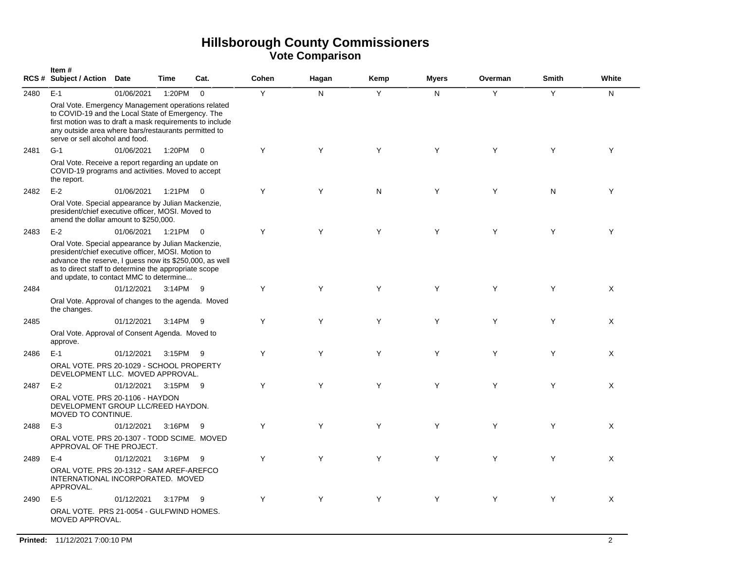# Hillsborough County Commissioners

## Vote Comparison

| RCS # | Item # Subject / Action | Date | Time | Cat. | Cohen | Hagan | Kemp | Myers | Overman | Smith | White |
|---|---|---|---|---|---|---|---|---|---|---|---|
| 2480 | E-1 | 01/06/2021 | 1:20PM | 0 | Y | N | Y | N | Y | Y | N |
| | Oral Vote. Emergency Management operations related to COVID-19 and the Local State of Emergency. The first motion was to draft a mask requirements to include any outside area where bars/restaurants permitted to serve or sell alcohol and food. | | | | | | | | | | |
| 2481 | G-1 | 01/06/2021 | 1:20PM | 0 | Y | Y | Y | Y | Y | Y | Y |
| | Oral Vote. Receive a report regarding an update on COVID-19 programs and activities. Moved to accept the report. | | | | | | | | | | |
| 2482 | E-2 | 01/06/2021 | 1:21PM | 0 | Y | Y | N | Y | Y | N | Y |
| | Oral Vote. Special appearance by Julian Mackenzie, president/chief executive officer, MOSI. Moved to amend the dollar amount to $250,000. | | | | | | | | | | |
| 2483 | E-2 | 01/06/2021 | 1:21PM | 0 | Y | Y | Y | Y | Y | Y | Y |
| | Oral Vote. Special appearance by Julian Mackenzie, president/chief executive officer, MOSI. Motion to advance the reserve, I guess now its $250,000, as well as to direct staff to determine the appropriate scope and update, to contact MMC to determine... | | | | | | | | | | |
| 2484 | | 01/12/2021 | 3:14PM | 9 | Y | Y | Y | Y | Y | Y | X |
| | Oral Vote. Approval of changes to the agenda. Moved the changes. | | | | | | | | | | |
| 2485 | | 01/12/2021 | 3:14PM | 9 | Y | Y | Y | Y | Y | Y | X |
| | Oral Vote. Approval of Consent Agenda. Moved to approve. | | | | | | | | | | |
| 2486 | E-1 | 01/12/2021 | 3:15PM | 9 | Y | Y | Y | Y | Y | Y | X |
| | ORAL VOTE. PRS 20-1029 - SCHOOL PROPERTY DEVELOPMENT LLC. MOVED APPROVAL. | | | | | | | | | | |
| 2487 | E-2 | 01/12/2021 | 3:15PM | 9 | Y | Y | Y | Y | Y | Y | X |
| | ORAL VOTE. PRS 20-1106 - HAYDON DEVELOPMENT GROUP LLC/REED HAYDON. MOVED TO CONTINUE. | | | | | | | | | | |
| 2488 | E-3 | 01/12/2021 | 3:16PM | 9 | Y | Y | Y | Y | Y | Y | X |
| | ORAL VOTE. PRS 20-1307 - TODD SCIME. MOVED APPROVAL OF THE PROJECT. | | | | | | | | | | |
| 2489 | E-4 | 01/12/2021 | 3:16PM | 9 | Y | Y | Y | Y | Y | Y | X |
| | ORAL VOTE. PRS 20-1312 - SAM AREF-AREFCO INTERNATIONAL INCORPORATED. MOVED APPROVAL. | | | | | | | | | | |
| 2490 | E-5 | 01/12/2021 | 3:17PM | 9 | Y | Y | Y | Y | Y | Y | X |
| | ORAL VOTE. PRS 21-0054 - GULFWIND HOMES. MOVED APPROVAL. | | | | | | | | | | |

**Printed:** 11/12/2021 7:00:10 PM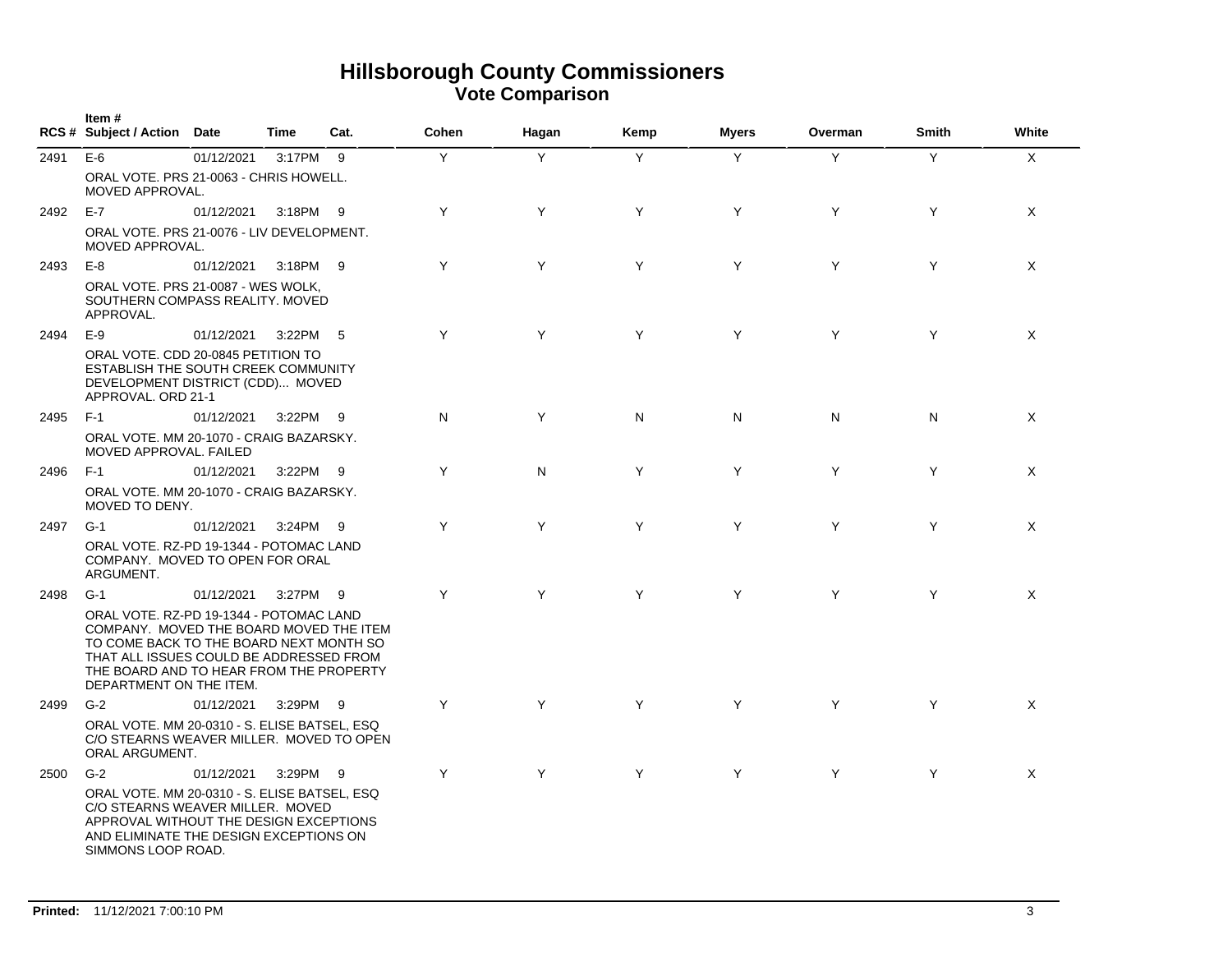# Hillsborough County Commissioners

## Vote Comparison

| RCS # | Item # Subject / Action | Date | Time | Cat. | Cohen | Hagan | Kemp | Myers | Overman | Smith | White |
|---|---|---|---|---|---|---|---|---|---|---|---|
| 2491 | E-6 | 01/12/2021 | 3:17PM | 9 | Y | Y | Y | Y | Y | Y | X |
| | ORAL VOTE. PRS 21-0063 - CHRIS HOWELL. MOVED APPROVAL. | | | | | | | | | | |
| 2492 | E-7 | 01/12/2021 | 3:18PM | 9 | Y | Y | Y | Y | Y | Y | X |
| | ORAL VOTE. PRS 21-0076 - LIV DEVELOPMENT. MOVED APPROVAL. | | | | | | | | | | |
| 2493 | E-8 | 01/12/2021 | 3:18PM | 9 | Y | Y | Y | Y | Y | Y | X |
| | ORAL VOTE. PRS 21-0087 - WES WOLK, SOUTHERN COMPASS REALITY. MOVED APPROVAL. | | | | | | | | | | |
| 2494 | E-9 | 01/12/2021 | 3:22PM | 5 | Y | Y | Y | Y | Y | Y | X |
| | ORAL VOTE. CDD 20-0845 PETITION TO ESTABLISH THE SOUTH CREEK COMMUNITY DEVELOPMENT DISTRICT (CDD)... MOVED APPROVAL. ORD 21-1 | | | | | | | | | | |
| 2495 | F-1 | 01/12/2021 | 3:22PM | 9 | N | Y | N | N | N | N | X |
| | ORAL VOTE. MM 20-1070 - CRAIG BAZARSKY. MOVED APPROVAL. FAILED | | | | | | | | | | |
| 2496 | F-1 | 01/12/2021 | 3:22PM | 9 | Y | N | Y | Y | Y | Y | X |
| | ORAL VOTE. MM 20-1070 - CRAIG BAZARSKY. MOVED TO DENY. | | | | | | | | | | |
| 2497 | G-1 | 01/12/2021 | 3:24PM | 9 | Y | Y | Y | Y | Y | Y | X |
| | ORAL VOTE. RZ-PD 19-1344 - POTOMAC LAND COMPANY. MOVED TO OPEN FOR ORAL ARGUMENT. | | | | | | | | | | |
| 2498 | G-1 | 01/12/2021 | 3:27PM | 9 | Y | Y | Y | Y | Y | Y | X |
| | ORAL VOTE. RZ-PD 19-1344 - POTOMAC LAND COMPANY. MOVED THE BOARD MOVED THE ITEM TO COME BACK TO THE BOARD NEXT MONTH SO THAT ALL ISSUES COULD BE ADDRESSED FROM THE BOARD AND TO HEAR FROM THE PROPERTY DEPARTMENT ON THE ITEM. | | | | | | | | | | |
| 2499 | G-2 | 01/12/2021 | 3:29PM | 9 | Y | Y | Y | Y | Y | Y | X |
| | ORAL VOTE. MM 20-0310 - S. ELISE BATSEL, ESQ C/O STEARNS WEAVER MILLER. MOVED TO OPEN ORAL ARGUMENT. | | | | | | | | | | |
| 2500 | G-2 | 01/12/2021 | 3:29PM | 9 | Y | Y | Y | Y | Y | Y | X |
| | ORAL VOTE. MM 20-0310 - S. ELISE BATSEL, ESQ C/O STEARNS WEAVER MILLER. MOVED APPROVAL WITHOUT THE DESIGN EXCEPTIONS AND ELIMINATE THE DESIGN EXCEPTIONS ON SIMMONS LOOP ROAD. | | | | | | | | | | |

**Printed:** 11/12/2021 7:00:10 PM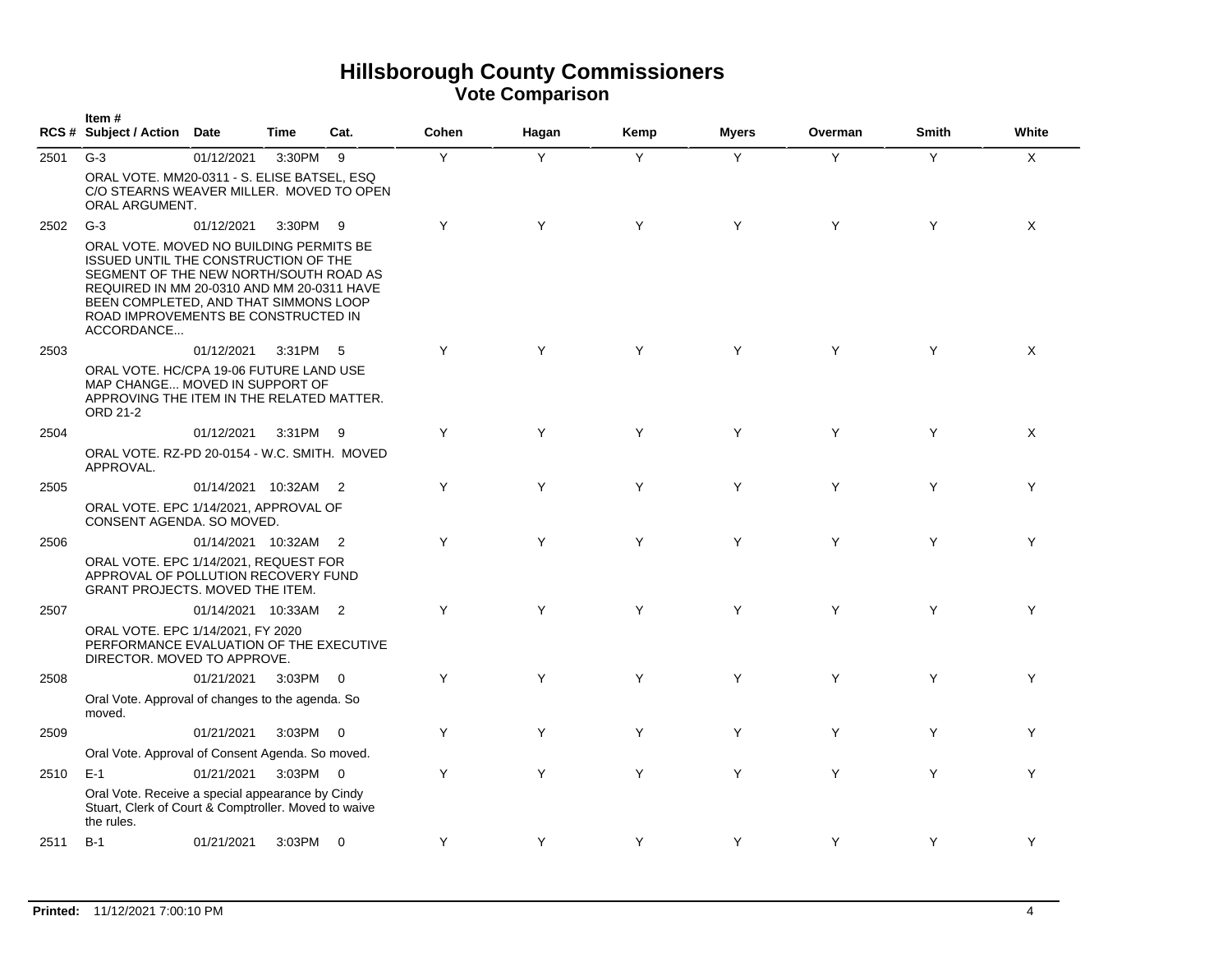# Hillsborough County Commissioners
## Vote Comparison

| RCS # | Item # Subject / Action | Date | Time | Cat. | Cohen | Hagan | Kemp | Myers | Overman | Smith | White |
|---|---|---|---|---|---|---|---|---|---|---|---|
| 2501 | G-3 | 01/12/2021 | 3:30PM | 9 | Y | Y | Y | Y | Y | Y | X |
| | ORAL VOTE. MM20-0311 - S. ELISE BATSEL, ESQ C/O STEARNS WEAVER MILLER. MOVED TO OPEN ORAL ARGUMENT. | | | | | | | | | | |
| 2502 | G-3 | 01/12/2021 | 3:30PM | 9 | Y | Y | Y | Y | Y | Y | X |
| | ORAL VOTE. MOVED NO BUILDING PERMITS BE ISSUED UNTIL THE CONSTRUCTION OF THE SEGMENT OF THE NEW NORTH/SOUTH ROAD AS REQUIRED IN MM 20-0310 AND MM 20-0311 HAVE BEEN COMPLETED, AND THAT SIMMONS LOOP ROAD IMPROVEMENTS BE CONSTRUCTED IN ACCORDANCE... | | | | | | | | | | |
| 2503 | | 01/12/2021 | 3:31PM | 5 | Y | Y | Y | Y | Y | Y | X |
| | ORAL VOTE. HC/CPA 19-06 FUTURE LAND USE MAP CHANGE... MOVED IN SUPPORT OF APPROVING THE ITEM IN THE RELATED MATTER. ORD 21-2 | | | | | | | | | | |
| 2504 | | 01/12/2021 | 3:31PM | 9 | Y | Y | Y | Y | Y | Y | X |
| | ORAL VOTE. RZ-PD 20-0154 - W.C. SMITH. MOVED APPROVAL. | | | | | | | | | | |
| 2505 | | 01/14/2021 | 10:32AM | 2 | Y | Y | Y | Y | Y | Y | Y |
| | ORAL VOTE. EPC 1/14/2021, APPROVAL OF CONSENT AGENDA. SO MOVED. | | | | | | | | | | |
| 2506 | | 01/14/2021 | 10:32AM | 2 | Y | Y | Y | Y | Y | Y | Y |
| | ORAL VOTE. EPC 1/14/2021, REQUEST FOR APPROVAL OF POLLUTION RECOVERY FUND GRANT PROJECTS. MOVED THE ITEM. | | | | | | | | | | |
| 2507 | | 01/14/2021 | 10:33AM | 2 | Y | Y | Y | Y | Y | Y | Y |
| | ORAL VOTE. EPC 1/14/2021, FY 2020 PERFORMANCE EVALUATION OF THE EXECUTIVE DIRECTOR. MOVED TO APPROVE. | | | | | | | | | | |
| 2508 | | 01/21/2021 | 3:03PM | 0 | Y | Y | Y | Y | Y | Y | Y |
| | Oral Vote. Approval of changes to the agenda. So moved. | | | | | | | | | | |
| 2509 | | 01/21/2021 | 3:03PM | 0 | Y | Y | Y | Y | Y | Y | Y |
| | Oral Vote. Approval of Consent Agenda. So moved. | | | | | | | | | | |
| 2510 | E-1 | 01/21/2021 | 3:03PM | 0 | Y | Y | Y | Y | Y | Y | Y |
| | Oral Vote. Receive a special appearance by Cindy Stuart, Clerk of Court & Comptroller. Moved to waive the rules. | | | | | | | | | | |
| 2511 | B-1 | 01/21/2021 | 3:03PM | 0 | Y | Y | Y | Y | Y | Y | Y |

**Printed:** 11/12/2021 7:00:10 PM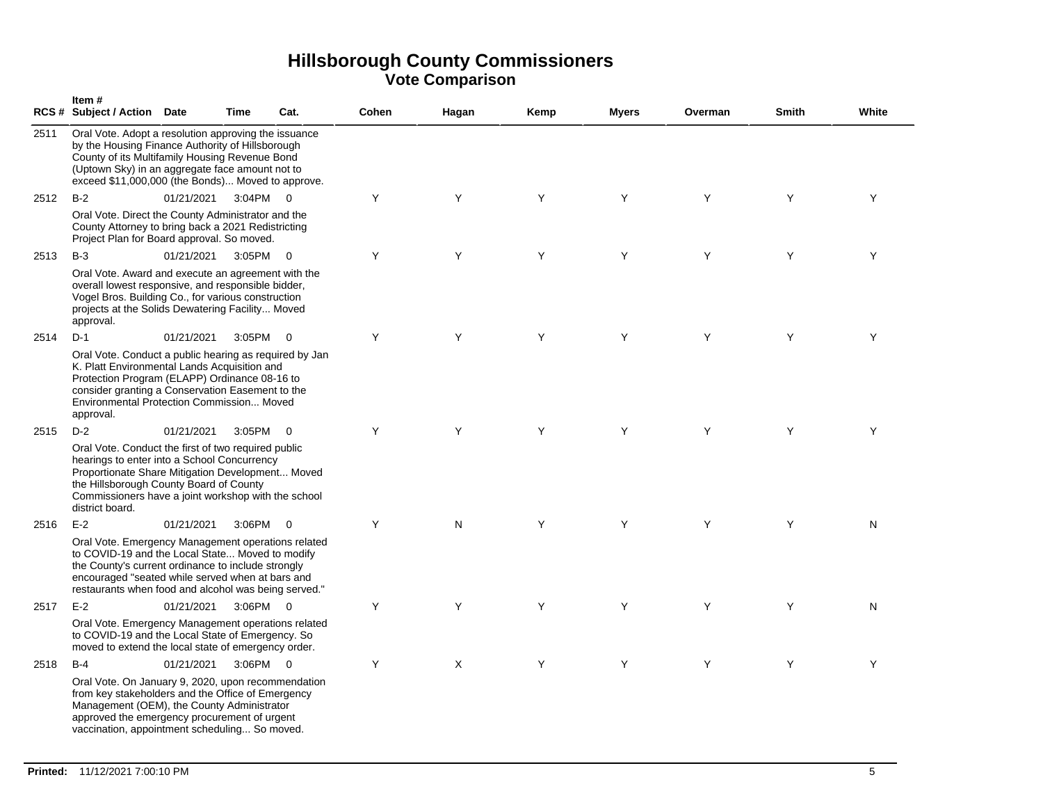# Hillsborough County Commissioners
## Vote Comparison

| RCS # | Item # Subject / Action | Date | Time | Cat. | Cohen | Hagan | Kemp | Myers | Overman | Smith | White |
|---|---|---|---|---|---|---|---|---|---|---|---|
| 2511 | Oral Vote. Adopt a resolution approving the issuance by the Housing Finance Authority of Hillsborough County of its Multifamily Housing Revenue Bond (Uptown Sky) in an aggregate face amount not to exceed $11,000,000 (the Bonds)... Moved to approve. | | | | | | | | | | |
| 2512 | B-2 | 01/21/2021 | 3:04PM | 0 | Y | Y | Y | Y | Y | Y | Y |
| | Oral Vote. Direct the County Administrator and the County Attorney to bring back a 2021 Redistricting Project Plan for Board approval. So moved. | | | | | | | | | | |
| 2513 | B-3 | 01/21/2021 | 3:05PM | 0 | Y | Y | Y | Y | Y | Y | Y |
| | Oral Vote. Award and execute an agreement with the overall lowest responsive, and responsible bidder, Vogel Bros. Building Co., for various construction projects at the Solids Dewatering Facility... Moved approval. | | | | | | | | | | |
| 2514 | D-1 | 01/21/2021 | 3:05PM | 0 | Y | Y | Y | Y | Y | Y | Y |
| | Oral Vote. Conduct a public hearing as required by Jan K. Platt Environmental Lands Acquisition and Protection Program (ELAPP) Ordinance 08-16 to consider granting a Conservation Easement to the Environmental Protection Commission... Moved approval. | | | | | | | | | | |
| 2515 | D-2 | 01/21/2021 | 3:05PM | 0 | Y | Y | Y | Y | Y | Y | Y |
| | Oral Vote. Conduct the first of two required public hearings to enter into a School Concurrency Proportionate Share Mitigation Development... Moved the Hillsborough County Board of County Commissioners have a joint workshop with the school district board. | | | | | | | | | | |
| 2516 | E-2 | 01/21/2021 | 3:06PM | 0 | Y | N | Y | Y | Y | Y | N |
| | Oral Vote. Emergency Management operations related to COVID-19 and the Local State... Moved to modify the County's current ordinance to include strongly encouraged "seated while served when at bars and restaurants when food and alcohol was being served." | | | | | | | | | | |
| 2517 | E-2 | 01/21/2021 | 3:06PM | 0 | Y | Y | Y | Y | Y | Y | N |
| | Oral Vote. Emergency Management operations related to COVID-19 and the Local State of Emergency. So moved to extend the local state of emergency order. | | | | | | | | | | |
| 2518 | B-4 | 01/21/2021 | 3:06PM | 0 | Y | X | Y | Y | Y | Y | Y |
| | Oral Vote. On January 9, 2020, upon recommendation from key stakeholders and the Office of Emergency Management (OEM), the County Administrator approved the emergency procurement of urgent vaccination, appointment scheduling... So moved. | | | | | | | | | | |

**Printed:** 11/12/2021 7:00:10 PM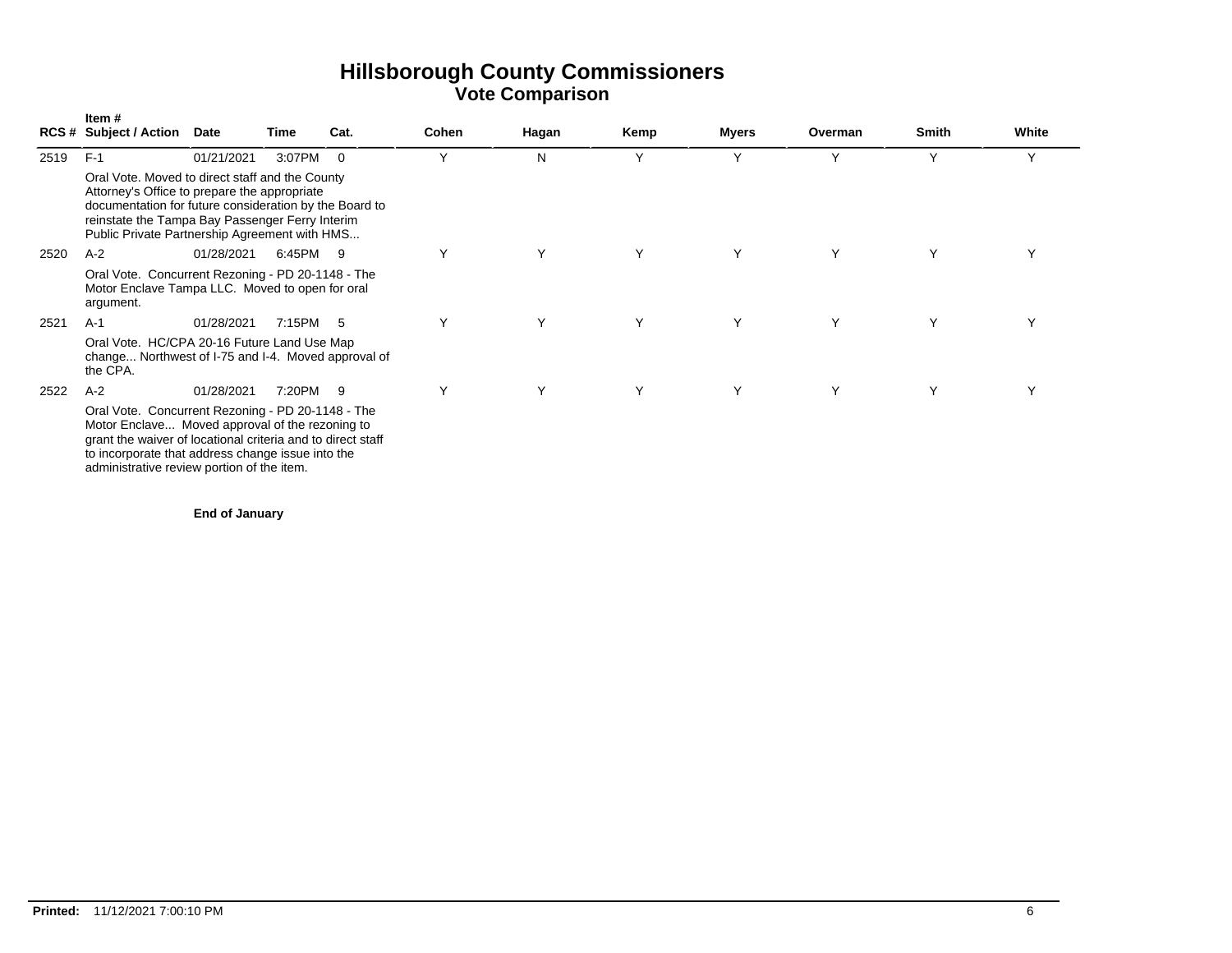# Hillsborough County Commissioners
## Vote Comparison

| RCS # | Item # Subject / Action | Date | Time | Cat. | Cohen | Hagan | Kemp | Myers | Overman | Smith | White |
|---|---|---|---|---|---|---|---|---|---|---|---|
| 2519 | F-1 | 01/21/2021 | 3:07PM | 0 | Y | N | Y | Y | Y | Y | Y |
| | Oral Vote. Moved to direct staff and the County Attorney's Office to prepare the appropriate documentation for future consideration by the Board to reinstate the Tampa Bay Passenger Ferry Interim Public Private Partnership Agreement with HMS... | | | | | | | | | | |
| 2520 | A-2 | 01/28/2021 | 6:45PM | 9 | Y | Y | Y | Y | Y | Y | Y |
| | Oral Vote. Concurrent Rezoning - PD 20-1148 - The Motor Enclave Tampa LLC. Moved to open for oral argument. | | | | | | | | | | |
| 2521 | A-1 | 01/28/2021 | 7:15PM | 5 | Y | Y | Y | Y | Y | Y | Y |
| | Oral Vote. HC/CPA 20-16 Future Land Use Map change... Northwest of I-75 and I-4. Moved approval of the CPA. | | | | | | | | | | |
| 2522 | A-2 | 01/28/2021 | 7:20PM | 9 | Y | Y | Y | Y | Y | Y | Y |
| | Oral Vote. Concurrent Rezoning - PD 20-1148 - The Motor Enclave... Moved approval of the rezoning to grant the waiver of locational criteria and to direct staff to incorporate that address change issue into the administrative review portion of the item. | | | | | | | | | | |

**End of January**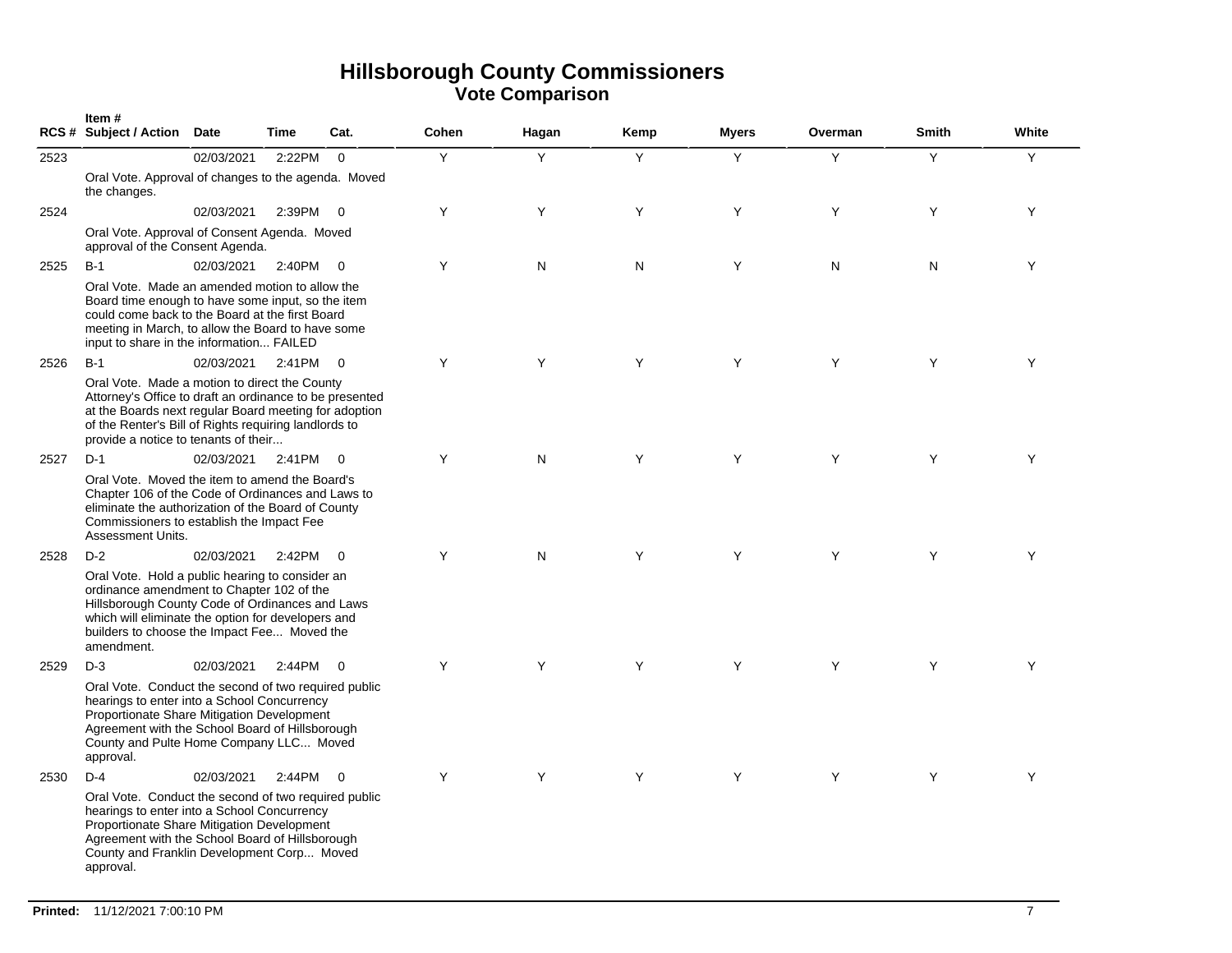# Hillsborough County Commissioners
## Vote Comparison

| RCS # | Item # Subject / Action | Date | Time | Cat. | Cohen | Hagan | Kemp | Myers | Overman | Smith | White |
|---|---|---|---|---|---|---|---|---|---|---|---|
| 2523 | | 02/03/2021 | 2:22PM | 0 | Y | Y | Y | Y | Y | Y | Y |
| | Oral Vote. Approval of changes to the agenda. Moved the changes. | | | | | | | | | | |
| 2524 | | 02/03/2021 | 2:39PM | 0 | Y | Y | Y | Y | Y | Y | Y |
| | Oral Vote. Approval of Consent Agenda. Moved approval of the Consent Agenda. | | | | | | | | | | |
| 2525 | B-1 | 02/03/2021 | 2:40PM | 0 | Y | N | N | Y | N | N | Y |
| | Oral Vote. Made an amended motion to allow the Board time enough to have some input, so the item could come back to the Board at the first Board meeting in March, to allow the Board to have some input to share in the information... FAILED | | | | | | | | | | |
| 2526 | B-1 | 02/03/2021 | 2:41PM | 0 | Y | Y | Y | Y | Y | Y | Y |
| | Oral Vote. Made a motion to direct the County Attorney's Office to draft an ordinance to be presented at the Boards next regular Board meeting for adoption of the Renter's Bill of Rights requiring landlords to provide a notice to tenants of their... | | | | | | | | | | |
| 2527 | D-1 | 02/03/2021 | 2:41PM | 0 | Y | N | Y | Y | Y | Y | Y |
| | Oral Vote. Moved the item to amend the Board's Chapter 106 of the Code of Ordinances and Laws to eliminate the authorization of the Board of County Commissioners to establish the Impact Fee Assessment Units. | | | | | | | | | | |
| 2528 | D-2 | 02/03/2021 | 2:42PM | 0 | Y | N | Y | Y | Y | Y | Y |
| | Oral Vote. Hold a public hearing to consider an ordinance amendment to Chapter 102 of the Hillsborough County Code of Ordinances and Laws which will eliminate the option for developers and builders to choose the Impact Fee... Moved the amendment. | | | | | | | | | | |
| 2529 | D-3 | 02/03/2021 | 2:44PM | 0 | Y | Y | Y | Y | Y | Y | Y |
| | Oral Vote. Conduct the second of two required public hearings to enter into a School Concurrency Proportionate Share Mitigation Development Agreement with the School Board of Hillsborough County and Pulte Home Company LLC... Moved approval. | | | | | | | | | | |
| 2530 | D-4 | 02/03/2021 | 2:44PM | 0 | Y | Y | Y | Y | Y | Y | Y |
| | Oral Vote. Conduct the second of two required public hearings to enter into a School Concurrency Proportionate Share Mitigation Development Agreement with the School Board of Hillsborough County and Franklin Development Corp... Moved approval. | | | | | | | | | | |

**Printed:** 11/12/2021 7:00:10 PM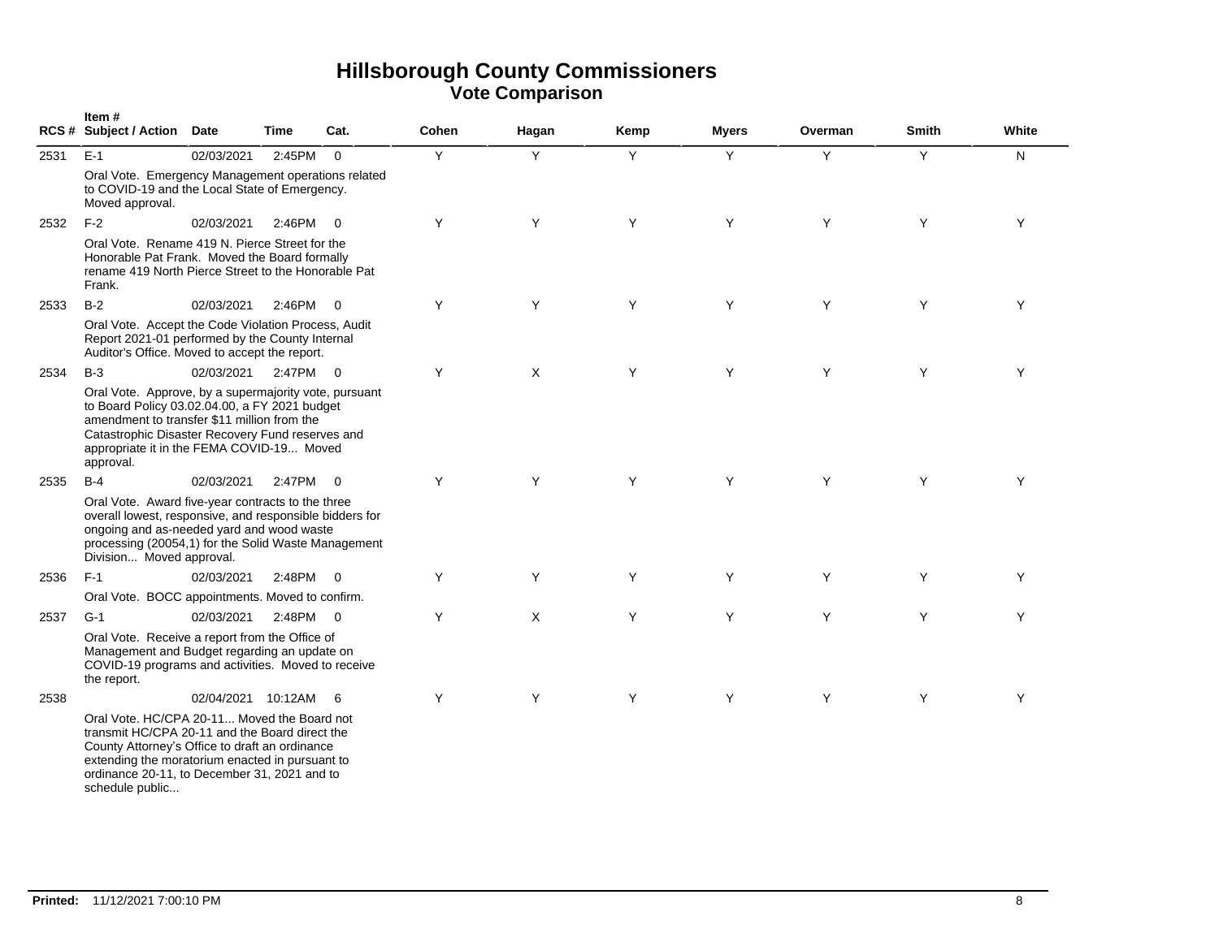# Hillsborough County Commissioners

## Vote Comparison

| RCS # | Item # Subject / Action | Date | Time | Cat. | Cohen | Hagan | Kemp | Myers | Overman | Smith | White |
|---|---|---|---|---|---|---|---|---|---|---|---|
| 2531 | E-1 | 02/03/2021 | 2:45PM | 0 | Y | Y | Y | Y | Y | Y | N |
| | Oral Vote. Emergency Management operations related to COVID-19 and the Local State of Emergency. Moved approval. | | | | | | | | | | |
| 2532 | F-2 | 02/03/2021 | 2:46PM | 0 | Y | Y | Y | Y | Y | Y | Y |
| | Oral Vote. Rename 419 N. Pierce Street for the Honorable Pat Frank. Moved the Board formally rename 419 North Pierce Street to the Honorable Pat Frank. | | | | | | | | | | |
| 2533 | B-2 | 02/03/2021 | 2:46PM | 0 | Y | Y | Y | Y | Y | Y | Y |
| | Oral Vote. Accept the Code Violation Process, Audit Report 2021-01 performed by the County Internal Auditor's Office. Moved to accept the report. | | | | | | | | | | |
| 2534 | B-3 | 02/03/2021 | 2:47PM | 0 | Y | X | Y | Y | Y | Y | Y |
| | Oral Vote. Approve, by a supermajority vote, pursuant to Board Policy 03.02.04.00, a FY 2021 budget amendment to transfer $11 million from the Catastrophic Disaster Recovery Fund reserves and appropriate it in the FEMA COVID-19... Moved approval. | | | | | | | | | | |
| 2535 | B-4 | 02/03/2021 | 2:47PM | 0 | Y | Y | Y | Y | Y | Y | Y |
| | Oral Vote. Award five-year contracts to the three overall lowest, responsive, and responsible bidders for ongoing and as-needed yard and wood waste processing (20054,1) for the Solid Waste Management Division... Moved approval. | | | | | | | | | | |
| 2536 | F-1 | 02/03/2021 | 2:48PM | 0 | Y | Y | Y | Y | Y | Y | Y |
| | Oral Vote. BOCC appointments. Moved to confirm. | | | | | | | | | | |
| 2537 | G-1 | 02/03/2021 | 2:48PM | 0 | Y | X | Y | Y | Y | Y | Y |
| | Oral Vote. Receive a report from the Office of Management and Budget regarding an update on COVID-19 programs and activities. Moved to receive the report. | | | | | | | | | | |
| 2538 | | 02/04/2021 | 10:12AM | 6 | Y | Y | Y | Y | Y | Y | Y |
| | Oral Vote. HC/CPA 20-11... Moved the Board not transmit HC/CPA 20-11 and the Board direct the County Attorney's Office to draft an ordinance extending the moratorium enacted in pursuant to ordinance 20-11, to December 31, 2021 and to schedule public... | | | | | | | | | | |

**Printed:** 11/12/2021 7:00:10 PM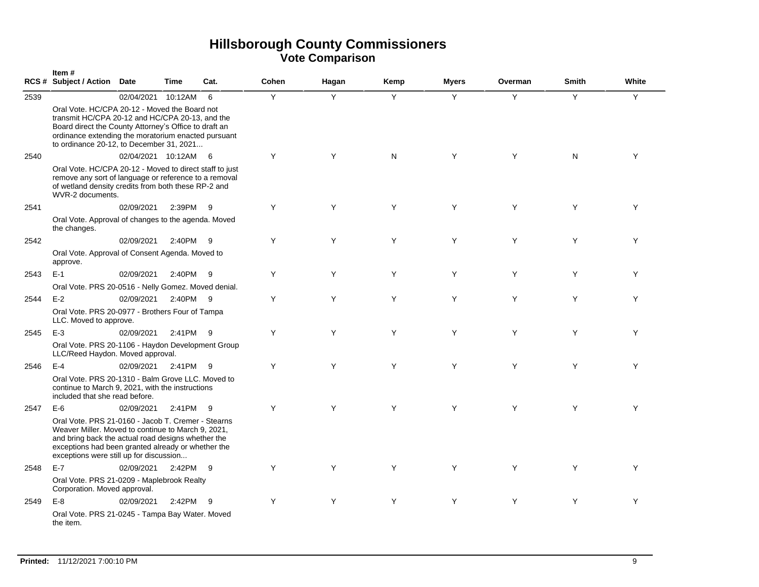# Hillsborough County Commissioners

## Vote Comparison

| RCS # | Item # Subject / Action | Date | Time | Cat. | Cohen | Hagan | Kemp | Myers | Overman | Smith | White |
|---|---|---|---|---|---|---|---|---|---|---|---|
| 2539 | | 02/04/2021 | 10:12AM | 6 | Y | Y | Y | Y | Y | Y | Y |
| | Oral Vote. HC/CPA 20-12 - Moved the Board not transmit HC/CPA 20-12 and HC/CPA 20-13, and the Board direct the County Attorney's Office to draft an ordinance extending the moratorium enacted pursuant to ordinance 20-12, to December 31, 2021... | | | | | | | | | | |
| 2540 | | 02/04/2021 | 10:12AM | 6 | Y | Y | N | Y | Y | N | Y |
| | Oral Vote. HC/CPA 20-12 - Moved to direct staff to just remove any sort of language or reference to a removal of wetland density credits from both these RP-2 and WVR-2 documents. | | | | | | | | | | |
| 2541 | | 02/09/2021 | 2:39PM | 9 | Y | Y | Y | Y | Y | Y | Y |
| | Oral Vote. Approval of changes to the agenda. Moved the changes. | | | | | | | | | | |
| 2542 | | 02/09/2021 | 2:40PM | 9 | Y | Y | Y | Y | Y | Y | Y |
| | Oral Vote. Approval of Consent Agenda. Moved to approve. | | | | | | | | | | |
| 2543 | E-1 | 02/09/2021 | 2:40PM | 9 | Y | Y | Y | Y | Y | Y | Y |
| | Oral Vote. PRS 20-0516 - Nelly Gomez. Moved denial. | | | | | | | | | | |
| 2544 | E-2 | 02/09/2021 | 2:40PM | 9 | Y | Y | Y | Y | Y | Y | Y |
| | Oral Vote. PRS 20-0977 - Brothers Four of Tampa LLC. Moved to approve. | | | | | | | | | | |
| 2545 | E-3 | 02/09/2021 | 2:41PM | 9 | Y | Y | Y | Y | Y | Y | Y |
| | Oral Vote. PRS 20-1106 - Haydon Development Group LLC/Reed Haydon. Moved approval. | | | | | | | | | | |
| 2546 | E-4 | 02/09/2021 | 2:41PM | 9 | Y | Y | Y | Y | Y | Y | Y |
| | Oral Vote. PRS 20-1310 - Balm Grove LLC. Moved to continue to March 9, 2021, with the instructions included that she read before. | | | | | | | | | | |
| 2547 | E-6 | 02/09/2021 | 2:41PM | 9 | Y | Y | Y | Y | Y | Y | Y |
| | Oral Vote. PRS 21-0160 - Jacob T. Cremer - Stearns Weaver Miller. Moved to continue to March 9, 2021, and bring back the actual road designs whether the exceptions had been granted already or whether the exceptions were still up for discussion... | | | | | | | | | | |
| 2548 | E-7 | 02/09/2021 | 2:42PM | 9 | Y | Y | Y | Y | Y | Y | Y |
| | Oral Vote. PRS 21-0209 - Maplebrook Realty Corporation. Moved approval. | | | | | | | | | | |
| 2549 | E-8 | 02/09/2021 | 2:42PM | 9 | Y | Y | Y | Y | Y | Y | Y |
| | Oral Vote. PRS 21-0245 - Tampa Bay Water. Moved the item. | | | | | | | | | | |

**Printed:** 11/12/2021 7:00:10 PM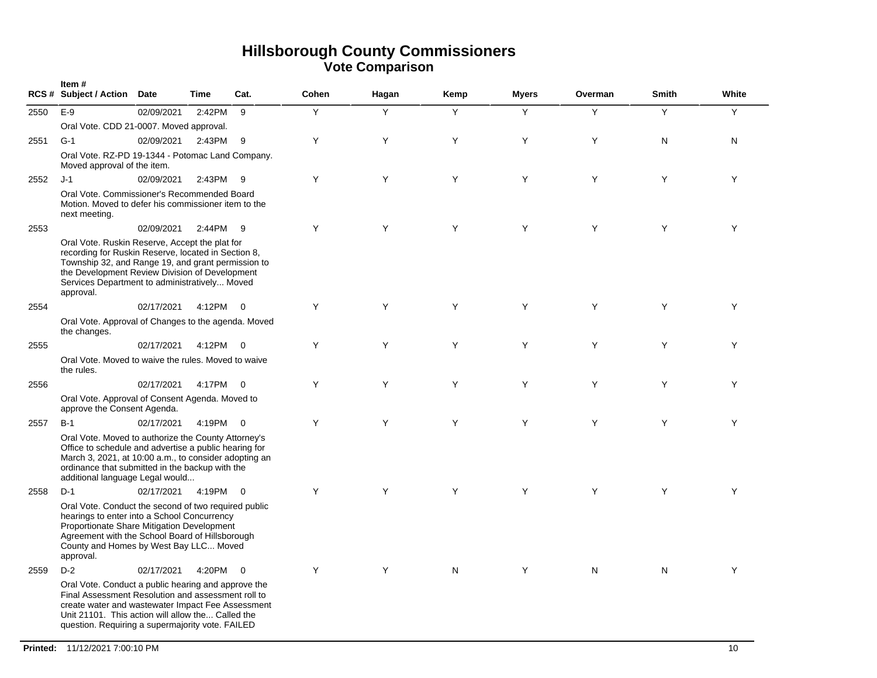# Hillsborough County Commissioners
## Vote Comparison

| RCS # | Item # Subject / Action | Date | Time | Cat. | Cohen | Hagan | Kemp | Myers | Overman | Smith | White |
|---|---|---|---|---|---|---|---|---|---|---|---|
| 2550 | E-9 | 02/09/2021 | 2:42PM | 9 | Y | Y | Y | Y | Y | Y | Y |
| | Oral Vote. CDD 21-0007. Moved approval. | | | | | | | | | | |
| 2551 | G-1 | 02/09/2021 | 2:43PM | 9 | Y | Y | Y | Y | Y | N | N |
| | Oral Vote. RZ-PD 19-1344 - Potomac Land Company. Moved approval of the item. | | | | | | | | | | |
| 2552 | J-1 | 02/09/2021 | 2:43PM | 9 | Y | Y | Y | Y | Y | Y | Y |
| | Oral Vote. Commissioner's Recommended Board Motion. Moved to defer his commissioner item to the next meeting. | | | | | | | | | | |
| 2553 | | 02/09/2021 | 2:44PM | 9 | Y | Y | Y | Y | Y | Y | Y |
| | Oral Vote. Ruskin Reserve, Accept the plat for recording for Ruskin Reserve, located in Section 8, Township 32, and Range 19, and grant permission to the Development Review Division of Development Services Department to administratively... Moved approval. | | | | | | | | | | |
| 2554 | | 02/17/2021 | 4:12PM | 0 | Y | Y | Y | Y | Y | Y | Y |
| | Oral Vote. Approval of Changes to the agenda. Moved the changes. | | | | | | | | | | |
| 2555 | | 02/17/2021 | 4:12PM | 0 | Y | Y | Y | Y | Y | Y | Y |
| | Oral Vote. Moved to waive the rules. Moved to waive the rules. | | | | | | | | | | |
| 2556 | | 02/17/2021 | 4:17PM | 0 | Y | Y | Y | Y | Y | Y | Y |
| | Oral Vote. Approval of Consent Agenda. Moved to approve the Consent Agenda. | | | | | | | | | | |
| 2557 | B-1 | 02/17/2021 | 4:19PM | 0 | Y | Y | Y | Y | Y | Y | Y |
| | Oral Vote. Moved to authorize the County Attorney's Office to schedule and advertise a public hearing for March 3, 2021, at 10:00 a.m., to consider adopting an ordinance that submitted in the backup with the additional language Legal would... | | | | | | | | | | |
| 2558 | D-1 | 02/17/2021 | 4:19PM | 0 | Y | Y | Y | Y | Y | Y | Y |
| | Oral Vote. Conduct the second of two required public hearings to enter into a School Concurrency Proportionate Share Mitigation Development Agreement with the School Board of Hillsborough County and Homes by West Bay LLC... Moved approval. | | | | | | | | | | |
| 2559 | D-2 | 02/17/2021 | 4:20PM | 0 | Y | Y | N | Y | N | N | Y |
| | Oral Vote. Conduct a public hearing and approve the Final Assessment Resolution and assessment roll to create water and wastewater Impact Fee Assessment Unit 21101. This action will allow the... Called the question. Requiring a supermajority vote. FAILED | | | | | | | | | | |

**Printed:** 11/12/2021 7:00:10 PM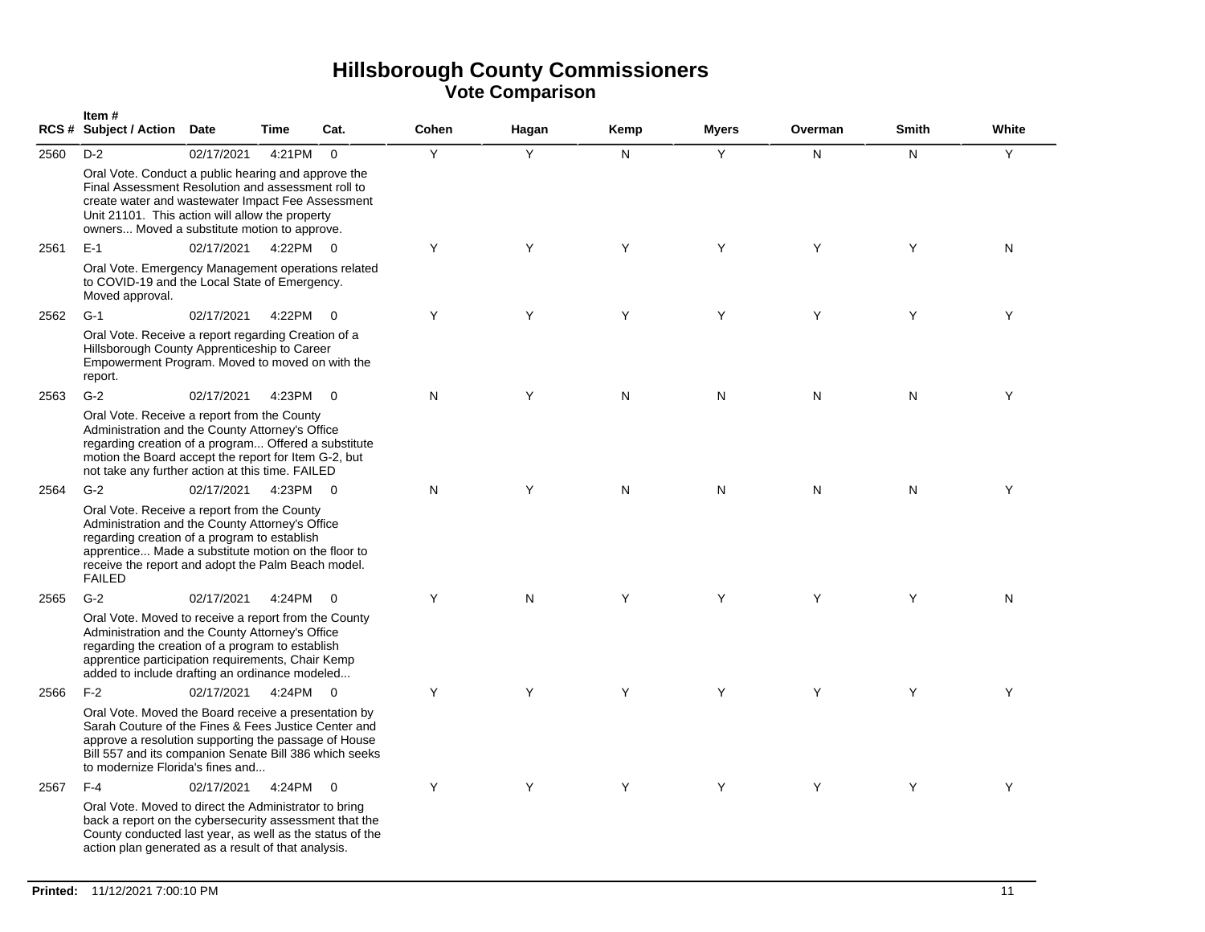# Hillsborough County Commissioners

## Vote Comparison

| RCS # | Item # Subject / Action | Date | Time | Cat. | Cohen | Hagan | Kemp | Myers | Overman | Smith | White |
|---|---|---|---|---|---|---|---|---|---|---|---|
| 2560 | D-2 | 02/17/2021 | 4:21PM | 0 | Y | Y | N | Y | N | N | Y |
| | Oral Vote. Conduct a public hearing and approve the Final Assessment Resolution and assessment roll to create water and wastewater Impact Fee Assessment Unit 21101. This action will allow the property owners... Moved a substitute motion to approve. | | | | | | | | | | |
| 2561 | E-1 | 02/17/2021 | 4:22PM | 0 | Y | Y | Y | Y | Y | Y | N |
| | Oral Vote. Emergency Management operations related to COVID-19 and the Local State of Emergency. Moved approval. | | | | | | | | | | |
| 2562 | G-1 | 02/17/2021 | 4:22PM | 0 | Y | Y | Y | Y | Y | Y | Y |
| | Oral Vote. Receive a report regarding Creation of a Hillsborough County Apprenticeship to Career Empowerment Program. Moved to moved on with the report. | | | | | | | | | | |
| 2563 | G-2 | 02/17/2021 | 4:23PM | 0 | N | Y | N | N | N | N | Y |
| | Oral Vote. Receive a report from the County Administration and the County Attorney's Office regarding creation of a program... Offered a substitute motion the Board accept the report for Item G-2, but not take any further action at this time. FAILED | | | | | | | | | | |
| 2564 | G-2 | 02/17/2021 | 4:23PM | 0 | N | Y | N | N | N | N | Y |
| | Oral Vote. Receive a report from the County Administration and the County Attorney's Office regarding creation of a program to establish apprentice... Made a substitute motion on the floor to receive the report and adopt the Palm Beach model. FAILED | | | | | | | | | | |
| 2565 | G-2 | 02/17/2021 | 4:24PM | 0 | Y | N | Y | Y | Y | Y | N |
| | Oral Vote. Moved to receive a report from the County Administration and the County Attorney's Office regarding the creation of a program to establish apprentice participation requirements, Chair Kemp added to include drafting an ordinance modeled... | | | | | | | | | | |
| 2566 | F-2 | 02/17/2021 | 4:24PM | 0 | Y | Y | Y | Y | Y | Y | Y |
| | Oral Vote. Moved the Board receive a presentation by Sarah Couture of the Fines & Fees Justice Center and approve a resolution supporting the passage of House Bill 557 and its companion Senate Bill 386 which seeks to modernize Florida's fines and... | | | | | | | | | | |
| 2567 | F-4 | 02/17/2021 | 4:24PM | 0 | Y | Y | Y | Y | Y | Y | Y |
| | Oral Vote. Moved to direct the Administrator to bring back a report on the cybersecurity assessment that the County conducted last year, as well as the status of the action plan generated as a result of that analysis. | | | | | | | | | | |

**Printed:** 11/12/2021 7:00:10 PM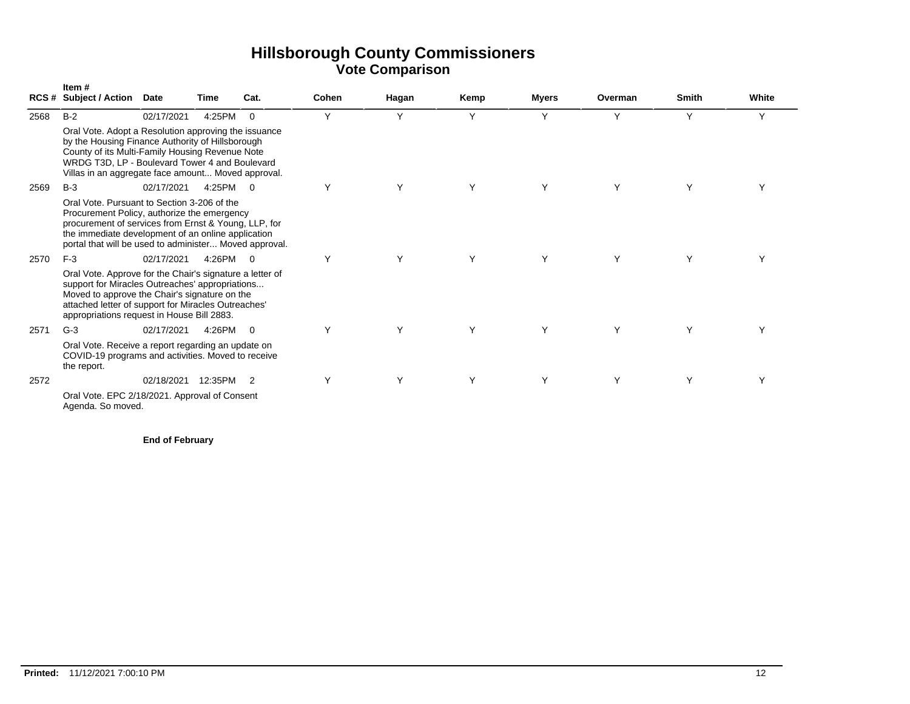# Hillsborough County Commissioners
## Vote Comparison

| RCS # | Item # Subject / Action | Date | Time | Cat. | Cohen | Hagan | Kemp | Myers | Overman | Smith | White |
|---|---|---|---|---|---|---|---|---|---|---|---|
| 2568 | B-2 | 02/17/2021 | 4:25PM | 0 | Y | Y | Y | Y | Y | Y | Y |
| | Oral Vote. Adopt a Resolution approving the issuance by the Housing Finance Authority of Hillsborough County of its Multi-Family Housing Revenue Note WRDG T3D, LP - Boulevard Tower 4 and Boulevard Villas in an aggregate face amount... Moved approval. | | | | | | | | | | |
| 2569 | B-3 | 02/17/2021 | 4:25PM | 0 | Y | Y | Y | Y | Y | Y | Y |
| | Oral Vote. Pursuant to Section 3-206 of the Procurement Policy, authorize the emergency procurement of services from Ernst & Young, LLP, for the immediate development of an online application portal that will be used to administer... Moved approval. | | | | | | | | | | |
| 2570 | F-3 | 02/17/2021 | 4:26PM | 0 | Y | Y | Y | Y | Y | Y | Y |
| | Oral Vote. Approve for the Chair's signature a letter of support for Miracles Outreaches' appropriations... Moved to approve the Chair's signature on the attached letter of support for Miracles Outreaches' appropriations request in House Bill 2883. | | | | | | | | | | |
| 2571 | G-3 | 02/17/2021 | 4:26PM | 0 | Y | Y | Y | Y | Y | Y | Y |
| | Oral Vote. Receive a report regarding an update on COVID-19 programs and activities. Moved to receive the report. | | | | | | | | | | |
| 2572 | | 02/18/2021 | 12:35PM | 2 | Y | Y | Y | Y | Y | Y | Y |
| | Oral Vote. EPC 2/18/2021. Approval of Consent Agenda. So moved. | | | | | | | | | | |

**End of February**

**Printed:** 11/12/2021 7:00:10 PM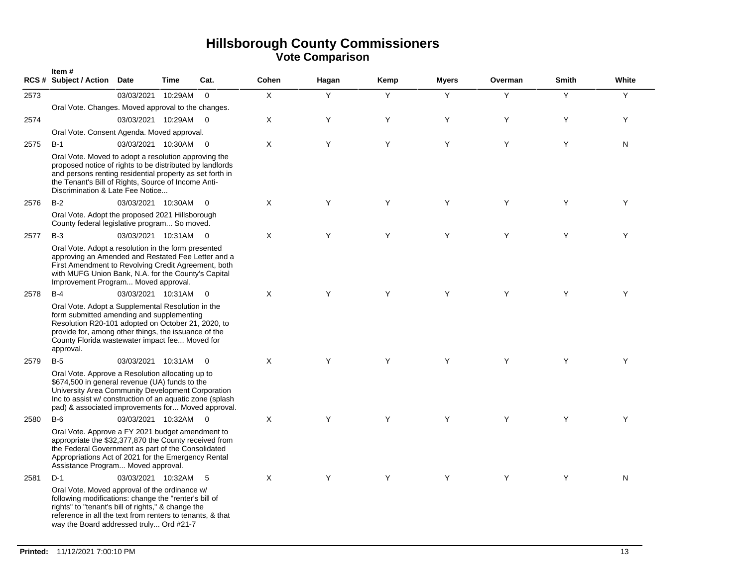# Hillsborough County Commissioners
## Vote Comparison

| RCS # | Item # Subject / Action | Date | Time | Cat. | Cohen | Hagan | Kemp | Myers | Overman | Smith | White |
|---|---|---|---|---|---|---|---|---|---|---|---|
| 2573 | | 03/03/2021 | 10:29AM | 0 | X | Y | Y | Y | Y | Y | Y |
| | Oral Vote. Changes. Moved approval to the changes. | | | | | | | | | | |
| 2574 | | 03/03/2021 | 10:29AM | 0 | X | Y | Y | Y | Y | Y | Y |
| | Oral Vote. Consent Agenda. Moved approval. | | | | | | | | | | |
| 2575 | B-1 | 03/03/2021 | 10:30AM | 0 | X | Y | Y | Y | Y | Y | N |
| | Oral Vote. Moved to adopt a resolution approving the proposed notice of rights to be distributed by landlords and persons renting residential property as set forth in the Tenant's Bill of Rights, Source of Income Anti-Discrimination & Late Fee Notice... | | | | | | | | | | |
| 2576 | B-2 | 03/03/2021 | 10:30AM | 0 | X | Y | Y | Y | Y | Y | Y |
| | Oral Vote. Adopt the proposed 2021 Hillsborough County federal legislative program... So moved. | | | | | | | | | | |
| 2577 | B-3 | 03/03/2021 | 10:31AM | 0 | X | Y | Y | Y | Y | Y | Y |
| | Oral Vote. Adopt a resolution in the form presented approving an Amended and Restated Fee Letter and a First Amendment to Revolving Credit Agreement, both with MUFG Union Bank, N.A. for the County's Capital Improvement Program... Moved approval. | | | | | | | | | | |
| 2578 | B-4 | 03/03/2021 | 10:31AM | 0 | X | Y | Y | Y | Y | Y | Y |
| | Oral Vote. Adopt a Supplemental Resolution in the form submitted amending and supplementing Resolution R20-101 adopted on October 21, 2020, to provide for, among other things, the issuance of the County Florida wastewater impact fee... Moved for approval. | | | | | | | | | | |
| 2579 | B-5 | 03/03/2021 | 10:31AM | 0 | X | Y | Y | Y | Y | Y | Y |
| | Oral Vote. Approve a Resolution allocating up to $674,500 in general revenue (UA) funds to the University Area Community Development Corporation Inc to assist w/ construction of an aquatic zone (splash pad) & associated improvements for... Moved approval. | | | | | | | | | | |
| 2580 | B-6 | 03/03/2021 | 10:32AM | 0 | X | Y | Y | Y | Y | Y | Y |
| | Oral Vote. Approve a FY 2021 budget amendment to appropriate the $32,377,870 the County received from the Federal Government as part of the Consolidated Appropriations Act of 2021 for the Emergency Rental Assistance Program... Moved approval. | | | | | | | | | | |
| 2581 | D-1 | 03/03/2021 | 10:32AM | 5 | X | Y | Y | Y | Y | Y | N |
| | Oral Vote. Moved approval of the ordinance w/ following modifications: change the "renter's bill of rights" to "tenant's bill of rights," & change the reference in all the text from renters to tenants, & that way the Board addressed truly... Ord #21-7 | | | | | | | | | | |

**Printed:** 11/12/2021 7:00:10 PM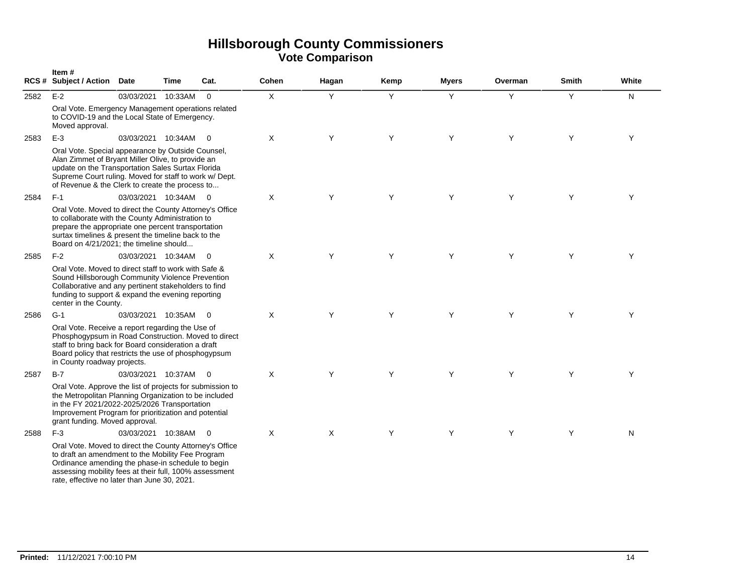# Hillsborough County Commissioners
## Vote Comparison

| RCS # | Item # Subject / Action | Date | Time | Cat. | Cohen | Hagan | Kemp | Myers | Overman | Smith | White |
|---|---|---|---|---|---|---|---|---|---|---|---|
| 2582 | E-2 | 03/03/2021 | 10:33AM | 0 | X | Y | Y | Y | Y | Y | N |
| | Oral Vote. Emergency Management operations related to COVID-19 and the Local State of Emergency. Moved approval. | | | | | | | | | | |
| 2583 | E-3 | 03/03/2021 | 10:34AM | 0 | X | Y | Y | Y | Y | Y | Y |
| | Oral Vote. Special appearance by Outside Counsel, Alan Zimmet of Bryant Miller Olive, to provide an update on the Transportation Sales Surtax Florida Supreme Court ruling. Moved for staff to work w/ Dept. of Revenue & the Clerk to create the process to... | | | | | | | | | | |
| 2584 | F-1 | 03/03/2021 | 10:34AM | 0 | X | Y | Y | Y | Y | Y | Y |
| | Oral Vote. Moved to direct the County Attorney's Office to collaborate with the County Administration to prepare the appropriate one percent transportation surtax timelines & present the timeline back to the Board on 4/21/2021; the timeline should... | | | | | | | | | | |
| 2585 | F-2 | 03/03/2021 | 10:34AM | 0 | X | Y | Y | Y | Y | Y | Y |
| | Oral Vote. Moved to direct staff to work with Safe & Sound Hillsborough Community Violence Prevention Collaborative and any pertinent stakeholders to find funding to support & expand the evening reporting center in the County. | | | | | | | | | | |
| 2586 | G-1 | 03/03/2021 | 10:35AM | 0 | X | Y | Y | Y | Y | Y | Y |
| | Oral Vote. Receive a report regarding the Use of Phosphogypsum in Road Construction. Moved to direct staff to bring back for Board consideration a draft Board policy that restricts the use of phosphogypsum in County roadway projects. | | | | | | | | | | |
| 2587 | B-7 | 03/03/2021 | 10:37AM | 0 | X | Y | Y | Y | Y | Y | Y |
| | Oral Vote. Approve the list of projects for submission to the Metropolitan Planning Organization to be included in the FY 2021/2022-2025/2026 Transportation Improvement Program for prioritization and potential grant funding. Moved approval. | | | | | | | | | | |
| 2588 | F-3 | 03/03/2021 | 10:38AM | 0 | X | X | Y | Y | Y | Y | N |
| | Oral Vote. Moved to direct the County Attorney's Office to draft an amendment to the Mobility Fee Program Ordinance amending the phase-in schedule to begin assessing mobility fees at their full, 100% assessment rate, effective no later than June 30, 2021. | | | | | | | | | | |

**Printed:** 11/12/2021 7:00:10 PM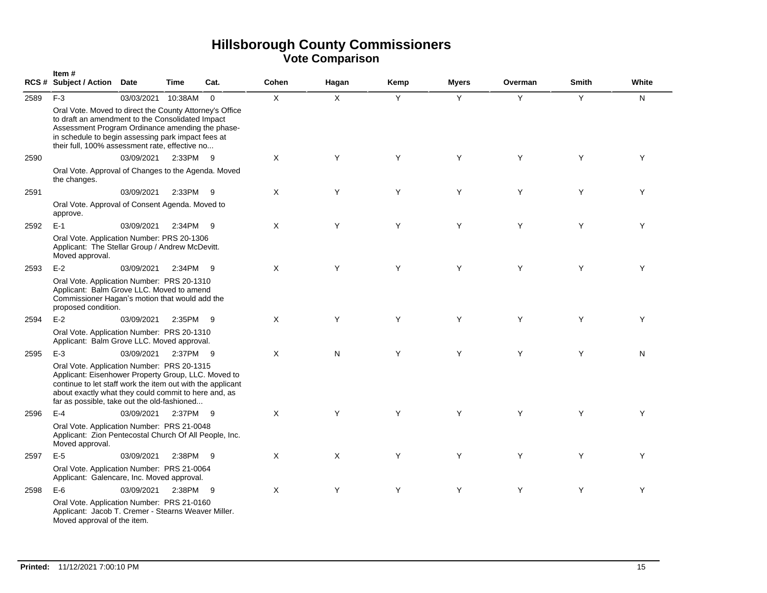# Hillsborough County Commissioners
## Vote Comparison

| RCS # | Item # Subject / Action | Date | Time | Cat. | Cohen | Hagan | Kemp | Myers | Overman | Smith | White |
|---|---|---|---|---|---|---|---|---|---|---|---|
| 2589 | F-3 | 03/03/2021 | 10:38AM | 0 | X | X | Y | Y | Y | Y | N |
| | Oral Vote. Moved to direct the County Attorney's Office to draft an amendment to the Consolidated Impact Assessment Program Ordinance amending the phase-in schedule to begin assessing park impact fees at their full, 100% assessment rate, effective no... | | | | | | | | | | |
| 2590 | | 03/09/2021 | 2:33PM | 9 | X | Y | Y | Y | Y | Y | Y |
| | Oral Vote. Approval of Changes to the Agenda. Moved the changes. | | | | | | | | | | |
| 2591 | | 03/09/2021 | 2:33PM | 9 | X | Y | Y | Y | Y | Y | Y |
| | Oral Vote. Approval of Consent Agenda. Moved to approve. | | | | | | | | | | |
| 2592 | E-1 | 03/09/2021 | 2:34PM | 9 | X | Y | Y | Y | Y | Y | Y |
| | Oral Vote. Application Number: PRS 20-1306 Applicant: The Stellar Group / Andrew McDevitt. Moved approval. | | | | | | | | | | |
| 2593 | E-2 | 03/09/2021 | 2:34PM | 9 | X | Y | Y | Y | Y | Y | Y |
| | Oral Vote. Application Number: PRS 20-1310 Applicant: Balm Grove LLC. Moved to amend Commissioner Hagan's motion that would add the proposed condition. | | | | | | | | | | |
| 2594 | E-2 | 03/09/2021 | 2:35PM | 9 | X | Y | Y | Y | Y | Y | Y |
| | Oral Vote. Application Number: PRS 20-1310 Applicant: Balm Grove LLC. Moved approval. | | | | | | | | | | |
| 2595 | E-3 | 03/09/2021 | 2:37PM | 9 | X | N | Y | Y | Y | Y | N |
| | Oral Vote. Application Number: PRS 20-1315 Applicant: Eisenhower Property Group, LLC. Moved to continue to let staff work the item out with the applicant about exactly what they could commit to here and, as far as possible, take out the old-fashioned... | | | | | | | | | | |
| 2596 | E-4 | 03/09/2021 | 2:37PM | 9 | X | Y | Y | Y | Y | Y | Y |
| | Oral Vote. Application Number: PRS 21-0048 Applicant: Zion Pentecostal Church Of All People, Inc. Moved approval. | | | | | | | | | | |
| 2597 | E-5 | 03/09/2021 | 2:38PM | 9 | X | X | Y | Y | Y | Y | Y |
| | Oral Vote. Application Number: PRS 21-0064 Applicant: Galencare, Inc. Moved approval. | | | | | | | | | | |
| 2598 | E-6 | 03/09/2021 | 2:38PM | 9 | X | Y | Y | Y | Y | Y | Y |
| | Oral Vote. Application Number: PRS 21-0160 Applicant: Jacob T. Cremer - Stearns Weaver Miller. Moved approval of the item. | | | | | | | | | | |

**Printed:** 11/12/2021 7:00:10 PM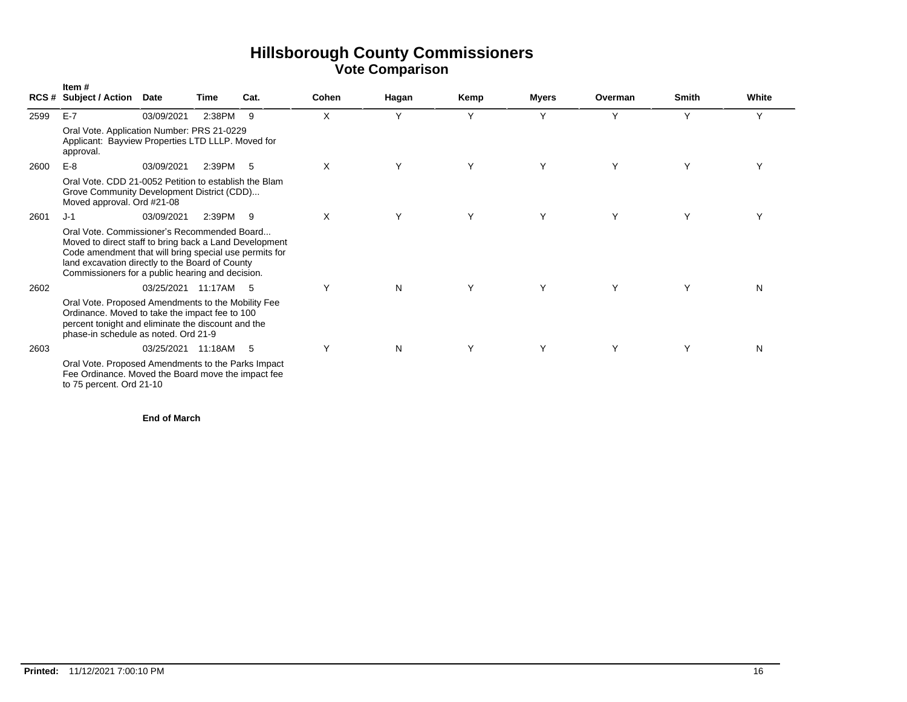# Hillsborough County Commissioners

## Vote Comparison

| RCS # | Item # Subject / Action | Date | Time | Cat. | Cohen | Hagan | Kemp | Myers | Overman | Smith | White |
|---|---|---|---|---|---|---|---|---|---|---|---|
| 2599 | E-7 | 03/09/2021 | 2:38PM | 9 | X | Y | Y | Y | Y | Y | Y |
| | Oral Vote. Application Number: PRS 21-0229 Applicant: Bayview Properties LTD LLLP. Moved for approval. | | | | | | | | | | |
| 2600 | E-8 | 03/09/2021 | 2:39PM | 5 | X | Y | Y | Y | Y | Y | Y |
| | Oral Vote. CDD 21-0052 Petition to establish the Blam Grove Community Development District (CDD)... Moved approval. Ord #21-08 | | | | | | | | | | |
| 2601 | J-1 | 03/09/2021 | 2:39PM | 9 | X | Y | Y | Y | Y | Y | Y |
| | Oral Vote. Commissioner's Recommended Board... Moved to direct staff to bring back a Land Development Code amendment that will bring special use permits for land excavation directly to the Board of County Commissioners for a public hearing and decision. | | | | | | | | | | |
| 2602 | | 03/25/2021 | 11:17AM | 5 | Y | N | Y | Y | Y | Y | N |
| | Oral Vote. Proposed Amendments to the Mobility Fee Ordinance. Moved to take the impact fee to 100 percent tonight and eliminate the discount and the phase-in schedule as noted. Ord 21-9 | | | | | | | | | | |
| 2603 | | 03/25/2021 | 11:18AM | 5 | Y | N | Y | Y | Y | Y | N |
| | Oral Vote. Proposed Amendments to the Parks Impact Fee Ordinance. Moved the Board move the impact fee to 75 percent. Ord 21-10 | | | | | | | | | | |

**End of March**

**Printed:** 11/12/2021 7:00:10 PM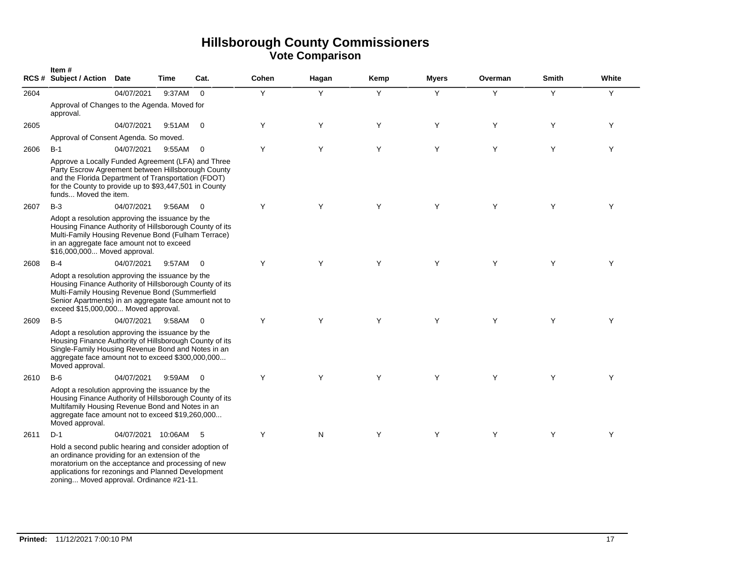# Hillsborough County Commissioners
## Vote Comparison

| RCS # | Item # Subject / Action | Date | Time | Cat. | Cohen | Hagan | Kemp | Myers | Overman | Smith | White |
|---|---|---|---|---|---|---|---|---|---|---|---|
| 2604 | | 04/07/2021 | 9:37AM | 0 | Y | Y | Y | Y | Y | Y | Y |
| | Approval of Changes to the Agenda. Moved for approval. | | | | | | | | | | |
| 2605 | | 04/07/2021 | 9:51AM | 0 | Y | Y | Y | Y | Y | Y | Y |
| | Approval of Consent Agenda. So moved. | | | | | | | | | | |
| 2606 | B-1 | 04/07/2021 | 9:55AM | 0 | Y | Y | Y | Y | Y | Y | Y |
| | Approve a Locally Funded Agreement (LFA) and Three Party Escrow Agreement between Hillsborough County and the Florida Department of Transportation (FDOT) for the County to provide up to $93,447,501 in County funds... Moved the item. | | | | | | | | | | |
| 2607 | B-3 | 04/07/2021 | 9:56AM | 0 | Y | Y | Y | Y | Y | Y | Y |
| | Adopt a resolution approving the issuance by the Housing Finance Authority of Hillsborough County of its Multi-Family Housing Revenue Bond (Fulham Terrace) in an aggregate face amount not to exceed $16,000,000... Moved approval. | | | | | | | | | | |
| 2608 | B-4 | 04/07/2021 | 9:57AM | 0 | Y | Y | Y | Y | Y | Y | Y |
| | Adopt a resolution approving the issuance by the Housing Finance Authority of Hillsborough County of its Multi-Family Housing Revenue Bond (Summerfield Senior Apartments) in an aggregate face amount not to exceed $15,000,000... Moved approval. | | | | | | | | | | |
| 2609 | B-5 | 04/07/2021 | 9:58AM | 0 | Y | Y | Y | Y | Y | Y | Y |
| | Adopt a resolution approving the issuance by the Housing Finance Authority of Hillsborough County of its Single-Family Housing Revenue Bond and Notes in an aggregate face amount not to exceed $300,000,000... Moved approval. | | | | | | | | | | |
| 2610 | B-6 | 04/07/2021 | 9:59AM | 0 | Y | Y | Y | Y | Y | Y | Y |
| | Adopt a resolution approving the issuance by the Housing Finance Authority of Hillsborough County of its Multifamily Housing Revenue Bond and Notes in an aggregate face amount not to exceed $19,260,000... Moved approval. | | | | | | | | | | |
| 2611 | D-1 | 04/07/2021 | 10:06AM | 5 | Y | N | Y | Y | Y | Y | Y |
| | Hold a second public hearing and consider adoption of an ordinance providing for an extension of the moratorium on the acceptance and processing of new applications for rezonings and Planned Development zoning... Moved approval. Ordinance #21-11. | | | | | | | | | | |

**Printed:** 11/12/2021 7:00:10 PM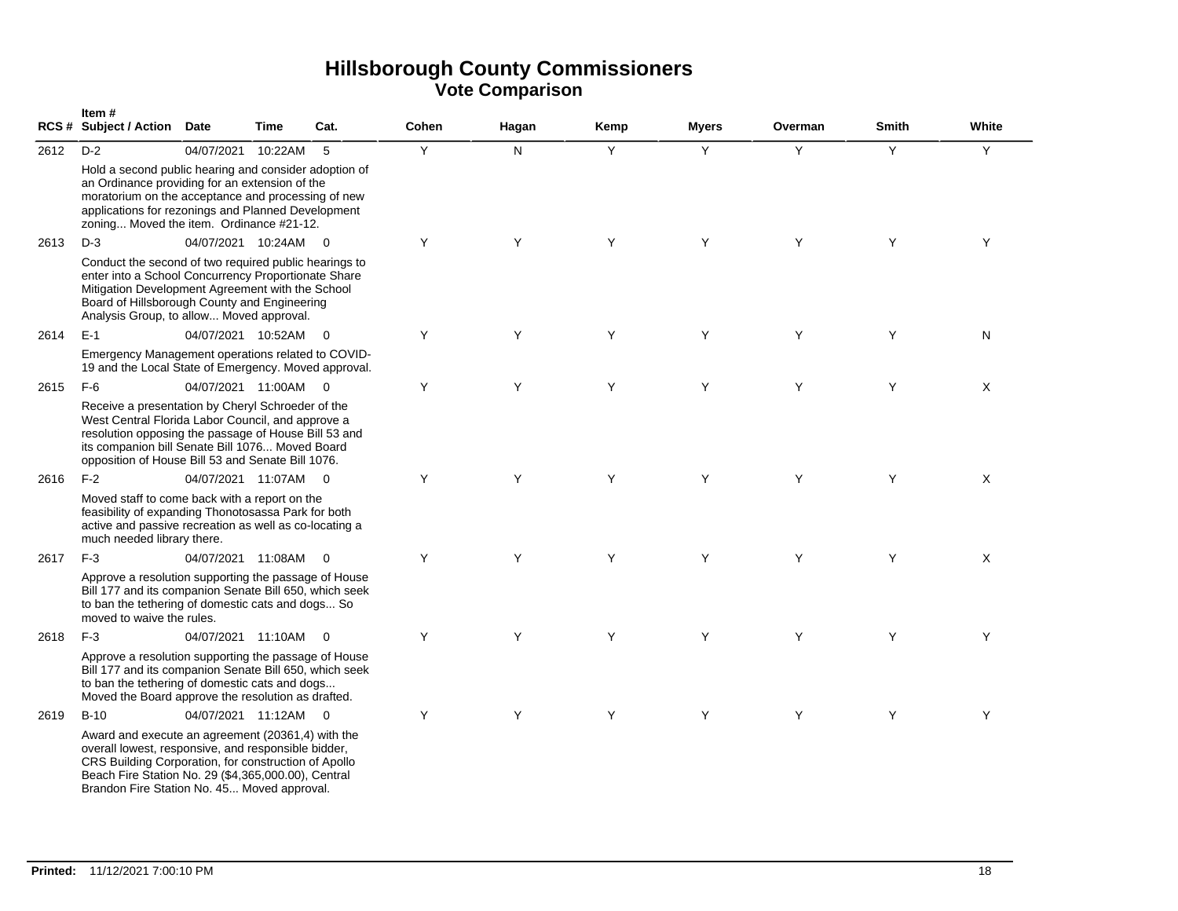# Hillsborough County Commissioners
## Vote Comparison

| RCS # | Item # Subject / Action | Date | Time | Cat. | Cohen | Hagan | Kemp | Myers | Overman | Smith | White |
|---|---|---|---|---|---|---|---|---|---|---|---|
| 2612 | D-2 | 04/07/2021 | 10:22AM | 5 | Y | N | Y | Y | Y | Y | Y |
| | Hold a second public hearing and consider adoption of an Ordinance providing for an extension of the moratorium on the acceptance and processing of new applications for rezonings and Planned Development zoning... Moved the item. Ordinance #21-12. | | | | | | | | | | |
| 2613 | D-3 | 04/07/2021 | 10:24AM | 0 | Y | Y | Y | Y | Y | Y | Y |
| | Conduct the second of two required public hearings to enter into a School Concurrency Proportionate Share Mitigation Development Agreement with the School Board of Hillsborough County and Engineering Analysis Group, to allow... Moved approval. | | | | | | | | | | |
| 2614 | E-1 | 04/07/2021 | 10:52AM | 0 | Y | Y | Y | Y | Y | Y | N |
| | Emergency Management operations related to COVID-19 and the Local State of Emergency. Moved approval. | | | | | | | | | | |
| 2615 | F-6 | 04/07/2021 | 11:00AM | 0 | Y | Y | Y | Y | Y | Y | X |
| | Receive a presentation by Cheryl Schroeder of the West Central Florida Labor Council, and approve a resolution opposing the passage of House Bill 53 and its companion bill Senate Bill 1076... Moved Board opposition of House Bill 53 and Senate Bill 1076. | | | | | | | | | | |
| 2616 | F-2 | 04/07/2021 | 11:07AM | 0 | Y | Y | Y | Y | Y | Y | X |
| | Moved staff to come back with a report on the feasibility of expanding Thonotosassa Park for both active and passive recreation as well as co-locating a much needed library there. | | | | | | | | | | |
| 2617 | F-3 | 04/07/2021 | 11:08AM | 0 | Y | Y | Y | Y | Y | Y | X |
| | Approve a resolution supporting the passage of House Bill 177 and its companion Senate Bill 650, which seek to ban the tethering of domestic cats and dogs... So moved to waive the rules. | | | | | | | | | | |
| 2618 | F-3 | 04/07/2021 | 11:10AM | 0 | Y | Y | Y | Y | Y | Y | Y |
| | Approve a resolution supporting the passage of House Bill 177 and its companion Senate Bill 650, which seek to ban the tethering of domestic cats and dogs... Moved the Board approve the resolution as drafted. | | | | | | | | | | |
| 2619 | B-10 | 04/07/2021 | 11:12AM | 0 | Y | Y | Y | Y | Y | Y | Y |
| | Award and execute an agreement (20361,4) with the overall lowest, responsive, and responsible bidder, CRS Building Corporation, for construction of Apollo Beach Fire Station No. 29 ($4,365,000.00), Central Brandon Fire Station No. 45... Moved approval. | | | | | | | | | | |

**Printed:** 11/12/2021 7:00:10 PM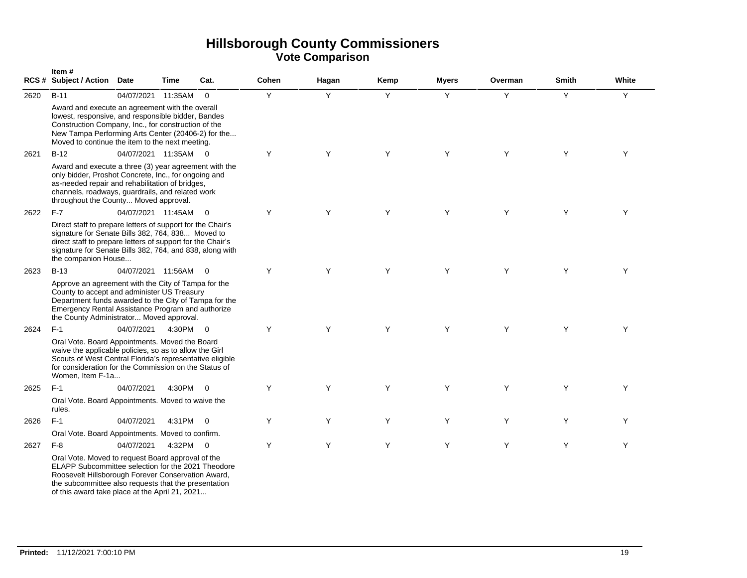# Hillsborough County Commissioners
## Vote Comparison

| RCS # | Item # Subject / Action | Date | Time | Cat. | Cohen | Hagan | Kemp | Myers | Overman | Smith | White |
|---|---|---|---|---|---|---|---|---|---|---|---|
| 2620 | B-11<br>Award and execute an agreement with the overall lowest, responsive, and responsible bidder, Bandes Construction Company, Inc., for construction of the New Tampa Performing Arts Center (20406-2) for the... Moved to continue the item to the next meeting. | 04/07/2021 | 11:35AM | 0 | Y | Y | Y | Y | Y | Y | Y |
| 2621 | B-12<br>Award and execute a three (3) year agreement with the only bidder, Proshot Concrete, Inc., for ongoing and as-needed repair and rehabilitation of bridges, channels, roadways, guardrails, and related work throughout the County... Moved approval. | 04/07/2021 | 11:35AM | 0 | Y | Y | Y | Y | Y | Y | Y |
| 2622 | F-7<br>Direct staff to prepare letters of support for the Chair's signature for Senate Bills 382, 764, 838... Moved to direct staff to prepare letters of support for the Chair's signature for Senate Bills 382, 764, and 838, along with the companion House... | 04/07/2021 | 11:45AM | 0 | Y | Y | Y | Y | Y | Y | Y |
| 2623 | B-13<br>Approve an agreement with the City of Tampa for the County to accept and administer US Treasury Department funds awarded to the City of Tampa for the Emergency Rental Assistance Program and authorize the County Administrator... Moved approval. | 04/07/2021 | 11:56AM | 0 | Y | Y | Y | Y | Y | Y | Y |
| 2624 | F-1<br>Oral Vote. Board Appointments. Moved the Board waive the applicable policies, so as to allow the Girl Scouts of West Central Florida's representative eligible for consideration for the Commission on the Status of Women, Item F-1a... | 04/07/2021 | 4:30PM | 0 | Y | Y | Y | Y | Y | Y | Y |
| 2625 | F-1<br>Oral Vote. Board Appointments. Moved to waive the rules. | 04/07/2021 | 4:30PM | 0 | Y | Y | Y | Y | Y | Y | Y |
| 2626 | F-1<br>Oral Vote. Board Appointments. Moved to confirm. | 04/07/2021 | 4:31PM | 0 | Y | Y | Y | Y | Y | Y | Y |
| 2627 | F-8<br>Oral Vote. Moved to request Board approval of the ELAPP Subcommittee selection for the 2021 Theodore Roosevelt Hillsborough Forever Conservation Award, the subcommittee also requests that the presentation of this award take place at the April 21, 2021... | 04/07/2021 | 4:32PM | 0 | Y | Y | Y | Y | Y | Y | Y |

**Printed:** 11/12/2021 7:00:10 PM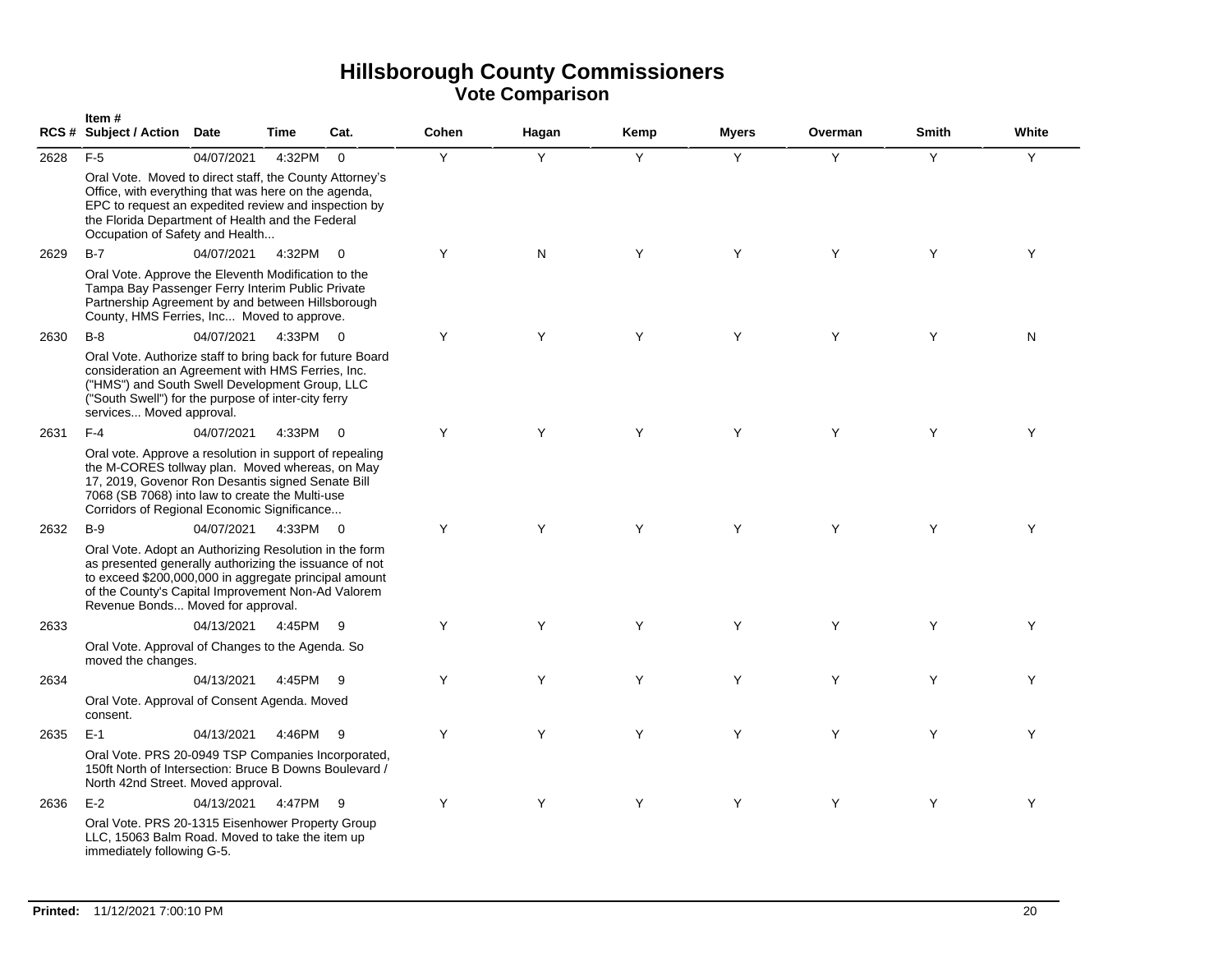# Hillsborough County Commissioners
## Vote Comparison

| RCS # | Item # Subject / Action | Date | Time | Cat. | Cohen | Hagan | Kemp | Myers | Overman | Smith | White |
|---|---|---|---|---|---|---|---|---|---|---|---|
| 2628 | F-5<br>Oral Vote. Moved to direct staff, the County Attorney's Office, with everything that was here on the agenda, EPC to request an expedited review and inspection by the Florida Department of Health and the Federal Occupation of Safety and Health... | 04/07/2021 | 4:32PM | 0 | Y | Y | Y | Y | Y | Y | Y |
| 2629 | B-7<br>Oral Vote. Approve the Eleventh Modification to the Tampa Bay Passenger Ferry Interim Public Private Partnership Agreement by and between Hillsborough County, HMS Ferries, Inc... Moved to approve. | 04/07/2021 | 4:32PM | 0 | Y | N | Y | Y | Y | Y | Y |
| 2630 | B-8<br>Oral Vote. Authorize staff to bring back for future Board consideration an Agreement with HMS Ferries, Inc. ("HMS") and South Swell Development Group, LLC ("South Swell") for the purpose of inter-city ferry services... Moved approval. | 04/07/2021 | 4:33PM | 0 | Y | Y | Y | Y | Y | Y | N |
| 2631 | F-4<br>Oral vote. Approve a resolution in support of repealing the M-CORES tollway plan. Moved whereas, on May 17, 2019, Govenor Ron Desantis signed Senate Bill 7068 (SB 7068) into law to create the Multi-use Corridors of Regional Economic Significance... | 04/07/2021 | 4:33PM | 0 | Y | Y | Y | Y | Y | Y | Y |
| 2632 | B-9<br>Oral Vote. Adopt an Authorizing Resolution in the form as presented generally authorizing the issuance of not to exceed $200,000,000 in aggregate principal amount of the County's Capital Improvement Non-Ad Valorem Revenue Bonds... Moved for approval. | 04/07/2021 | 4:33PM | 0 | Y | Y | Y | Y | Y | Y | Y |
| 2633 | Oral Vote. Approval of Changes to the Agenda. So moved the changes. | 04/13/2021 | 4:45PM | 9 | Y | Y | Y | Y | Y | Y | Y |
| 2634 | Oral Vote. Approval of Consent Agenda. Moved consent. | 04/13/2021 | 4:45PM | 9 | Y | Y | Y | Y | Y | Y | Y |
| 2635 | E-1<br>Oral Vote. PRS 20-0949 TSP Companies Incorporated, 150ft North of Intersection: Bruce B Downs Boulevard / North 42nd Street. Moved approval. | 04/13/2021 | 4:46PM | 9 | Y | Y | Y | Y | Y | Y | Y |
| 2636 | E-2<br>Oral Vote. PRS 20-1315 Eisenhower Property Group LLC, 15063 Balm Road. Moved to take the item up immediately following G-5. | 04/13/2021 | 4:47PM | 9 | Y | Y | Y | Y | Y | Y | Y |

**Printed:** 11/12/2021 7:00:10 PM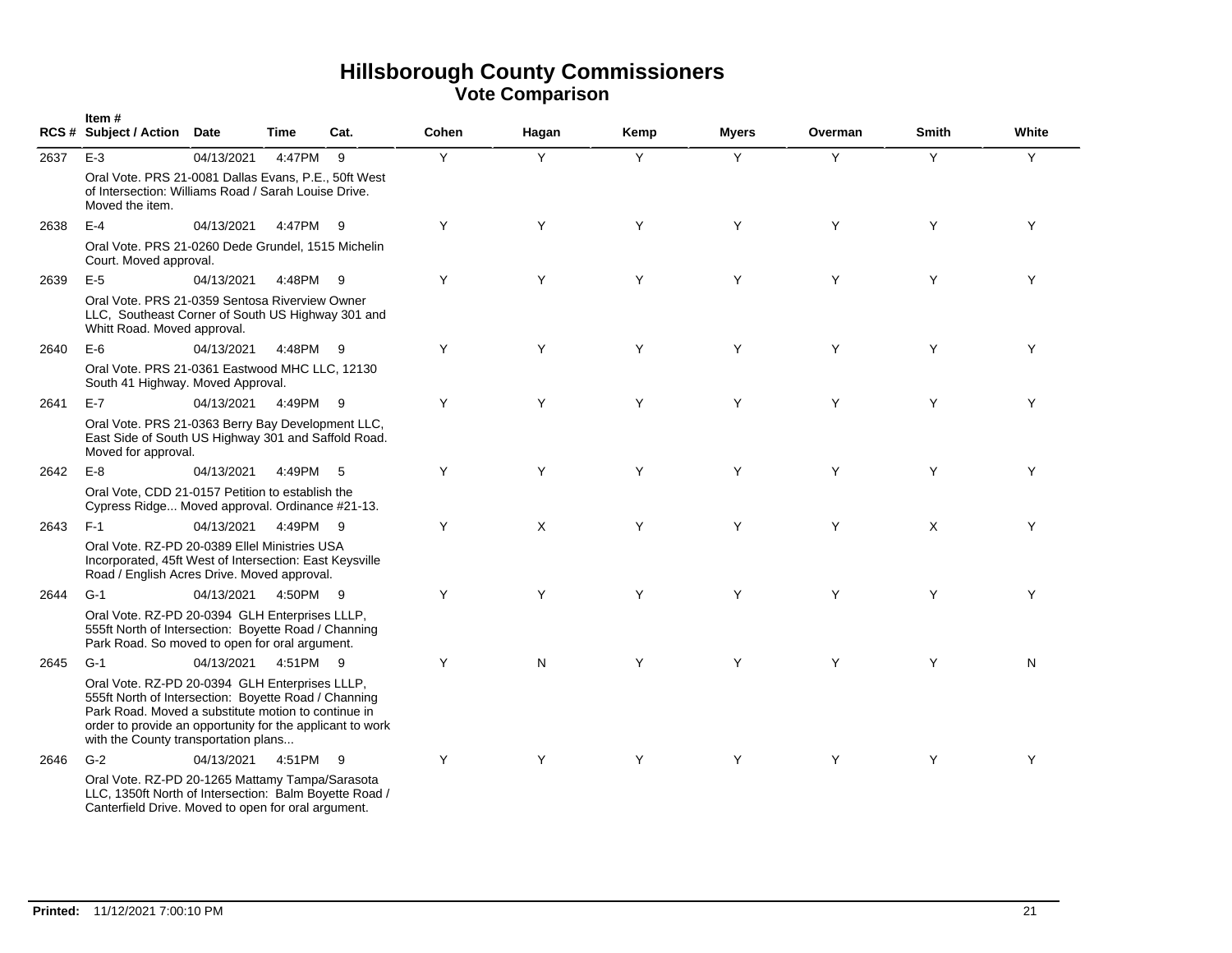# Hillsborough County Commissioners
## Vote Comparison

| RCS # | Item # Subject / Action | Date | Time | Cat. | Cohen | Hagan | Kemp | Myers | Overman | Smith | White |
|---|---|---|---|---|---|---|---|---|---|---|---|
| 2637 | E-3 | 04/13/2021 | 4:47PM | 9 | Y | Y | Y | Y | Y | Y | Y |
| | Oral Vote. PRS 21-0081 Dallas Evans, P.E., 50ft West of Intersection: Williams Road / Sarah Louise Drive. Moved the item. | | | | | | | | | | |
| 2638 | E-4 | 04/13/2021 | 4:47PM | 9 | Y | Y | Y | Y | Y | Y | Y |
| | Oral Vote. PRS 21-0260 Dede Grundel, 1515 Michelin Court. Moved approval. | | | | | | | | | | |
| 2639 | E-5 | 04/13/2021 | 4:48PM | 9 | Y | Y | Y | Y | Y | Y | Y |
| | Oral Vote. PRS 21-0359 Sentosa Riverview Owner LLC, Southeast Corner of South US Highway 301 and Whitt Road. Moved approval. | | | | | | | | | | |
| 2640 | E-6 | 04/13/2021 | 4:48PM | 9 | Y | Y | Y | Y | Y | Y | Y |
| | Oral Vote. PRS 21-0361 Eastwood MHC LLC, 12130 South 41 Highway. Moved Approval. | | | | | | | | | | |
| 2641 | E-7 | 04/13/2021 | 4:49PM | 9 | Y | Y | Y | Y | Y | Y | Y |
| | Oral Vote. PRS 21-0363 Berry Bay Development LLC, East Side of South US Highway 301 and Saffold Road. Moved for approval. | | | | | | | | | | |
| 2642 | E-8 | 04/13/2021 | 4:49PM | 5 | Y | Y | Y | Y | Y | Y | Y |
| | Oral Vote, CDD 21-0157 Petition to establish the Cypress Ridge... Moved approval. Ordinance #21-13. | | | | | | | | | | |
| 2643 | F-1 | 04/13/2021 | 4:49PM | 9 | Y | X | Y | Y | Y | X | Y |
| | Oral Vote. RZ-PD 20-0389 Ellel Ministries USA Incorporated, 45ft West of Intersection: East Keysville Road / English Acres Drive. Moved approval. | | | | | | | | | | |
| 2644 | G-1 | 04/13/2021 | 4:50PM | 9 | Y | Y | Y | Y | Y | Y | Y |
| | Oral Vote. RZ-PD 20-0394 GLH Enterprises LLLP, 555ft North of Intersection: Boyette Road / Channing Park Road. So moved to open for oral argument. | | | | | | | | | | |
| 2645 | G-1 | 04/13/2021 | 4:51PM | 9 | Y | N | Y | Y | Y | Y | N |
| | Oral Vote. RZ-PD 20-0394 GLH Enterprises LLLP, 555ft North of Intersection: Boyette Road / Channing Park Road. Moved a substitute motion to continue in order to provide an opportunity for the applicant to work with the County transportation plans... | | | | | | | | | | |
| 2646 | G-2 | 04/13/2021 | 4:51PM | 9 | Y | Y | Y | Y | Y | Y | Y |
| | Oral Vote. RZ-PD 20-1265 Mattamy Tampa/Sarasota LLC, 1350ft North of Intersection: Balm Boyette Road / Canterfield Drive. Moved to open for oral argument. | | | | | | | | | | |

**Printed:** 11/12/2021 7:00:10 PM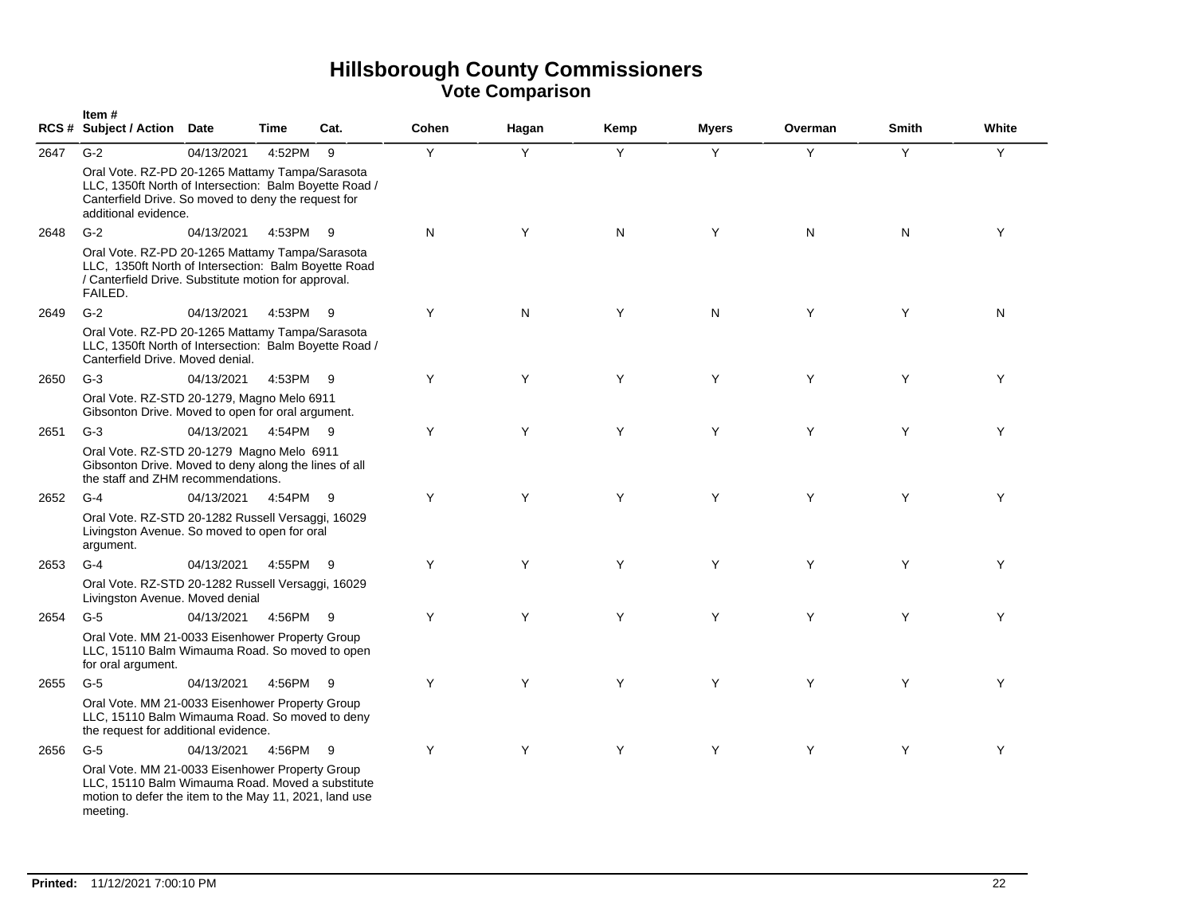# Hillsborough County Commissioners
## Vote Comparison

| RCS # | Item # Subject / Action | Date | Time | Cat. | Cohen | Hagan | Kemp | Myers | Overman | Smith | White |
|---|---|---|---|---|---|---|---|---|---|---|---|
| 2647 | G-2 | 04/13/2021 | 4:52PM | 9 | Y | Y | Y | Y | Y | Y | Y |
| | Oral Vote. RZ-PD 20-1265 Mattamy Tampa/Sarasota LLC, 1350ft North of Intersection: Balm Boyette Road / Canterfield Drive. So moved to deny the request for additional evidence. | | | | | | | | | | |
| 2648 | G-2 | 04/13/2021 | 4:53PM | 9 | N | Y | N | Y | N | N | Y |
| | Oral Vote. RZ-PD 20-1265 Mattamy Tampa/Sarasota LLC, 1350ft North of Intersection: Balm Boyette Road / Canterfield Drive. Substitute motion for approval. FAILED. | | | | | | | | | | |
| 2649 | G-2 | 04/13/2021 | 4:53PM | 9 | Y | N | Y | N | Y | Y | N |
| | Oral Vote. RZ-PD 20-1265 Mattamy Tampa/Sarasota LLC, 1350ft North of Intersection: Balm Boyette Road / Canterfield Drive. Moved denial. | | | | | | | | | | |
| 2650 | G-3 | 04/13/2021 | 4:53PM | 9 | Y | Y | Y | Y | Y | Y | Y |
| | Oral Vote. RZ-STD 20-1279, Magno Melo 6911 Gibsonton Drive. Moved to open for oral argument. | | | | | | | | | | |
| 2651 | G-3 | 04/13/2021 | 4:54PM | 9 | Y | Y | Y | Y | Y | Y | Y |
| | Oral Vote. RZ-STD 20-1279 Magno Melo 6911 Gibsonton Drive. Moved to deny along the lines of all the staff and ZHM recommendations. | | | | | | | | | | |
| 2652 | G-4 | 04/13/2021 | 4:54PM | 9 | Y | Y | Y | Y | Y | Y | Y |
| | Oral Vote. RZ-STD 20-1282 Russell Versaggi, 16029 Livingston Avenue. So moved to open for oral argument. | | | | | | | | | | |
| 2653 | G-4 | 04/13/2021 | 4:55PM | 9 | Y | Y | Y | Y | Y | Y | Y |
| | Oral Vote. RZ-STD 20-1282 Russell Versaggi, 16029 Livingston Avenue. Moved denial | | | | | | | | | | |
| 2654 | G-5 | 04/13/2021 | 4:56PM | 9 | Y | Y | Y | Y | Y | Y | Y |
| | Oral Vote. MM 21-0033 Eisenhower Property Group LLC, 15110 Balm Wimauma Road. So moved to open for oral argument. | | | | | | | | | | |
| 2655 | G-5 | 04/13/2021 | 4:56PM | 9 | Y | Y | Y | Y | Y | Y | Y |
| | Oral Vote. MM 21-0033 Eisenhower Property Group LLC, 15110 Balm Wimauma Road. So moved to deny the request for additional evidence. | | | | | | | | | | |
| 2656 | G-5 | 04/13/2021 | 4:56PM | 9 | Y | Y | Y | Y | Y | Y | Y |
| | Oral Vote. MM 21-0033 Eisenhower Property Group LLC, 15110 Balm Wimauma Road. Moved a substitute motion to defer the item to the May 11, 2021, land use meeting. | | | | | | | | | | |

**Printed:** 11/12/2021 7:00:10 PM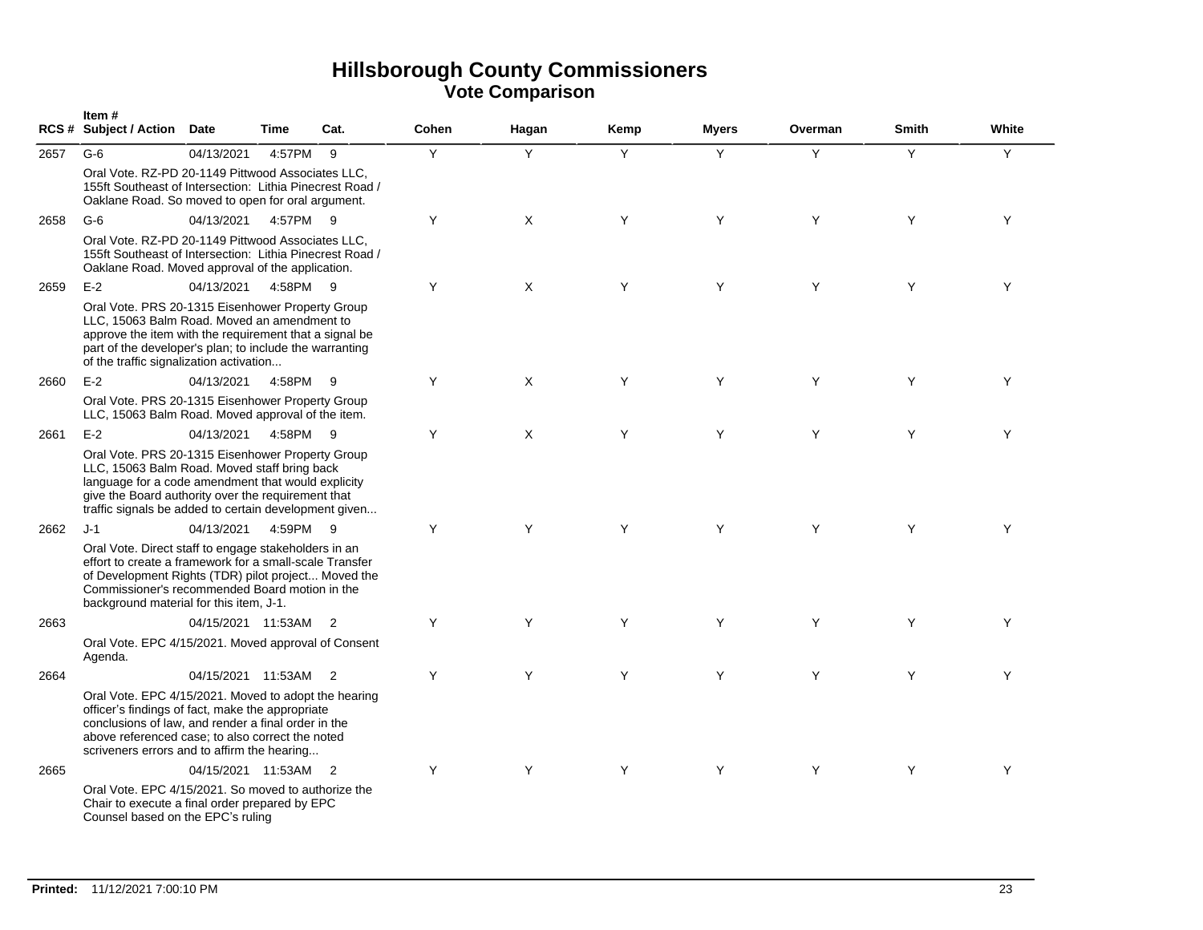# Hillsborough County Commissioners
## Vote Comparison

| RCS # | Item # Subject / Action | Date | Time | Cat. | Cohen | Hagan | Kemp | Myers | Overman | Smith | White |
|---|---|---|---|---|---|---|---|---|---|---|---|
| 2657 | G-6 | 04/13/2021 | 4:57PM | 9 | Y | Y | Y | Y | Y | Y | Y |
| | Oral Vote. RZ-PD 20-1149 Pittwood Associates LLC, 155ft Southeast of Intersection: Lithia Pinecrest Road / Oaklane Road. So moved to open for oral argument. | | | | | | | | | | |
| 2658 | G-6 | 04/13/2021 | 4:57PM | 9 | Y | X | Y | Y | Y | Y | Y |
| | Oral Vote. RZ-PD 20-1149 Pittwood Associates LLC, 155ft Southeast of Intersection: Lithia Pinecrest Road / Oaklane Road. Moved approval of the application. | | | | | | | | | | |
| 2659 | E-2 | 04/13/2021 | 4:58PM | 9 | Y | X | Y | Y | Y | Y | Y |
| | Oral Vote. PRS 20-1315 Eisenhower Property Group LLC, 15063 Balm Road. Moved an amendment to approve the item with the requirement that a signal be part of the developer's plan; to include the warranting of the traffic signalization activation... | | | | | | | | | | |
| 2660 | E-2 | 04/13/2021 | 4:58PM | 9 | Y | X | Y | Y | Y | Y | Y |
| | Oral Vote. PRS 20-1315 Eisenhower Property Group LLC, 15063 Balm Road. Moved approval of the item. | | | | | | | | | | |
| 2661 | E-2 | 04/13/2021 | 4:58PM | 9 | Y | X | Y | Y | Y | Y | Y |
| | Oral Vote. PRS 20-1315 Eisenhower Property Group LLC, 15063 Balm Road. Moved staff bring back language for a code amendment that would explicity give the Board authority over the requirement that traffic signals be added to certain development given... | | | | | | | | | | |
| 2662 | J-1 | 04/13/2021 | 4:59PM | 9 | Y | Y | Y | Y | Y | Y | Y |
| | Oral Vote. Direct staff to engage stakeholders in an effort to create a framework for a small-scale Transfer of Development Rights (TDR) pilot project... Moved the Commissioner's recommended Board motion in the background material for this item, J-1. | | | | | | | | | | |
| 2663 | | 04/15/2021 | 11:53AM | 2 | Y | Y | Y | Y | Y | Y | Y |
| | Oral Vote. EPC 4/15/2021. Moved approval of Consent Agenda. | | | | | | | | | | |
| 2664 | | 04/15/2021 | 11:53AM | 2 | Y | Y | Y | Y | Y | Y | Y |
| | Oral Vote. EPC 4/15/2021. Moved to adopt the hearing officer's findings of fact, make the appropriate conclusions of law, and render a final order in the above referenced case; to also correct the noted scriveners errors and to affirm the hearing... | | | | | | | | | | |
| 2665 | | 04/15/2021 | 11:53AM | 2 | Y | Y | Y | Y | Y | Y | Y |
| | Oral Vote. EPC 4/15/2021. So moved to authorize the Chair to execute a final order prepared by EPC Counsel based on the EPC's ruling | | | | | | | | | | |

**Printed:** 11/12/2021 7:00:10 PM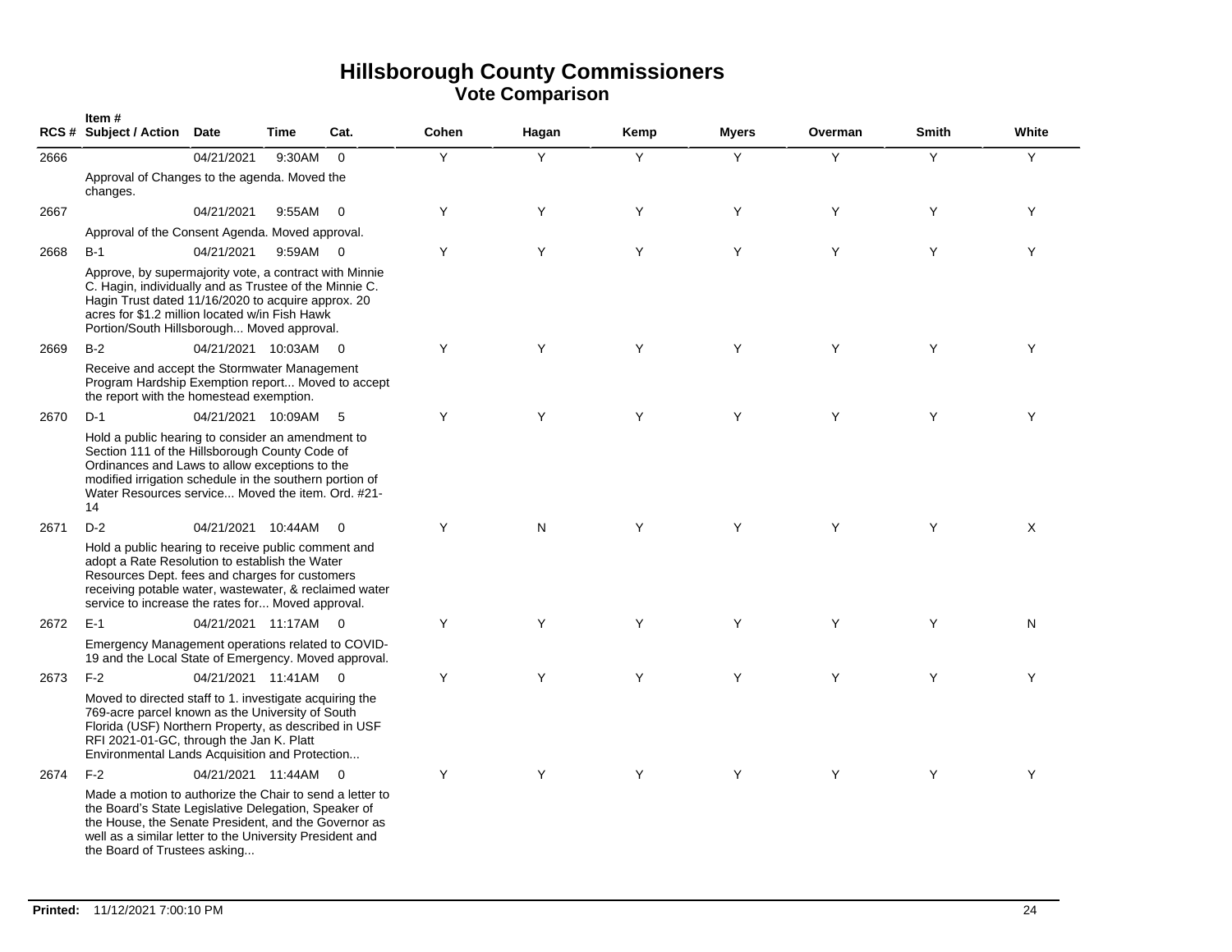# Hillsborough County Commissioners
## Vote Comparison

| RCS # | Item # Subject / Action | Date | Time | Cat. | Cohen | Hagan | Kemp | Myers | Overman | Smith | White |
|---|---|---|---|---|---|---|---|---|---|---|---|
| 2666 | | 04/21/2021 | 9:30AM | 0 | Y | Y | Y | Y | Y | Y | Y |
| | Approval of Changes to the agenda. Moved the changes. | | | | | | | | | | |
| 2667 | | 04/21/2021 | 9:55AM | 0 | Y | Y | Y | Y | Y | Y | Y |
| | Approval of the Consent Agenda. Moved approval. | | | | | | | | | | |
| 2668 | B-1 | 04/21/2021 | 9:59AM | 0 | Y | Y | Y | Y | Y | Y | Y |
| | Approve, by supermajority vote, a contract with Minnie C. Hagin, individually and as Trustee of the Minnie C. Hagin Trust dated 11/16/2020 to acquire approx. 20 acres for $1.2 million located w/in Fish Hawk Portion/South Hillsborough... Moved approval. | | | | | | | | | | |
| 2669 | B-2 | 04/21/2021 | 10:03AM | 0 | Y | Y | Y | Y | Y | Y | Y |
| | Receive and accept the Stormwater Management Program Hardship Exemption report... Moved to accept the report with the homestead exemption. | | | | | | | | | | |
| 2670 | D-1 | 04/21/2021 | 10:09AM | 5 | Y | Y | Y | Y | Y | Y | Y |
| | Hold a public hearing to consider an amendment to Section 111 of the Hillsborough County Code of Ordinances and Laws to allow exceptions to the modified irrigation schedule in the southern portion of Water Resources service... Moved the item. Ord. #21-14 | | | | | | | | | | |
| 2671 | D-2 | 04/21/2021 | 10:44AM | 0 | Y | N | Y | Y | Y | Y | X |
| | Hold a public hearing to receive public comment and adopt a Rate Resolution to establish the Water Resources Dept. fees and charges for customers receiving potable water, wastewater, & reclaimed water service to increase the rates for... Moved approval. | | | | | | | | | | |
| 2672 | E-1 | 04/21/2021 | 11:17AM | 0 | Y | Y | Y | Y | Y | Y | N |
| | Emergency Management operations related to COVID-19 and the Local State of Emergency. Moved approval. | | | | | | | | | | |
| 2673 | F-2 | 04/21/2021 | 11:41AM | 0 | Y | Y | Y | Y | Y | Y | Y |
| | Moved to directed staff to 1. investigate acquiring the 769-acre parcel known as the University of South Florida (USF) Northern Property, as described in USF RFI 2021-01-GC, through the Jan K. Platt Environmental Lands Acquisition and Protection... | | | | | | | | | | |
| 2674 | F-2 | 04/21/2021 | 11:44AM | 0 | Y | Y | Y | Y | Y | Y | Y |
| | Made a motion to authorize the Chair to send a letter to the Board's State Legislative Delegation, Speaker of the House, the Senate President, and the Governor as well as a similar letter to the University President and the Board of Trustees asking... | | | | | | | | | | |

**Printed:** 11/12/2021 7:00:10 PM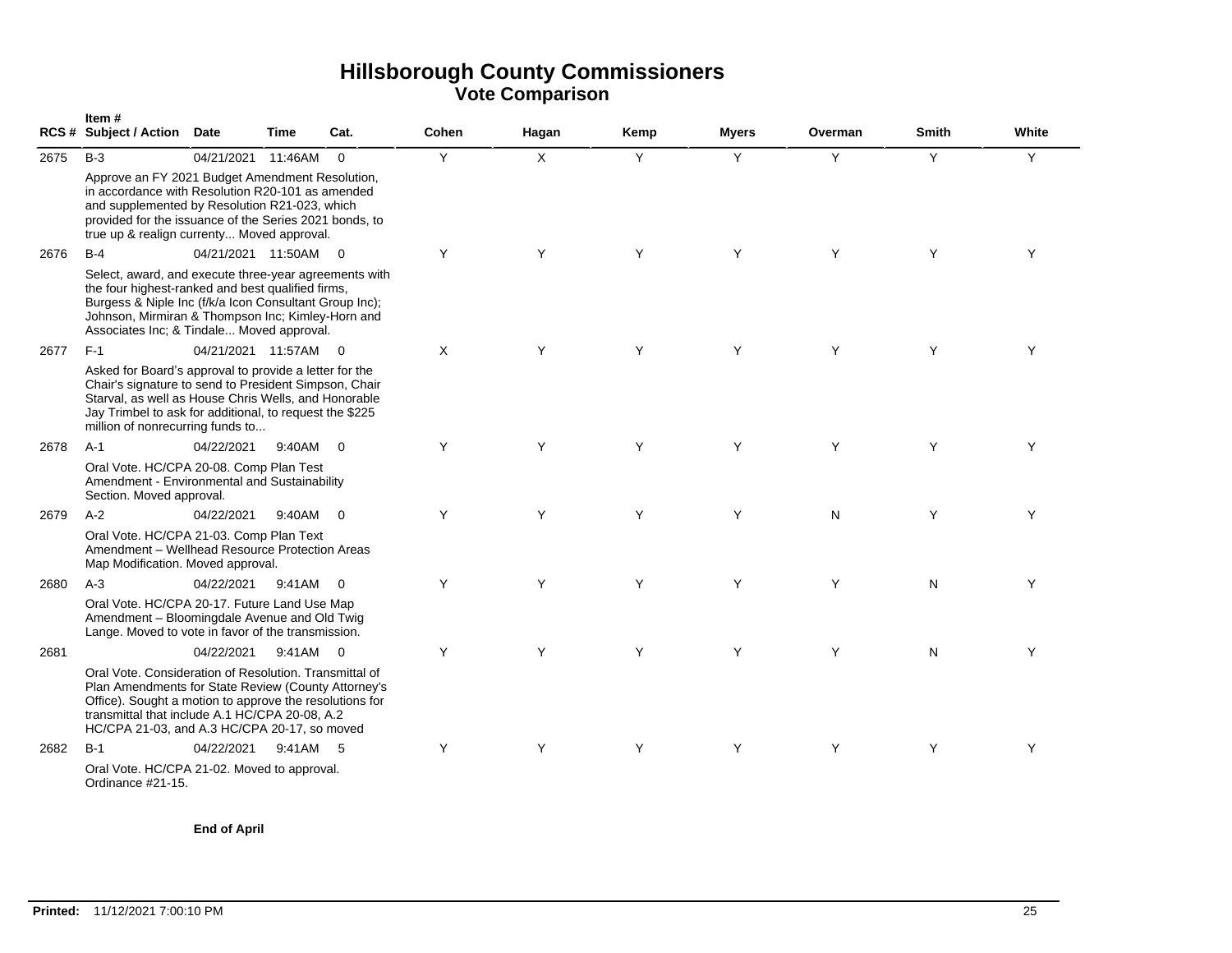# Hillsborough County Commissioners
## Vote Comparison

| RCS # | Item # Subject / Action | Date | Time | Cat. | Cohen | Hagan | Kemp | Myers | Overman | Smith | White |
|---|---|---|---|---|---|---|---|---|---|---|---|
| 2675 | B-3 | 04/21/2021 | 11:46AM | 0 | Y | X | Y | Y | Y | Y | Y |
| | Approve an FY 2021 Budget Amendment Resolution, in accordance with Resolution R20-101 as amended and supplemented by Resolution R21-023, which provided for the issuance of the Series 2021 bonds, to true up & realign currenty... Moved approval. | | | | | | | | | | |
| 2676 | B-4 | 04/21/2021 | 11:50AM | 0 | Y | Y | Y | Y | Y | Y | Y |
| | Select, award, and execute three-year agreements with the four highest-ranked and best qualified firms, Burgess & Niple Inc (f/k/a Icon Consultant Group Inc); Johnson, Mirmiran & Thompson Inc; Kimley-Horn and Associates Inc; & Tindale... Moved approval. | | | | | | | | | | |
| 2677 | F-1 | 04/21/2021 | 11:57AM | 0 | X | Y | Y | Y | Y | Y | Y |
| | Asked for Board's approval to provide a letter for the Chair's signature to send to President Simpson, Chair Starval, as well as House Chris Wells, and Honorable Jay Trimbel to ask for additional, to request the $225 million of nonrecurring funds to... | | | | | | | | | | |
| 2678 | A-1 | 04/22/2021 | 9:40AM | 0 | Y | Y | Y | Y | Y | Y | Y |
| | Oral Vote. HC/CPA 20-08. Comp Plan Test Amendment - Environmental and Sustainability Section. Moved approval. | | | | | | | | | | |
| 2679 | A-2 | 04/22/2021 | 9:40AM | 0 | Y | Y | Y | Y | N | Y | Y |
| | Oral Vote. HC/CPA 21-03. Comp Plan Text Amendment – Wellhead Resource Protection Areas Map Modification. Moved approval. | | | | | | | | | | |
| 2680 | A-3 | 04/22/2021 | 9:41AM | 0 | Y | Y | Y | Y | Y | N | Y |
| | Oral Vote. HC/CPA 20-17. Future Land Use Map Amendment – Bloomingdale Avenue and Old Twig Lange. Moved to vote in favor of the transmission. | | | | | | | | | | |
| 2681 | | 04/22/2021 | 9:41AM | 0 | Y | Y | Y | Y | Y | N | Y |
| | Oral Vote. Consideration of Resolution. Transmittal of Plan Amendments for State Review (County Attorney's Office). Sought a motion to approve the resolutions for transmittal that include A.1 HC/CPA 20-08, A.2 HC/CPA 21-03, and A.3 HC/CPA 20-17, so moved | | | | | | | | | | |
| 2682 | B-1 | 04/22/2021 | 9:41AM | 5 | Y | Y | Y | Y | Y | Y | Y |
| | Oral Vote. HC/CPA 21-02. Moved to approval. Ordinance #21-15. | | | | | | | | | | |

**End of April**

**Printed:** 11/12/2021 7:00:10 PM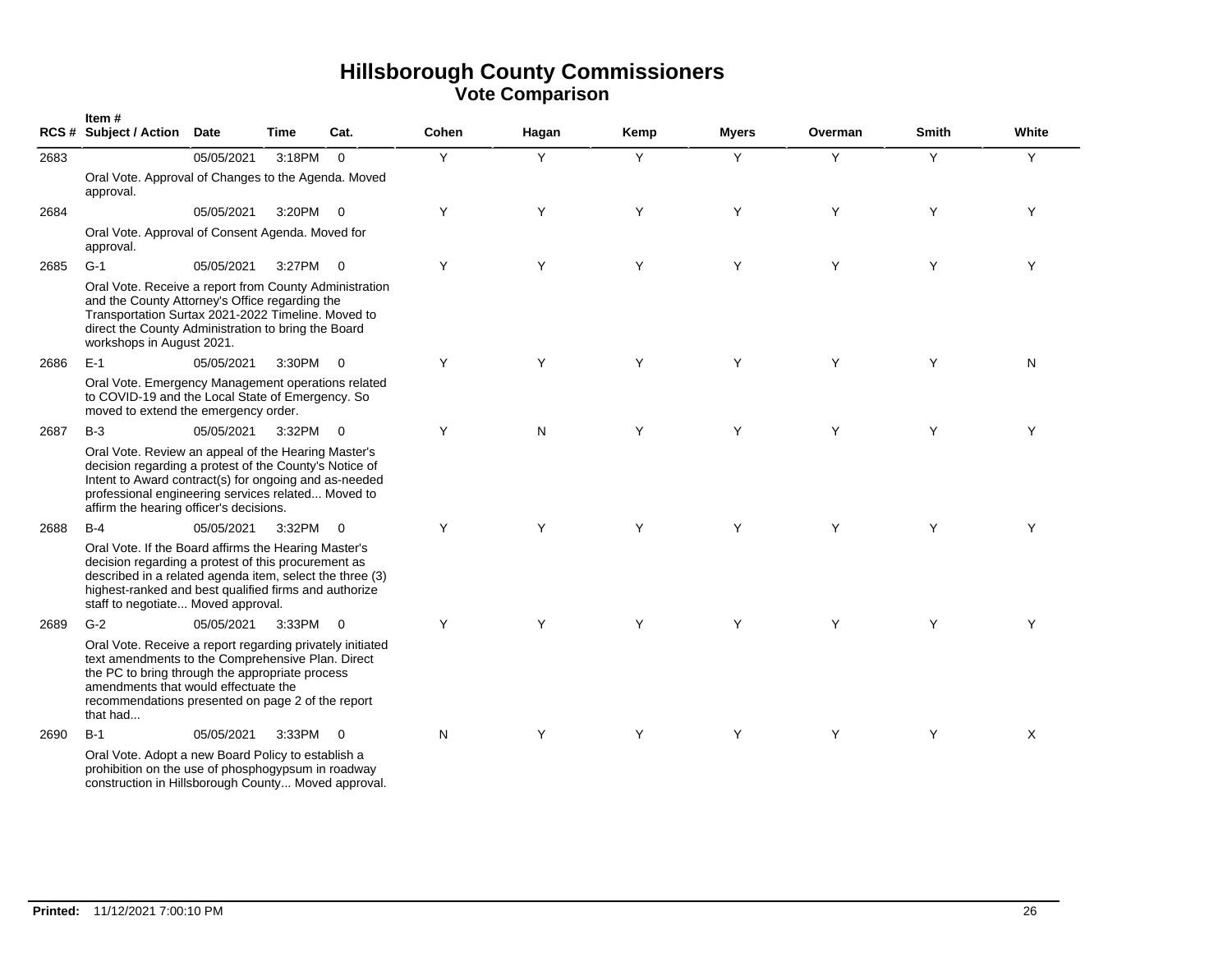# Hillsborough County Commissioners

## Vote Comparison

| RCS # | Item # Subject / Action | Date | Time | Cat. | Cohen | Hagan | Kemp | Myers | Overman | Smith | White |
|---|---|---|---|---|---|---|---|---|---|---|---|
| 2683 | | 05/05/2021 | 3:18PM | 0 | Y | Y | Y | Y | Y | Y | Y |
| | Oral Vote. Approval of Changes to the Agenda. Moved approval. | | | | | | | | | | |
| 2684 | | 05/05/2021 | 3:20PM | 0 | Y | Y | Y | Y | Y | Y | Y |
| | Oral Vote. Approval of Consent Agenda. Moved for approval. | | | | | | | | | | |
| 2685 | G-1 | 05/05/2021 | 3:27PM | 0 | Y | Y | Y | Y | Y | Y | Y |
| | Oral Vote. Receive a report from County Administration and the County Attorney's Office regarding the Transportation Surtax 2021-2022 Timeline. Moved to direct the County Administration to bring the Board workshops in August 2021. | | | | | | | | | | |
| 2686 | E-1 | 05/05/2021 | 3:30PM | 0 | Y | Y | Y | Y | Y | Y | N |
| | Oral Vote. Emergency Management operations related to COVID-19 and the Local State of Emergency. So moved to extend the emergency order. | | | | | | | | | | |
| 2687 | B-3 | 05/05/2021 | 3:32PM | 0 | Y | N | Y | Y | Y | Y | Y |
| | Oral Vote. Review an appeal of the Hearing Master's decision regarding a protest of the County's Notice of Intent to Award contract(s) for ongoing and as-needed professional engineering services related... Moved to affirm the hearing officer's decisions. | | | | | | | | | | |
| 2688 | B-4 | 05/05/2021 | 3:32PM | 0 | Y | Y | Y | Y | Y | Y | Y |
| | Oral Vote. If the Board affirms the Hearing Master's decision regarding a protest of this procurement as described in a related agenda item, select the three (3) highest-ranked and best qualified firms and authorize staff to negotiate... Moved approval. | | | | | | | | | | |
| 2689 | G-2 | 05/05/2021 | 3:33PM | 0 | Y | Y | Y | Y | Y | Y | Y |
| | Oral Vote. Receive a report regarding privately initiated text amendments to the Comprehensive Plan. Direct the PC to bring through the appropriate process amendments that would effectuate the recommendations presented on page 2 of the report that had... | | | | | | | | | | |
| 2690 | B-1 | 05/05/2021 | 3:33PM | 0 | N | Y | Y | Y | Y | Y | X |
| | Oral Vote. Adopt a new Board Policy to establish a prohibition on the use of phosphogypsum in roadway construction in Hillsborough County... Moved approval. | | | | | | | | | | |

**Printed:** 11/12/2021 7:00:10 PM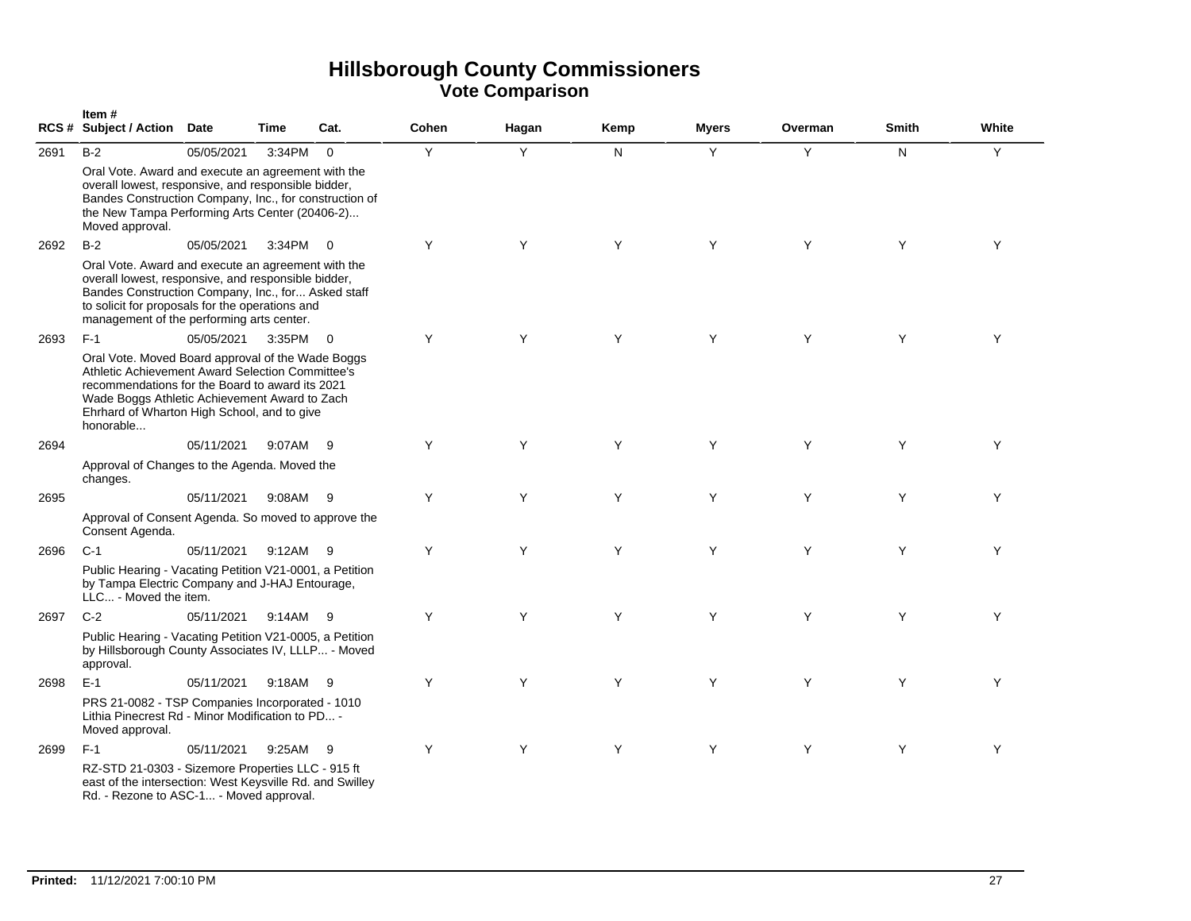# Hillsborough County Commissioners
## Vote Comparison

| RCS # | Item # Subject / Action | Date | Time | Cat. | Cohen | Hagan | Kemp | Myers | Overman | Smith | White |
|---|---|---|---|---|---|---|---|---|---|---|---|
| 2691 | B-2<br>Oral Vote. Award and execute an agreement with the overall lowest, responsive, and responsible bidder, Bandes Construction Company, Inc., for construction of the New Tampa Performing Arts Center (20406-2)... Moved approval. | 05/05/2021 | 3:34PM | 0 | Y | Y | N | Y | Y | N | Y |
| 2692 | B-2<br>Oral Vote. Award and execute an agreement with the overall lowest, responsive, and responsible bidder, Bandes Construction Company, Inc., for... Asked staff to solicit for proposals for the operations and management of the performing arts center. | 05/05/2021 | 3:34PM | 0 | Y | Y | Y | Y | Y | Y | Y |
| 2693 | F-1<br>Oral Vote. Moved Board approval of the Wade Boggs Athletic Achievement Award Selection Committee's recommendations for the Board to award its 2021 Wade Boggs Athletic Achievement Award to Zach Ehrhard of Wharton High School, and to give honorable... | 05/05/2021 | 3:35PM | 0 | Y | Y | Y | Y | Y | Y | Y |
| 2694 | Approval of Changes to the Agenda. Moved the changes. | 05/11/2021 | 9:07AM | 9 | Y | Y | Y | Y | Y | Y | Y |
| 2695 | Approval of Consent Agenda. So moved to approve the Consent Agenda. | 05/11/2021 | 9:08AM | 9 | Y | Y | Y | Y | Y | Y | Y |
| 2696 | C-1<br>Public Hearing - Vacating Petition V21-0001, a Petition by Tampa Electric Company and J-HAJ Entourage, LLC... - Moved the item. | 05/11/2021 | 9:12AM | 9 | Y | Y | Y | Y | Y | Y | Y |
| 2697 | C-2<br>Public Hearing - Vacating Petition V21-0005, a Petition by Hillsborough County Associates IV, LLLP... - Moved approval. | 05/11/2021 | 9:14AM | 9 | Y | Y | Y | Y | Y | Y | Y |
| 2698 | E-1<br>PRS 21-0082 - TSP Companies Incorporated - 1010 Lithia Pinecrest Rd - Minor Modification to PD... - Moved approval. | 05/11/2021 | 9:18AM | 9 | Y | Y | Y | Y | Y | Y | Y |
| 2699 | F-1<br>RZ-STD 21-0303 - Sizemore Properties LLC - 915 ft east of the intersection: West Keysville Rd. and Swilley Rd. - Rezone to ASC-1... - Moved approval. | 05/11/2021 | 9:25AM | 9 | Y | Y | Y | Y | Y | Y | Y |

**Printed:** 11/12/2021 7:00:10 PM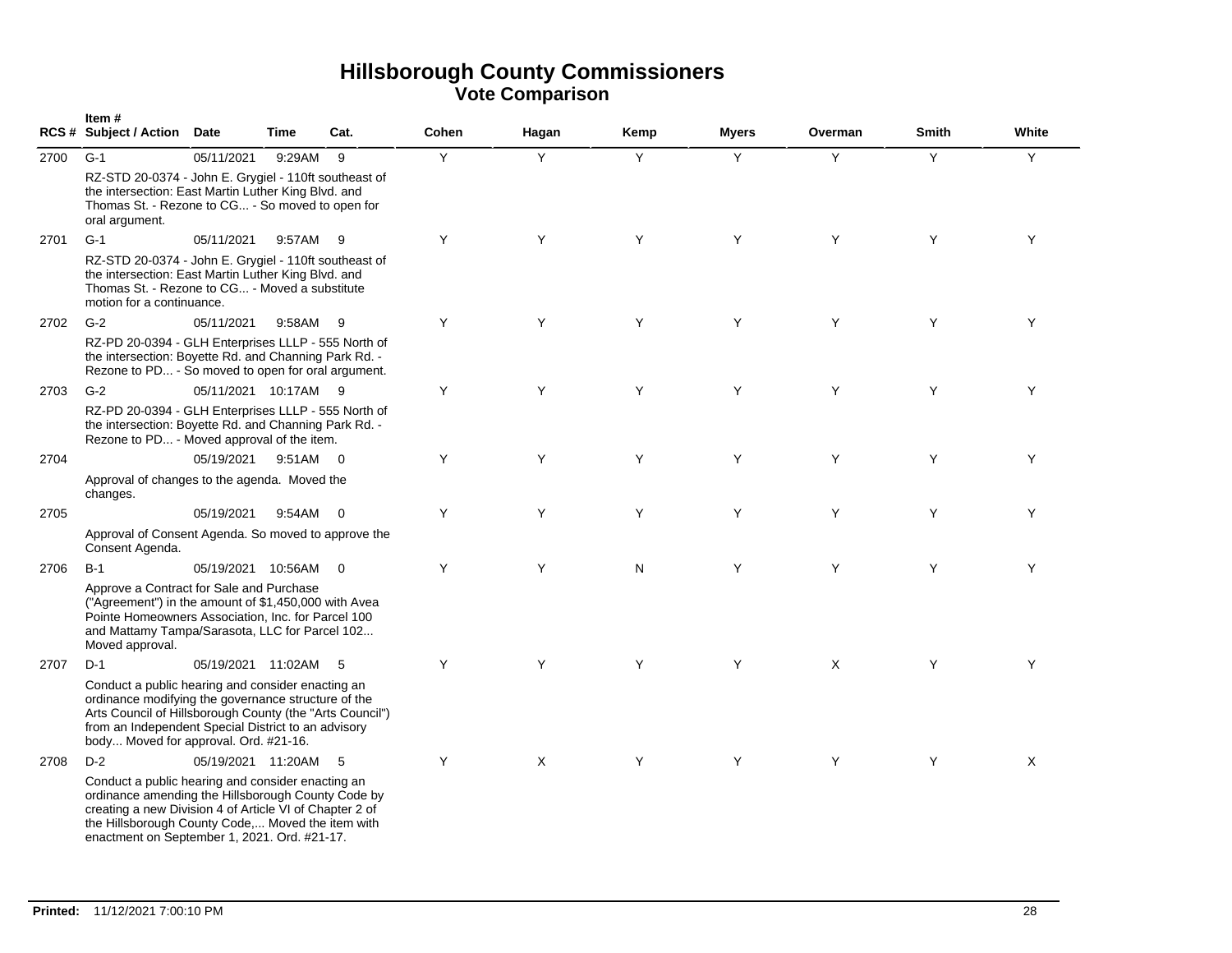# Hillsborough County Commissioners

## Vote Comparison

| RCS # | Item # Subject / Action | Date | Time | Cat. | Cohen | Hagan | Kemp | Myers | Overman | Smith | White |
|---|---|---|---|---|---|---|---|---|---|---|---|
| 2700 | G-1 | 05/11/2021 | 9:29AM | 9 | Y | Y | Y | Y | Y | Y | Y |
| | RZ-STD 20-0374 - John E. Grygiel - 110ft southeast of the intersection: East Martin Luther King Blvd. and Thomas St. - Rezone to CG... - So moved to open for oral argument. | | | | | | | | | | |
| 2701 | G-1 | 05/11/2021 | 9:57AM | 9 | Y | Y | Y | Y | Y | Y | Y |
| | RZ-STD 20-0374 - John E. Grygiel - 110ft southeast of the intersection: East Martin Luther King Blvd. and Thomas St. - Rezone to CG... - Moved a substitute motion for a continuance. | | | | | | | | | | |
| 2702 | G-2 | 05/11/2021 | 9:58AM | 9 | Y | Y | Y | Y | Y | Y | Y |
| | RZ-PD 20-0394 - GLH Enterprises LLLP - 555 North of the intersection: Boyette Rd. and Channing Park Rd. - Rezone to PD... - So moved to open for oral argument. | | | | | | | | | | |
| 2703 | G-2 | 05/11/2021 | 10:17AM | 9 | Y | Y | Y | Y | Y | Y | Y |
| | RZ-PD 20-0394 - GLH Enterprises LLLP - 555 North of the intersection: Boyette Rd. and Channing Park Rd. - Rezone to PD... - Moved approval of the item. | | | | | | | | | | |
| 2704 | | 05/19/2021 | 9:51AM | 0 | Y | Y | Y | Y | Y | Y | Y |
| | Approval of changes to the agenda. Moved the changes. | | | | | | | | | | |
| 2705 | | 05/19/2021 | 9:54AM | 0 | Y | Y | Y | Y | Y | Y | Y |
| | Approval of Consent Agenda. So moved to approve the Consent Agenda. | | | | | | | | | | |
| 2706 | B-1 | 05/19/2021 | 10:56AM | 0 | Y | Y | N | Y | Y | Y | Y |
| | Approve a Contract for Sale and Purchase ("Agreement") in the amount of $1,450,000 with Avea Pointe Homeowners Association, Inc. for Parcel 100 and Mattamy Tampa/Sarasota, LLC for Parcel 102... Moved approval. | | | | | | | | | | |
| 2707 | D-1 | 05/19/2021 | 11:02AM | 5 | Y | Y | Y | Y | X | Y | Y |
| | Conduct a public hearing and consider enacting an ordinance modifying the governance structure of the Arts Council of Hillsborough County (the "Arts Council") from an Independent Special District to an advisory body... Moved for approval. Ord. #21-16. | | | | | | | | | | |
| 2708 | D-2 | 05/19/2021 | 11:20AM | 5 | Y | X | Y | Y | Y | Y | X |
| | Conduct a public hearing and consider enacting an ordinance amending the Hillsborough County Code by creating a new Division 4 of Article VI of Chapter 2 of the Hillsborough County Code,... Moved the item with enactment on September 1, 2021. Ord. #21-17. | | | | | | | | | | |

**Printed:** 11/12/2021 7:00:10 PM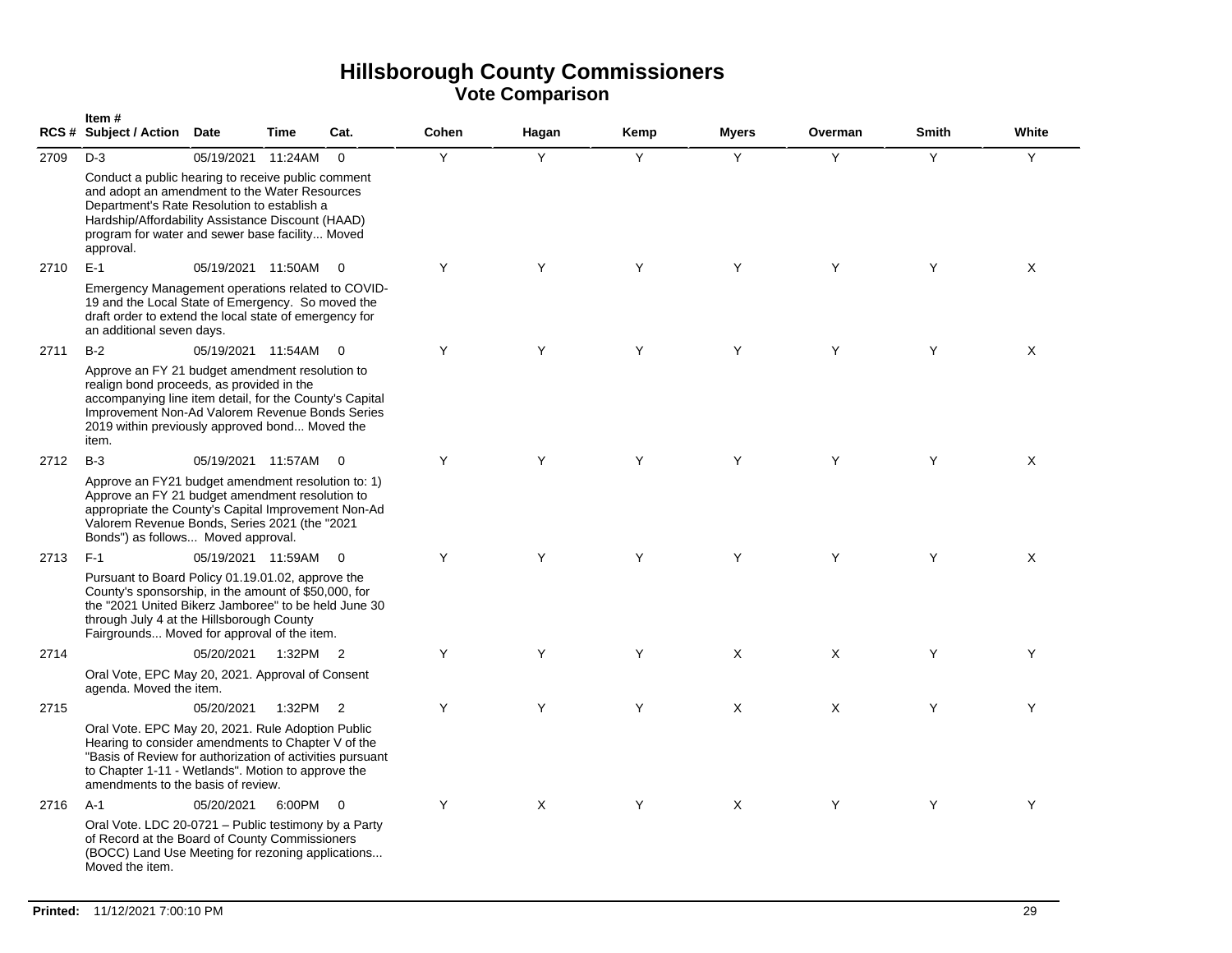# Hillsborough County Commissioners
## Vote Comparison

| RCS # | Item # Subject / Action | Date | Time | Cat. | Cohen | Hagan | Kemp | Myers | Overman | Smith | White |
|---|---|---|---|---|---|---|---|---|---|---|---|
| 2709 | D-3<br>Conduct a public hearing to receive public comment and adopt an amendment to the Water Resources Department's Rate Resolution to establish a Hardship/Affordability Assistance Discount (HAAD) program for water and sewer base facility... Moved approval. | 05/19/2021 | 11:24AM | 0 | Y | Y | Y | Y | Y | Y | Y |
| 2710 | E-1<br>Emergency Management operations related to COVID-19 and the Local State of Emergency. So moved the draft order to extend the local state of emergency for an additional seven days. | 05/19/2021 | 11:50AM | 0 | Y | Y | Y | Y | Y | Y | X |
| 2711 | B-2<br>Approve an FY 21 budget amendment resolution to realign bond proceeds, as provided in the accompanying line item detail, for the County's Capital Improvement Non-Ad Valorem Revenue Bonds Series 2019 within previously approved bond... Moved the item. | 05/19/2021 | 11:54AM | 0 | Y | Y | Y | Y | Y | Y | X |
| 2712 | B-3<br>Approve an FY21 budget amendment resolution to: 1) Approve an FY 21 budget amendment resolution to appropriate the County's Capital Improvement Non-Ad Valorem Revenue Bonds, Series 2021 (the "2021 Bonds") as follows... Moved approval. | 05/19/2021 | 11:57AM | 0 | Y | Y | Y | Y | Y | Y | X |
| 2713 | F-1<br>Pursuant to Board Policy 01.19.01.02, approve the County's sponsorship, in the amount of $50,000, for the "2021 United Bikerz Jamboree" to be held June 30 through July 4 at the Hillsborough County Fairgrounds... Moved for approval of the item. | 05/19/2021 | 11:59AM | 0 | Y | Y | Y | Y | Y | Y | X |
| 2714 | Oral Vote, EPC May 20, 2021. Approval of Consent agenda. Moved the item. | 05/20/2021 | 1:32PM | 2 | Y | Y | Y | X | X | Y | Y |
| 2715 | Oral Vote. EPC May 20, 2021. Rule Adoption Public Hearing to consider amendments to Chapter V of the "Basis of Review for authorization of activities pursuant to Chapter 1-11 - Wetlands". Motion to approve the amendments to the basis of review. | 05/20/2021 | 1:32PM | 2 | Y | Y | Y | X | X | Y | Y |
| 2716 | A-1<br>Oral Vote. LDC 20-0721 – Public testimony by a Party of Record at the Board of County Commissioners (BOCC) Land Use Meeting for rezoning applications... Moved the item. | 05/20/2021 | 6:00PM | 0 | Y | X | Y | X | Y | Y | Y |

**Printed:** 11/12/2021 7:00:10 PM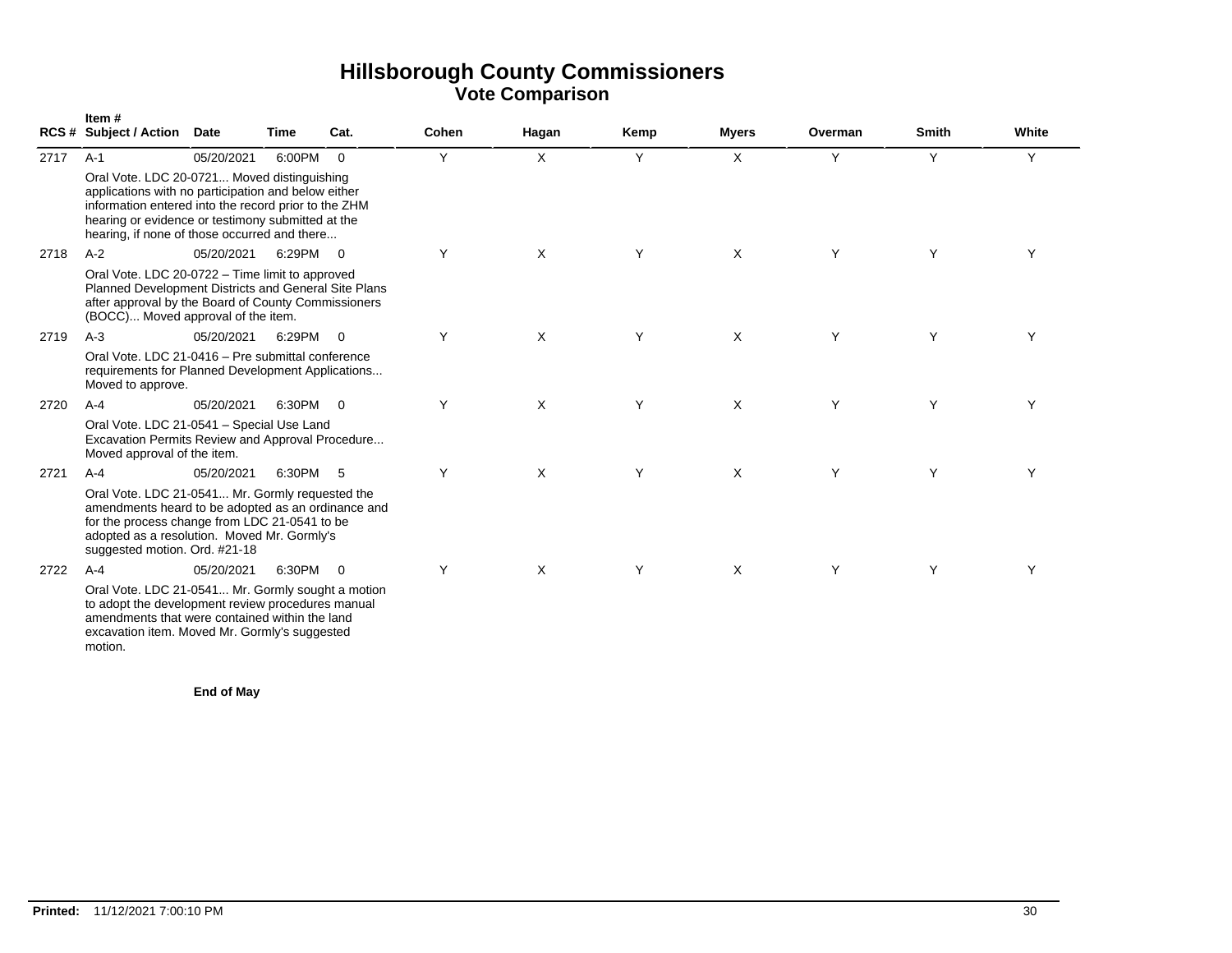# Hillsborough County Commissioners

## Vote Comparison

| RCS # | Item # Subject / Action | Date | Time | Cat. | Cohen | Hagan | Kemp | Myers | Overman | Smith | White |
|---|---|---|---|---|---|---|---|---|---|---|---|
| 2717 | A-1 | 05/20/2021 | 6:00PM | 0 | Y | X | Y | X | Y | Y | Y |
| | Oral Vote. LDC 20-0721... Moved distinguishing applications with no participation and below either information entered into the record prior to the ZHM hearing or evidence or testimony submitted at the hearing, if none of those occurred and there... | | | | | | | | | | |
| 2718 | A-2 | 05/20/2021 | 6:29PM | 0 | Y | X | Y | X | Y | Y | Y |
| | Oral Vote. LDC 20-0722 – Time limit to approved Planned Development Districts and General Site Plans after approval by the Board of County Commissioners (BOCC)... Moved approval of the item. | | | | | | | | | | |
| 2719 | A-3 | 05/20/2021 | 6:29PM | 0 | Y | X | Y | X | Y | Y | Y |
| | Oral Vote. LDC 21-0416 – Pre submittal conference requirements for Planned Development Applications... Moved to approve. | | | | | | | | | | |
| 2720 | A-4 | 05/20/2021 | 6:30PM | 0 | Y | X | Y | X | Y | Y | Y |
| | Oral Vote. LDC 21-0541 – Special Use Land Excavation Permits Review and Approval Procedure... Moved approval of the item. | | | | | | | | | | |
| 2721 | A-4 | 05/20/2021 | 6:30PM | 5 | Y | X | Y | X | Y | Y | Y |
| | Oral Vote. LDC 21-0541... Mr. Gormly requested the amendments heard to be adopted as an ordinance and for the process change from LDC 21-0541 to be adopted as a resolution. Moved Mr. Gormly's suggested motion. Ord. #21-18 | | | | | | | | | | |
| 2722 | A-4 | 05/20/2021 | 6:30PM | 0 | Y | X | Y | X | Y | Y | Y |
| | Oral Vote. LDC 21-0541... Mr. Gormly sought a motion to adopt the development review procedures manual amendments that were contained within the land excavation item. Moved Mr. Gormly's suggested motion. | | | | | | | | | | |

**End of May**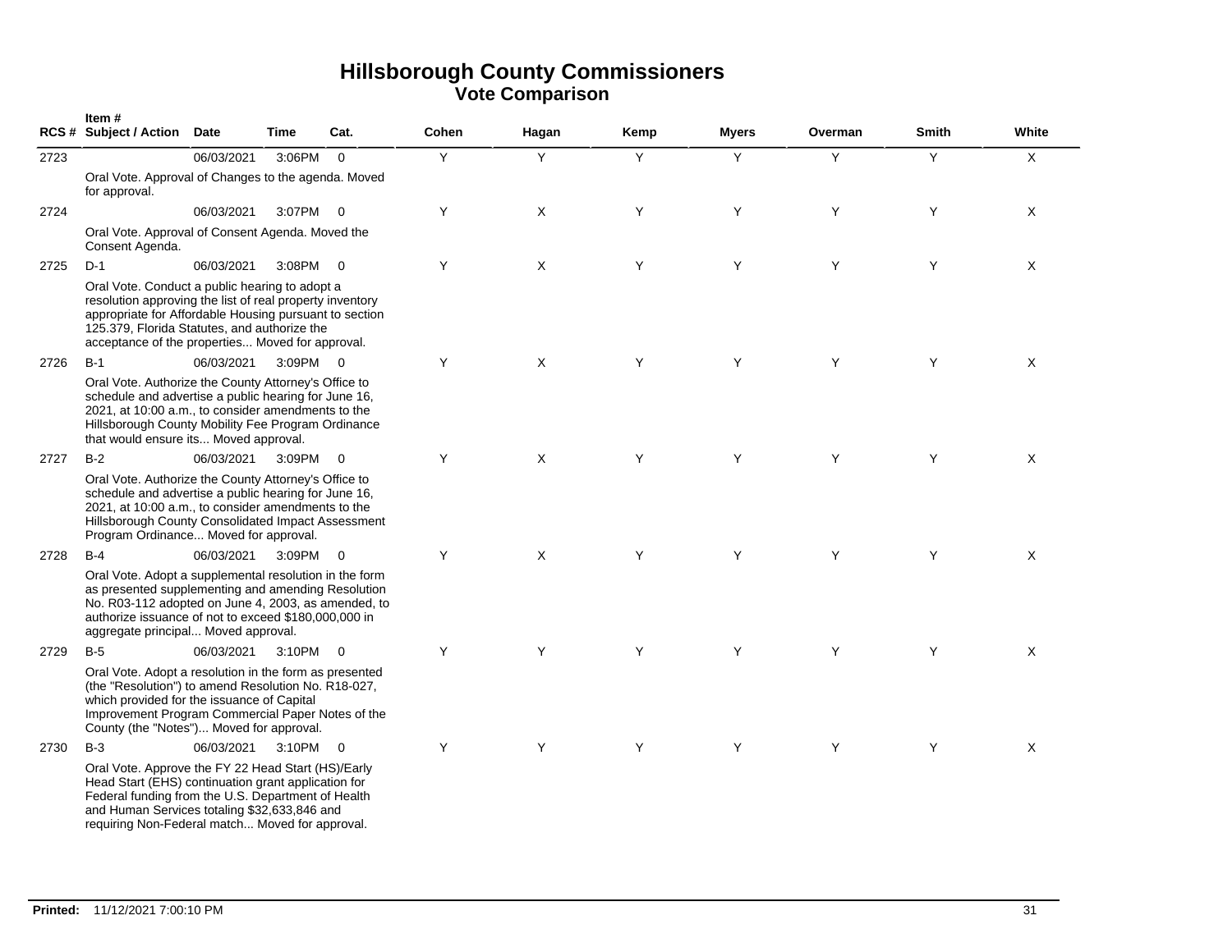# Hillsborough County Commissioners
## Vote Comparison

| RCS # | Item # Subject / Action | Date | Time | Cat. | Cohen | Hagan | Kemp | Myers | Overman | Smith | White |
|---|---|---|---|---|---|---|---|---|---|---|---|
| 2723 | | 06/03/2021 | 3:06PM | 0 | Y | Y | Y | Y | Y | Y | X |
| | Oral Vote. Approval of Changes to the agenda. Moved for approval. | | | | | | | | | | |
| 2724 | | 06/03/2021 | 3:07PM | 0 | Y | X | Y | Y | Y | Y | X |
| | Oral Vote. Approval of Consent Agenda. Moved the Consent Agenda. | | | | | | | | | | |
| 2725 | D-1 | 06/03/2021 | 3:08PM | 0 | Y | X | Y | Y | Y | Y | X |
| | Oral Vote. Conduct a public hearing to adopt a resolution approving the list of real property inventory appropriate for Affordable Housing pursuant to section 125.379, Florida Statutes, and authorize the acceptance of the properties... Moved for approval. | | | | | | | | | | |
| 2726 | B-1 | 06/03/2021 | 3:09PM | 0 | Y | X | Y | Y | Y | Y | X |
| | Oral Vote. Authorize the County Attorney's Office to schedule and advertise a public hearing for June 16, 2021, at 10:00 a.m., to consider amendments to the Hillsborough County Mobility Fee Program Ordinance that would ensure its... Moved approval. | | | | | | | | | | |
| 2727 | B-2 | 06/03/2021 | 3:09PM | 0 | Y | X | Y | Y | Y | Y | X |
| | Oral Vote. Authorize the County Attorney's Office to schedule and advertise a public hearing for June 16, 2021, at 10:00 a.m., to consider amendments to the Hillsborough County Consolidated Impact Assessment Program Ordinance... Moved for approval. | | | | | | | | | | |
| 2728 | B-4 | 06/03/2021 | 3:09PM | 0 | Y | X | Y | Y | Y | Y | X |
| | Oral Vote. Adopt a supplemental resolution in the form as presented supplementing and amending Resolution No. R03-112 adopted on June 4, 2003, as amended, to authorize issuance of not to exceed $180,000,000 in aggregate principal... Moved approval. | | | | | | | | | | |
| 2729 | B-5 | 06/03/2021 | 3:10PM | 0 | Y | Y | Y | Y | Y | Y | X |
| | Oral Vote. Adopt a resolution in the form as presented (the "Resolution") to amend Resolution No. R18-027, which provided for the issuance of Capital Improvement Program Commercial Paper Notes of the County (the "Notes")... Moved for approval. | | | | | | | | | | |
| 2730 | B-3 | 06/03/2021 | 3:10PM | 0 | Y | Y | Y | Y | Y | Y | X |
| | Oral Vote. Approve the FY 22 Head Start (HS)/Early Head Start (EHS) continuation grant application for Federal funding from the U.S. Department of Health and Human Services totaling $32,633,846 and requiring Non-Federal match... Moved for approval. | | | | | | | | | | |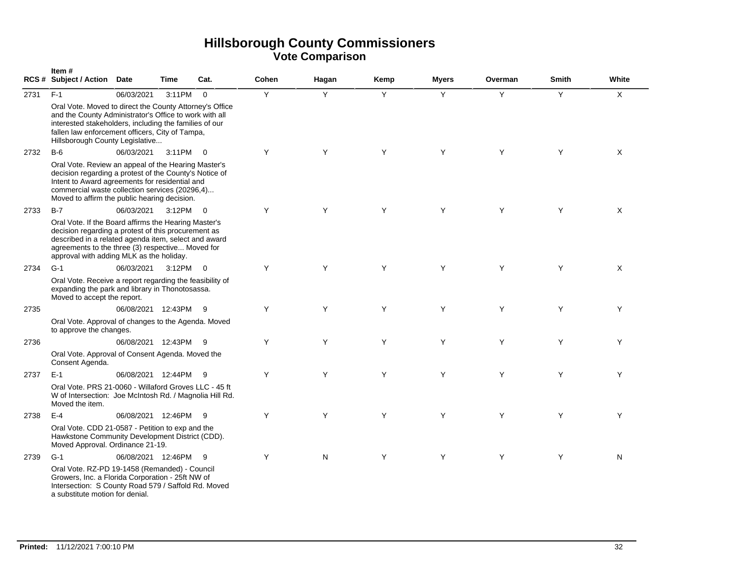# Hillsborough County Commissioners
## Vote Comparison

| RCS # | Item # Subject / Action | Date | Time | Cat. | Cohen | Hagan | Kemp | Myers | Overman | Smith | White |
|---|---|---|---|---|---|---|---|---|---|---|---|
| 2731 | F-1 | 06/03/2021 | 3:11PM | 0 | Y | Y | Y | Y | Y | Y | X |
| | Oral Vote. Moved to direct the County Attorney's Office and the County Administrator's Office to work with all interested stakeholders, including the families of our fallen law enforcement officers, City of Tampa, Hillsborough County Legislative... | | | | | | | | | | |
| 2732 | B-6 | 06/03/2021 | 3:11PM | 0 | Y | Y | Y | Y | Y | Y | X |
| | Oral Vote. Review an appeal of the Hearing Master's decision regarding a protest of the County's Notice of Intent to Award agreements for residential and commercial waste collection services (20296,4)... Moved to affirm the public hearing decision. | | | | | | | | | | |
| 2733 | B-7 | 06/03/2021 | 3:12PM | 0 | Y | Y | Y | Y | Y | Y | X |
| | Oral Vote. If the Board affirms the Hearing Master's decision regarding a protest of this procurement as described in a related agenda item, select and award agreements to the three (3) respective... Moved for approval with adding MLK as the holiday. | | | | | | | | | | |
| 2734 | G-1 | 06/03/2021 | 3:12PM | 0 | Y | Y | Y | Y | Y | Y | X |
| | Oral Vote. Receive a report regarding the feasibility of expanding the park and library in Thonotosassa. Moved to accept the report. | | | | | | | | | | |
| 2735 | | 06/08/2021 | 12:43PM | 9 | Y | Y | Y | Y | Y | Y | Y |
| | Oral Vote. Approval of changes to the Agenda. Moved to approve the changes. | | | | | | | | | | |
| 2736 | | 06/08/2021 | 12:43PM | 9 | Y | Y | Y | Y | Y | Y | Y |
| | Oral Vote. Approval of Consent Agenda. Moved the Consent Agenda. | | | | | | | | | | |
| 2737 | E-1 | 06/08/2021 | 12:44PM | 9 | Y | Y | Y | Y | Y | Y | Y |
| | Oral Vote. PRS 21-0060 - Willaford Groves LLC - 45 ft W of Intersection: Joe McIntosh Rd. / Magnolia Hill Rd. Moved the item. | | | | | | | | | | |
| 2738 | E-4 | 06/08/2021 | 12:46PM | 9 | Y | Y | Y | Y | Y | Y | Y |
| | Oral Vote. CDD 21-0587 - Petition to exp and the Hawkstone Community Development District (CDD). Moved Approval. Ordinance 21-19. | | | | | | | | | | |
| 2739 | G-1 | 06/08/2021 | 12:46PM | 9 | Y | N | Y | Y | Y | Y | N |
| | Oral Vote. RZ-PD 19-1458 (Remanded) - Council Growers, Inc. a Florida Corporation - 25ft NW of Intersection: S County Road 579 / Saffold Rd. Moved a substitute motion for denial. | | | | | | | | | | |

**Printed:** 11/12/2021 7:00:10 PM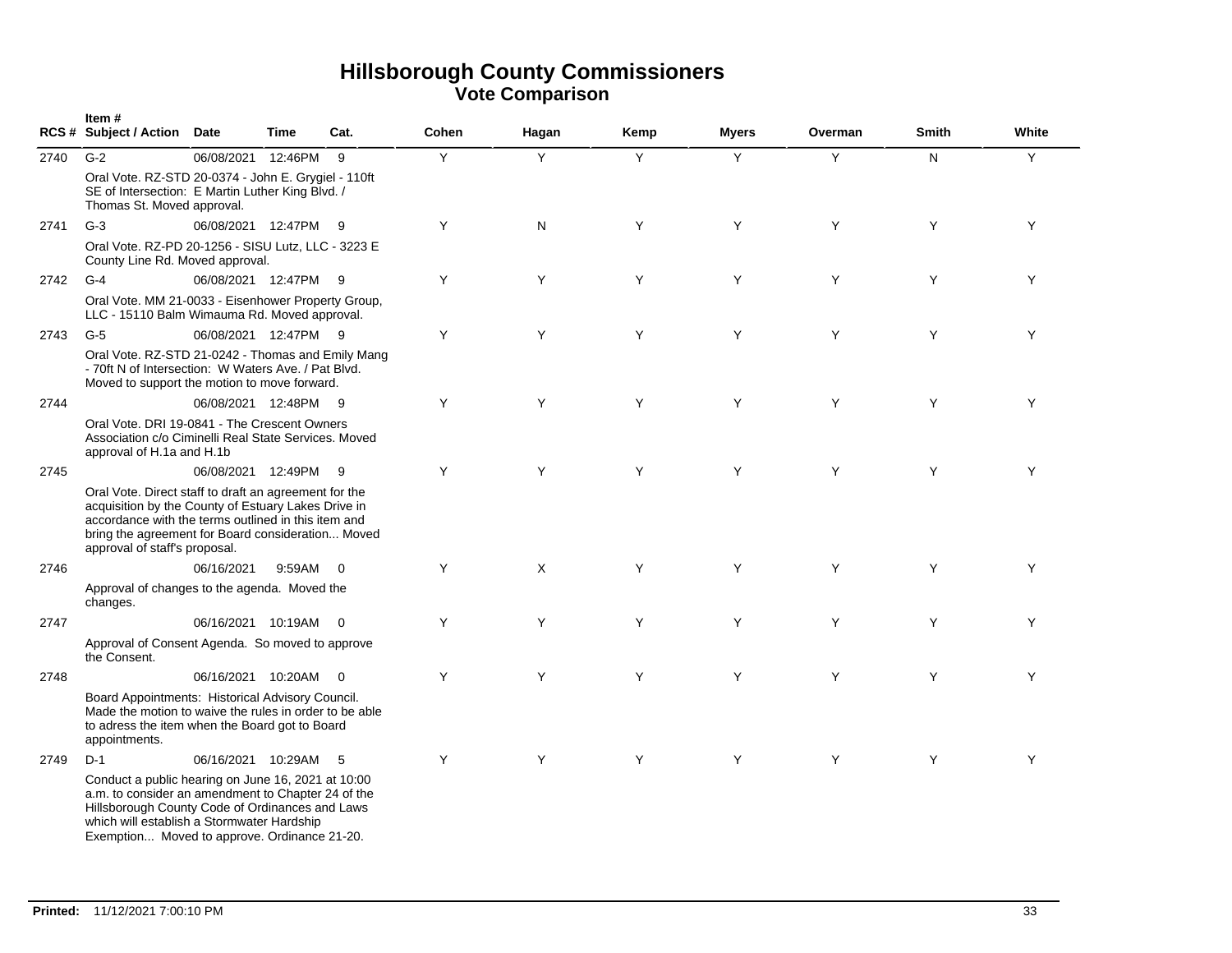# Hillsborough County Commissioners
## Vote Comparison

| RCS # | Item # Subject / Action | Date | Time | Cat. | Cohen | Hagan | Kemp | Myers | Overman | Smith | White |
|---|---|---|---|---|---|---|---|---|---|---|---|
| 2740 | G-2<br>Oral Vote. RZ-STD 20-0374 - John E. Grygiel - 110ft SE of Intersection: E Martin Luther King Blvd. / Thomas St. Moved approval. | 06/08/2021 | 12:46PM | 9 | Y | Y | Y | Y | Y | N | Y |
| 2741 | G-3<br>Oral Vote. RZ-PD 20-1256 - SISU Lutz, LLC - 3223 E County Line Rd. Moved approval. | 06/08/2021 | 12:47PM | 9 | Y | N | Y | Y | Y | Y | Y |
| 2742 | G-4<br>Oral Vote. MM 21-0033 - Eisenhower Property Group, LLC - 15110 Balm Wimauma Rd. Moved approval. | 06/08/2021 | 12:47PM | 9 | Y | Y | Y | Y | Y | Y | Y |
| 2743 | G-5<br>Oral Vote. RZ-STD 21-0242 - Thomas and Emily Mang - 70ft N of Intersection: W Waters Ave. / Pat Blvd. Moved to support the motion to move forward. | 06/08/2021 | 12:47PM | 9 | Y | Y | Y | Y | Y | Y | Y |
| 2744 | Oral Vote. DRI 19-0841 - The Crescent Owners Association c/o Ciminelli Real State Services. Moved approval of H.1a and H.1b | 06/08/2021 | 12:48PM | 9 | Y | Y | Y | Y | Y | Y | Y |
| 2745 | Oral Vote. Direct staff to draft an agreement for the acquisition by the County of Estuary Lakes Drive in accordance with the terms outlined in this item and bring the agreement for Board consideration... Moved approval of staff's proposal. | 06/08/2021 | 12:49PM | 9 | Y | Y | Y | Y | Y | Y | Y |
| 2746 | Approval of changes to the agenda. Moved the changes. | 06/16/2021 | 9:59AM | 0 | Y | X | Y | Y | Y | Y | Y |
| 2747 | Approval of Consent Agenda. So moved to approve the Consent. | 06/16/2021 | 10:19AM | 0 | Y | Y | Y | Y | Y | Y | Y |
| 2748 | Board Appointments: Historical Advisory Council. Made the motion to waive the rules in order to be able to adress the item when the Board got to Board appointments. | 06/16/2021 | 10:20AM | 0 | Y | Y | Y | Y | Y | Y | Y |
| 2749 | D-1<br>Conduct a public hearing on June 16, 2021 at 10:00 a.m. to consider an amendment to Chapter 24 of the Hillsborough County Code of Ordinances and Laws which will establish a Stormwater Hardship Exemption... Moved to approve. Ordinance 21-20. | 06/16/2021 | 10:29AM | 5 | Y | Y | Y | Y | Y | Y | Y |

**Printed:** 11/12/2021 7:00:10 PM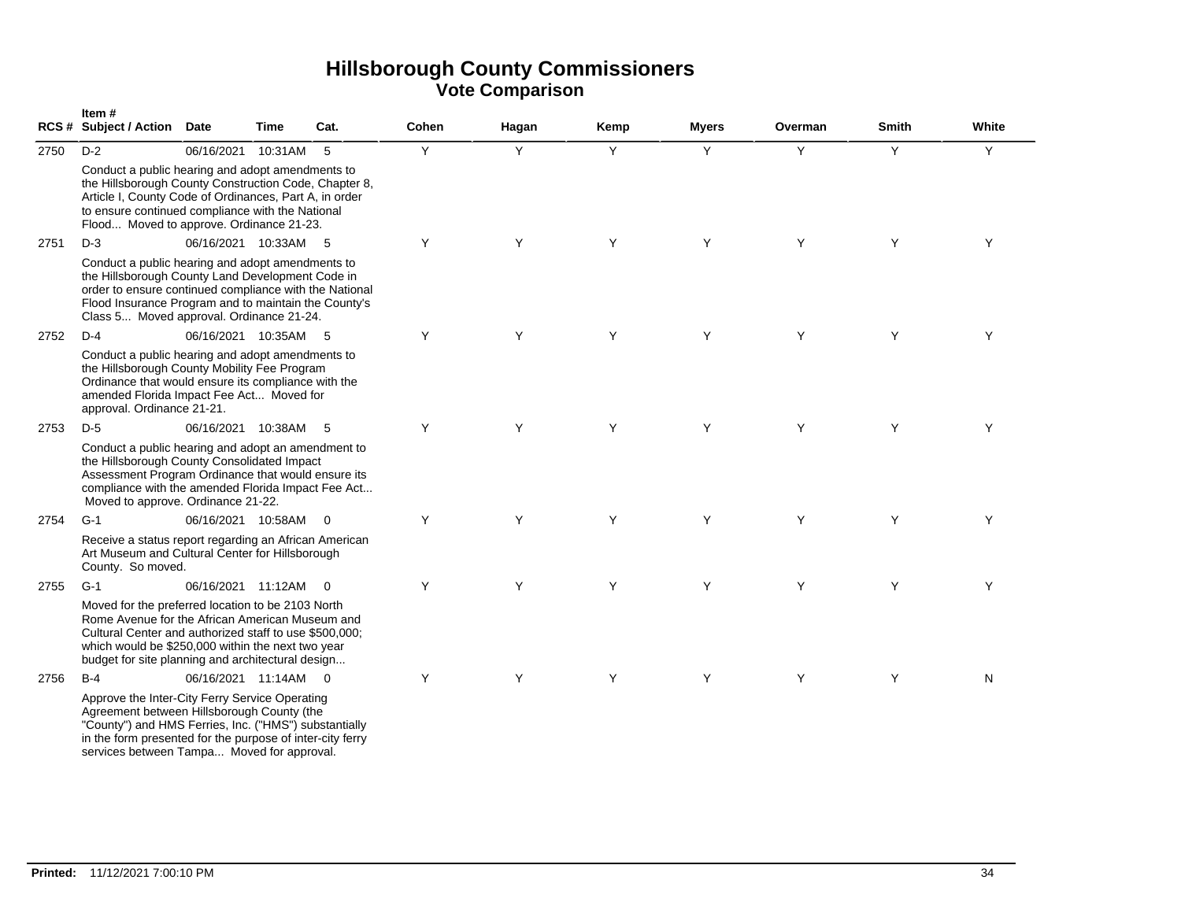# Hillsborough County Commissioners

## Vote Comparison

| RCS # | Item # Subject / Action | Date | Time | Cat. | Cohen | Hagan | Kemp | Myers | Overman | Smith | White |
|---|---|---|---|---|---|---|---|---|---|---|---|
| 2750 | D-2 | 06/16/2021 | 10:31AM | 5 | Y | Y | Y | Y | Y | Y | Y |
| | Conduct a public hearing and adopt amendments to the Hillsborough County Construction Code, Chapter 8, Article I, County Code of Ordinances, Part A, in order to ensure continued compliance with the National Flood... Moved to approve. Ordinance 21-23. | | | | | | | | | | |
| 2751 | D-3 | 06/16/2021 | 10:33AM | 5 | Y | Y | Y | Y | Y | Y | Y |
| | Conduct a public hearing and adopt amendments to the Hillsborough County Land Development Code in order to ensure continued compliance with the National Flood Insurance Program and to maintain the County's Class 5... Moved approval. Ordinance 21-24. | | | | | | | | | | |
| 2752 | D-4 | 06/16/2021 | 10:35AM | 5 | Y | Y | Y | Y | Y | Y | Y |
| | Conduct a public hearing and adopt amendments to the Hillsborough County Mobility Fee Program Ordinance that would ensure its compliance with the amended Florida Impact Fee Act... Moved for approval. Ordinance 21-21. | | | | | | | | | | |
| 2753 | D-5 | 06/16/2021 | 10:38AM | 5 | Y | Y | Y | Y | Y | Y | Y |
| | Conduct a public hearing and adopt an amendment to the Hillsborough County Consolidated Impact Assessment Program Ordinance that would ensure its compliance with the amended Florida Impact Fee Act... Moved to approve. Ordinance 21-22. | | | | | | | | | | |
| 2754 | G-1 | 06/16/2021 | 10:58AM | 0 | Y | Y | Y | Y | Y | Y | Y |
| | Receive a status report regarding an African American Art Museum and Cultural Center for Hillsborough County. So moved. | | | | | | | | | | |
| 2755 | G-1 | 06/16/2021 | 11:12AM | 0 | Y | Y | Y | Y | Y | Y | Y |
| | Moved for the preferred location to be 2103 North Rome Avenue for the African American Museum and Cultural Center and authorized staff to use $500,000; which would be $250,000 within the next two year budget for site planning and architectural design... | | | | | | | | | | |
| 2756 | B-4 | 06/16/2021 | 11:14AM | 0 | Y | Y | Y | Y | Y | Y | N |
| | Approve the Inter-City Ferry Service Operating Agreement between Hillsborough County (the "County") and HMS Ferries, Inc. ("HMS") substantially in the form presented for the purpose of inter-city ferry services between Tampa... Moved for approval. | | | | | | | | | | |

**Printed:** 11/12/2021 7:00:10 PM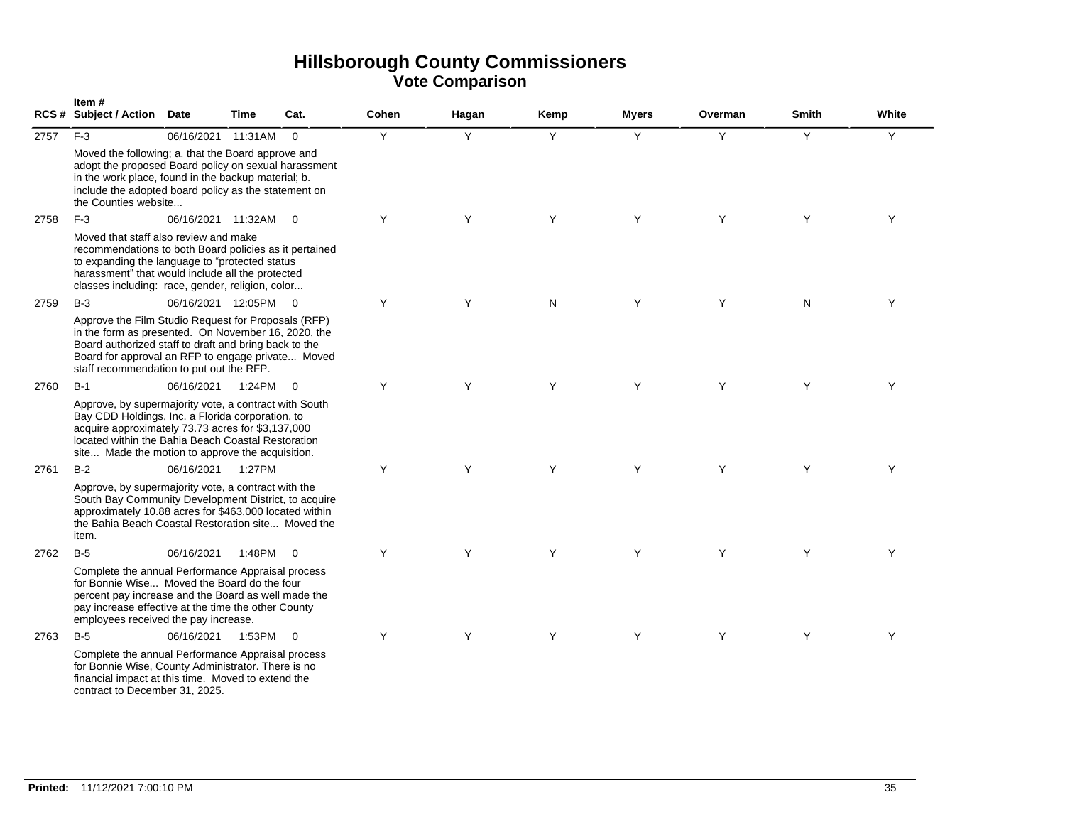# Hillsborough County Commissioners
## Vote Comparison

| RCS # | Item # Subject / Action | Date | Time | Cat. | Cohen | Hagan | Kemp | Myers | Overman | Smith | White |
|---|---|---|---|---|---|---|---|---|---|---|---|
| 2757 | F-3 | 06/16/2021 | 11:31AM | 0 | Y | Y | Y | Y | Y | Y | Y |
| | Moved the following; a. that the Board approve and adopt the proposed Board policy on sexual harassment in the work place, found in the backup material; b. include the adopted board policy as the statement on the Counties website... | | | | | | | | | | |
| 2758 | F-3 | 06/16/2021 | 11:32AM | 0 | Y | Y | Y | Y | Y | Y | Y |
| | Moved that staff also review and make recommendations to both Board policies as it pertained to expanding the language to "protected status harassment" that would include all the protected classes including: race, gender, religion, color... | | | | | | | | | | |
| 2759 | B-3 | 06/16/2021 | 12:05PM | 0 | Y | Y | N | Y | Y | N | Y |
| | Approve the Film Studio Request for Proposals (RFP) in the form as presented. On November 16, 2020, the Board authorized staff to draft and bring back to the Board for approval an RFP to engage private... Moved staff recommendation to put out the RFP. | | | | | | | | | | |
| 2760 | B-1 | 06/16/2021 | 1:24PM | 0 | Y | Y | Y | Y | Y | Y | Y |
| | Approve, by supermajority vote, a contract with South Bay CDD Holdings, Inc. a Florida corporation, to acquire approximately 73.73 acres for $3,137,000 located within the Bahia Beach Coastal Restoration site... Made the motion to approve the acquisition. | | | | | | | | | | |
| 2761 | B-2 | 06/16/2021 | 1:27PM | | Y | Y | Y | Y | Y | Y | Y |
| | Approve, by supermajority vote, a contract with the South Bay Community Development District, to acquire approximately 10.88 acres for $463,000 located within the Bahia Beach Coastal Restoration site... Moved the item. | | | | | | | | | | |
| 2762 | B-5 | 06/16/2021 | 1:48PM | 0 | Y | Y | Y | Y | Y | Y | Y |
| | Complete the annual Performance Appraisal process for Bonnie Wise... Moved the Board do the four percent pay increase and the Board as well made the pay increase effective at the time the other County employees received the pay increase. | | | | | | | | | | |
| 2763 | B-5 | 06/16/2021 | 1:53PM | 0 | Y | Y | Y | Y | Y | Y | Y |
| | Complete the annual Performance Appraisal process for Bonnie Wise, County Administrator. There is no financial impact at this time. Moved to extend the contract to December 31, 2025. | | | | | | | | | | |

**Printed:** 11/12/2021 7:00:10 PM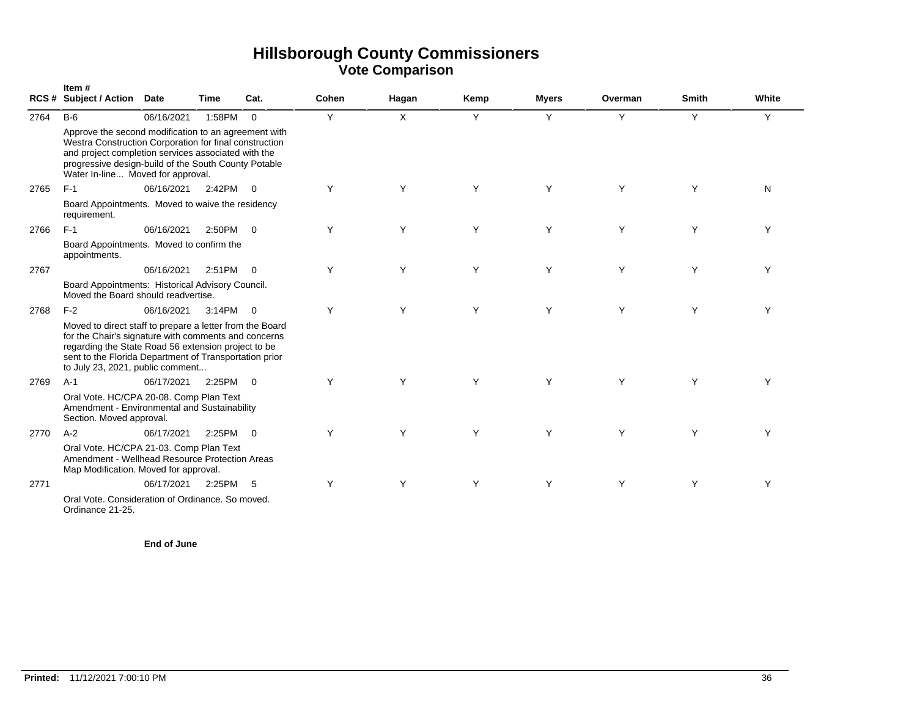# Hillsborough County Commissioners
## Vote Comparison

| RCS # | Item # Subject / Action | Date | Time | Cat. | Cohen | Hagan | Kemp | Myers | Overman | Smith | White |
|---|---|---|---|---|---|---|---|---|---|---|---|
| 2764 | B-6 | 06/16/2021 | 1:58PM | 0 | Y | X | Y | Y | Y | Y | Y |
| | Approve the second modification to an agreement with Westra Construction Corporation for final construction and project completion services associated with the progressive design-build of the South County Potable Water In-line... Moved for approval. | | | | | | | | | | |
| 2765 | F-1 | 06/16/2021 | 2:42PM | 0 | Y | Y | Y | Y | Y | Y | N |
| | Board Appointments. Moved to waive the residency requirement. | | | | | | | | | | |
| 2766 | F-1 | 06/16/2021 | 2:50PM | 0 | Y | Y | Y | Y | Y | Y | Y |
| | Board Appointments. Moved to confirm the appointments. | | | | | | | | | | |
| 2767 | | 06/16/2021 | 2:51PM | 0 | Y | Y | Y | Y | Y | Y | Y |
| | Board Appointments: Historical Advisory Council. Moved the Board should readvertise. | | | | | | | | | | |
| 2768 | F-2 | 06/16/2021 | 3:14PM | 0 | Y | Y | Y | Y | Y | Y | Y |
| | Moved to direct staff to prepare a letter from the Board for the Chair's signature with comments and concerns regarding the State Road 56 extension project to be sent to the Florida Department of Transportation prior to July 23, 2021, public comment... | | | | | | | | | | |
| 2769 | A-1 | 06/17/2021 | 2:25PM | 0 | Y | Y | Y | Y | Y | Y | Y |
| | Oral Vote. HC/CPA 20-08. Comp Plan Text Amendment - Environmental and Sustainability Section. Moved approval. | | | | | | | | | | |
| 2770 | A-2 | 06/17/2021 | 2:25PM | 0 | Y | Y | Y | Y | Y | Y | Y |
| | Oral Vote. HC/CPA 21-03. Comp Plan Text Amendment - Wellhead Resource Protection Areas Map Modification. Moved for approval. | | | | | | | | | | |
| 2771 | | 06/17/2021 | 2:25PM | 5 | Y | Y | Y | Y | Y | Y | Y |
| | Oral Vote. Consideration of Ordinance. So moved. Ordinance 21-25. | | | | | | | | | | |

**End of June**

**Printed:** 11/12/2021 7:00:10 PM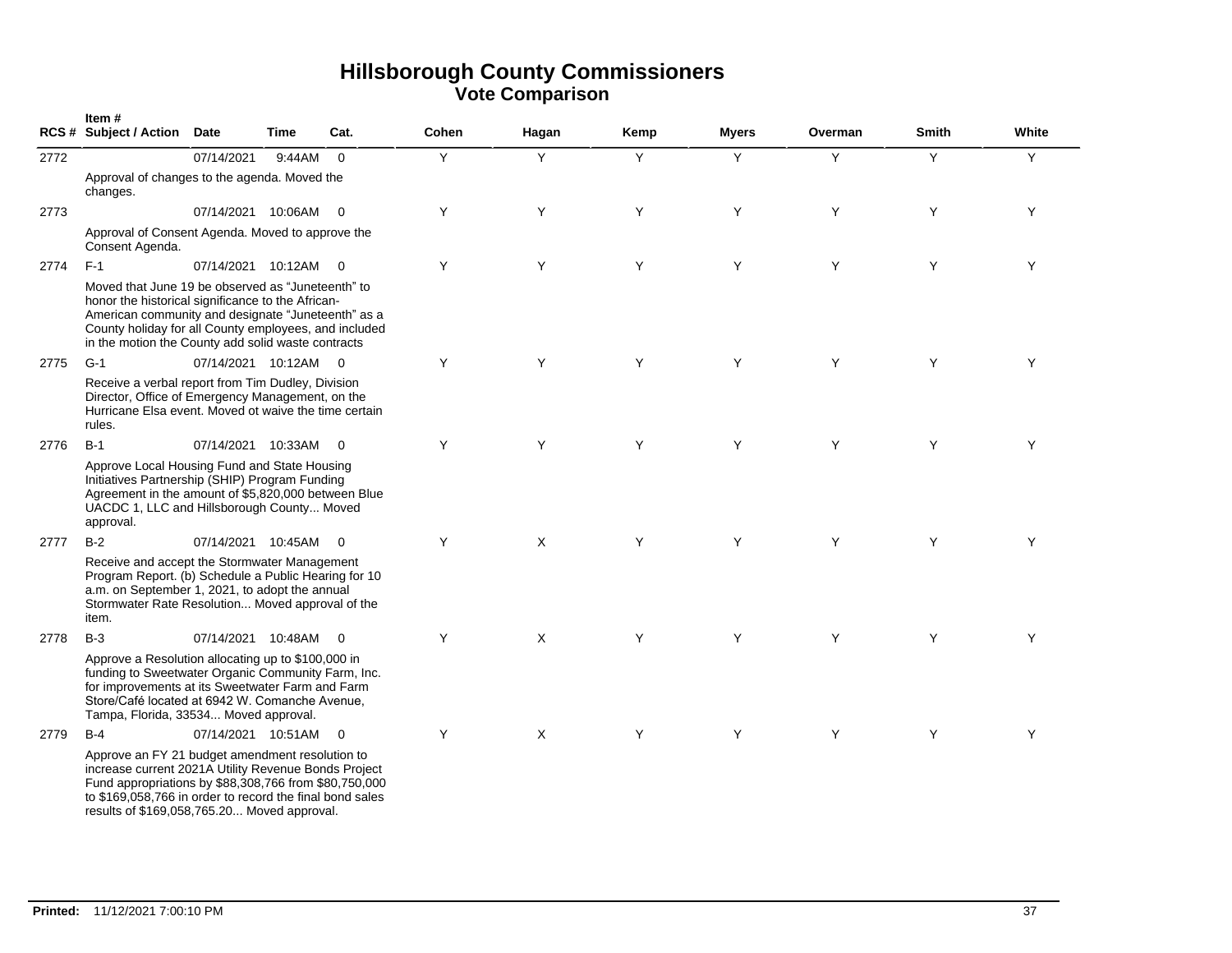# Hillsborough County Commissioners
## Vote Comparison

| RCS # | Item # Subject / Action | Date | Time | Cat. | Cohen | Hagan | Kemp | Myers | Overman | Smith | White |
|---|---|---|---|---|---|---|---|---|---|---|---|
| 2772 | | 07/14/2021 | 9:44AM | 0 | Y | Y | Y | Y | Y | Y | Y |
| | Approval of changes to the agenda. Moved the changes. | | | | | | | | | | |
| 2773 | | 07/14/2021 | 10:06AM | 0 | Y | Y | Y | Y | Y | Y | Y |
| | Approval of Consent Agenda. Moved to approve the Consent Agenda. | | | | | | | | | | |
| 2774 | F-1 | 07/14/2021 | 10:12AM | 0 | Y | Y | Y | Y | Y | Y | Y |
| | Moved that June 19 be observed as “Juneteenth” to honor the historical significance to the African-American community and designate “Juneteenth” as a County holiday for all County employees, and included in the motion the County add solid waste contracts | | | | | | | | | | |
| 2775 | G-1 | 07/14/2021 | 10:12AM | 0 | Y | Y | Y | Y | Y | Y | Y |
| | Receive a verbal report from Tim Dudley, Division Director, Office of Emergency Management, on the Hurricane Elsa event. Moved ot waive the time certain rules. | | | | | | | | | | |
| 2776 | B-1 | 07/14/2021 | 10:33AM | 0 | Y | Y | Y | Y | Y | Y | Y |
| | Approve Local Housing Fund and State Housing Initiatives Partnership (SHIP) Program Funding Agreement in the amount of $5,820,000 between Blue UACDC 1, LLC and Hillsborough County... Moved approval. | | | | | | | | | | |
| 2777 | B-2 | 07/14/2021 | 10:45AM | 0 | Y | X | Y | Y | Y | Y | Y |
| | Receive and accept the Stormwater Management Program Report. (b) Schedule a Public Hearing for 10 a.m. on September 1, 2021, to adopt the annual Stormwater Rate Resolution... Moved approval of the item. | | | | | | | | | | |
| 2778 | B-3 | 07/14/2021 | 10:48AM | 0 | Y | X | Y | Y | Y | Y | Y |
| | Approve a Resolution allocating up to $100,000 in funding to Sweetwater Organic Community Farm, Inc. for improvements at its Sweetwater Farm and Farm Store/Café located at 6942 W. Comanche Avenue, Tampa, Florida, 33534... Moved approval. | | | | | | | | | | |
| 2779 | B-4 | 07/14/2021 | 10:51AM | 0 | Y | X | Y | Y | Y | Y | Y |
| | Approve an FY 21 budget amendment resolution to increase current 2021A Utility Revenue Bonds Project Fund appropriations by $88,308,766 from $80,750,000 to $169,058,766 in order to record the final bond sales results of $169,058,765.20... Moved approval. | | | | | | | | | | |

**Printed:** 11/12/2021 7:00:10 PM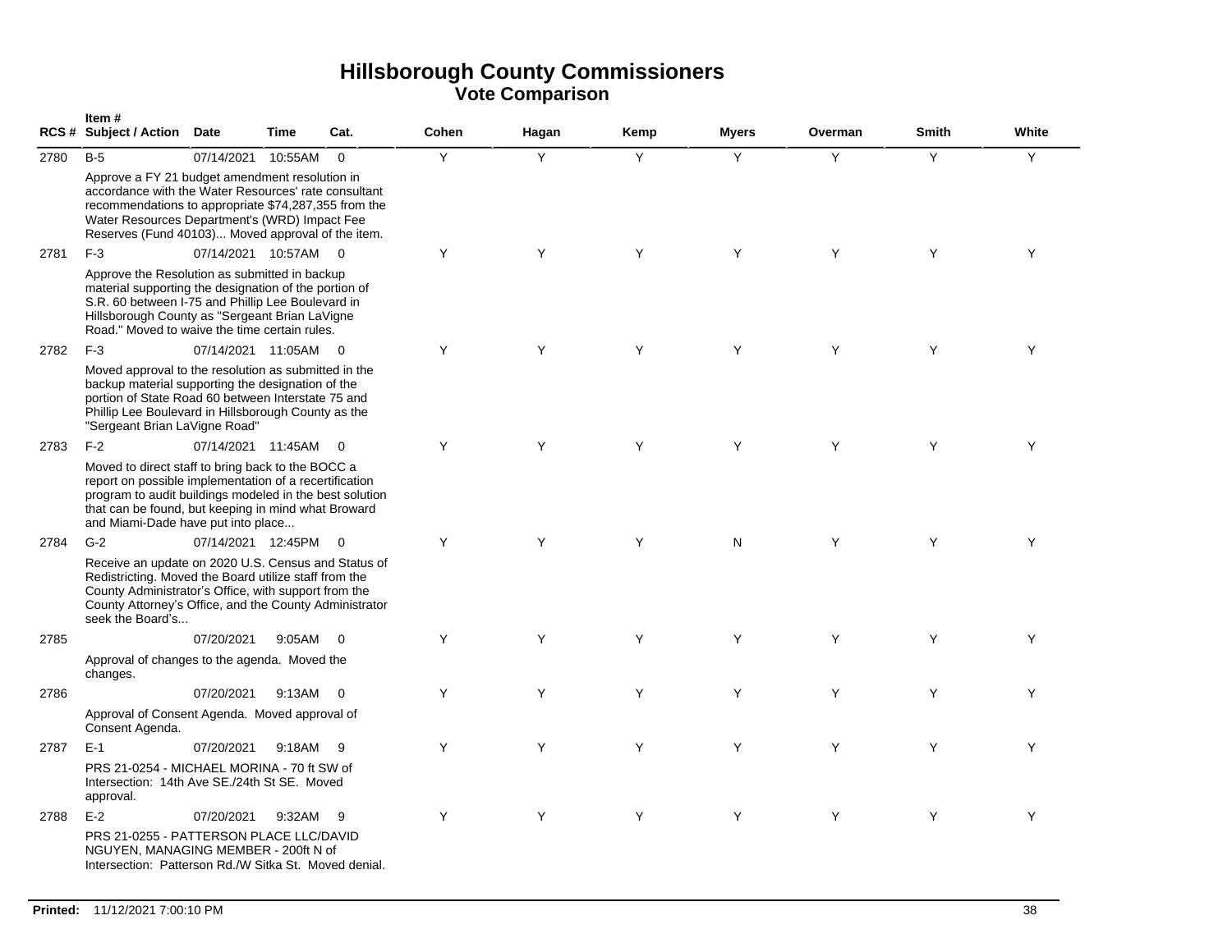# Hillsborough County Commissioners
## Vote Comparison

| RCS # | Item # Subject / Action | Date | Time | Cat. | Cohen | Hagan | Kemp | Myers | Overman | Smith | White |
|---|---|---|---|---|---|---|---|---|---|---|---|
| 2780 | B-5<br>Approve a FY 21 budget amendment resolution in accordance with the Water Resources' rate consultant recommendations to appropriate $74,287,355 from the Water Resources Department's (WRD) Impact Fee Reserves (Fund 40103)... Moved approval of the item. | 07/14/2021 | 10:55AM | 0 | Y | Y | Y | Y | Y | Y | Y |
| 2781 | F-3<br>Approve the Resolution as submitted in backup material supporting the designation of the portion of S.R. 60 between I-75 and Phillip Lee Boulevard in Hillsborough County as "Sergeant Brian LaVigne Road." Moved to waive the time certain rules. | 07/14/2021 | 10:57AM | 0 | Y | Y | Y | Y | Y | Y | Y |
| 2782 | F-3<br>Moved approval to the resolution as submitted in the backup material supporting the designation of the portion of State Road 60 between Interstate 75 and Phillip Lee Boulevard in Hillsborough County as the "Sergeant Brian LaVigne Road" | 07/14/2021 | 11:05AM | 0 | Y | Y | Y | Y | Y | Y | Y |
| 2783 | F-2<br>Moved to direct staff to bring back to the BOCC a report on possible implementation of a recertification program to audit buildings modeled in the best solution that can be found, but keeping in mind what Broward and Miami-Dade have put into place... | 07/14/2021 | 11:45AM | 0 | Y | Y | Y | Y | Y | Y | Y |
| 2784 | G-2<br>Receive an update on 2020 U.S. Census and Status of Redistricting. Moved the Board utilize staff from the County Administrator's Office, with support from the County Attorney's Office, and the County Administrator seek the Board's... | 07/14/2021 | 12:45PM | 0 | Y | Y | Y | N | Y | Y | Y |
| 2785 | Approval of changes to the agenda. Moved the changes. | 07/20/2021 | 9:05AM | 0 | Y | Y | Y | Y | Y | Y | Y |
| 2786 | Approval of Consent Agenda. Moved approval of Consent Agenda. | 07/20/2021 | 9:13AM | 0 | Y | Y | Y | Y | Y | Y | Y |
| 2787 | E-1<br>PRS 21-0254 - MICHAEL MORINA - 70 ft SW of Intersection: 14th Ave SE./24th St SE. Moved approval. | 07/20/2021 | 9:18AM | 9 | Y | Y | Y | Y | Y | Y | Y |
| 2788 | E-2<br>PRS 21-0255 - PATTERSON PLACE LLC/DAVID NGUYEN, MANAGING MEMBER - 200ft N of Intersection: Patterson Rd./W Sitka St. Moved denial. | 07/20/2021 | 9:32AM | 9 | Y | Y | Y | Y | Y | Y | Y |

**Printed:** 11/12/2021 7:00:10 PM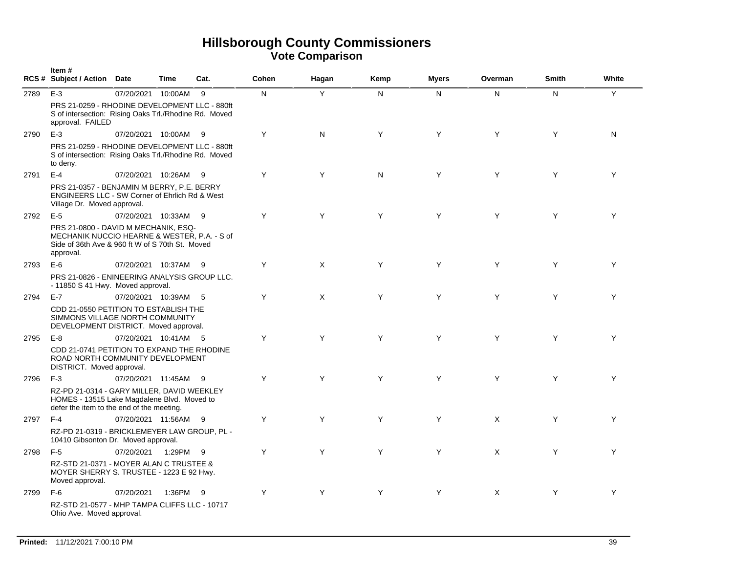# Hillsborough County Commissioners

## Vote Comparison

| RCS # | Item # Subject / Action | Date | Time | Cat. | Cohen | Hagan | Kemp | Myers | Overman | Smith | White |
|---|---|---|---|---|---|---|---|---|---|---|---|
| 2789 | E-3<br>PRS 21-0259 - RHODINE DEVELOPMENT LLC - 880ft S of intersection: Rising Oaks Trl./Rhodine Rd. Moved approval. FAILED | 07/20/2021 | 10:00AM | 9 | N | Y | N | N | N | N | Y |
| 2790 | E-3<br>PRS 21-0259 - RHODINE DEVELOPMENT LLC - 880ft S of intersection: Rising Oaks Trl./Rhodine Rd. Moved to deny. | 07/20/2021 | 10:00AM | 9 | Y | N | Y | Y | Y | Y | N |
| 2791 | E-4<br>PRS 21-0357 - BENJAMIN M BERRY, P.E. BERRY ENGINEERS LLC - SW Corner of Ehrlich Rd & West Village Dr. Moved approval. | 07/20/2021 | 10:26AM | 9 | Y | Y | N | Y | Y | Y | Y |
| 2792 | E-5<br>PRS 21-0800 - DAVID M MECHANIK, ESQ- MECHANIK NUCCIO HEARNE & WESTER, P.A. - S of Side of 36th Ave & 960 ft W of S 70th St. Moved approval. | 07/20/2021 | 10:33AM | 9 | Y | Y | Y | Y | Y | Y | Y |
| 2793 | E-6<br>PRS 21-0826 - ENINEERING ANALYSIS GROUP LLC. - 11850 S 41 Hwy. Moved approval. | 07/20/2021 | 10:37AM | 9 | Y | X | Y | Y | Y | Y | Y |
| 2794 | E-7<br>CDD 21-0550 PETITION TO ESTABLISH THE SIMMONS VILLAGE NORTH COMMUNITY DEVELOPMENT DISTRICT. Moved approval. | 07/20/2021 | 10:39AM | 5 | Y | X | Y | Y | Y | Y | Y |
| 2795 | E-8<br>CDD 21-0741 PETITION TO EXPAND THE RHODINE ROAD NORTH COMMUNITY DEVELOPMENT DISTRICT. Moved approval. | 07/20/2021 | 10:41AM | 5 | Y | Y | Y | Y | Y | Y | Y |
| 2796 | F-3<br>RZ-PD 21-0314 - GARY MILLER, DAVID WEEKLEY HOMES - 13515 Lake Magdalene Blvd. Moved to defer the item to the end of the meeting. | 07/20/2021 | 11:45AM | 9 | Y | Y | Y | Y | Y | Y | Y |
| 2797 | F-4<br>RZ-PD 21-0319 - BRICKLEMEYER LAW GROUP, PL - 10410 Gibsonton Dr. Moved approval. | 07/20/2021 | 11:56AM | 9 | Y | Y | Y | Y | X | Y | Y |
| 2798 | F-5<br>RZ-STD 21-0371 - MOYER ALAN C TRUSTEE & MOYER SHERRY S. TRUSTEE - 1223 E 92 Hwy. Moved approval. | 07/20/2021 | 1:29PM | 9 | Y | Y | Y | Y | X | Y | Y |
| 2799 | F-6<br>RZ-STD 21-0577 - MHP TAMPA CLIFFS LLC - 10717 Ohio Ave. Moved approval. | 07/20/2021 | 1:36PM | 9 | Y | Y | Y | Y | X | Y | Y |

**Printed:** 11/12/2021 7:00:10 PM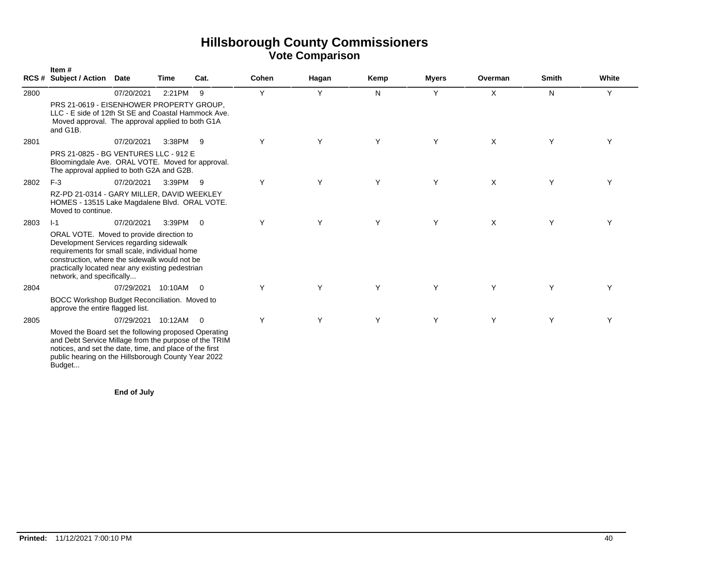# Hillsborough County Commissioners
## Vote Comparison

| RCS # | Item # Subject / Action | Date | Time | Cat. | Cohen | Hagan | Kemp | Myers | Overman | Smith | White |
|---|---|---|---|---|---|---|---|---|---|---|---|
| 2800 | | 07/20/2021 | 2:21PM | 9 | Y | Y | N | Y | X | N | Y |
| | PRS 21-0619 - EISENHOWER PROPERTY GROUP, LLC - E side of 12th St SE and Coastal Hammock Ave. Moved approval. The approval applied to both G1A and G1B. | | | | | | | | | | |
| 2801 | | 07/20/2021 | 3:38PM | 9 | Y | Y | Y | Y | X | Y | Y |
| | PRS 21-0825 - BG VENTURES LLC - 912 E Bloomingdale Ave. ORAL VOTE. Moved for approval. The approval applied to both G2A and G2B. | | | | | | | | | | |
| 2802 | F-3 | 07/20/2021 | 3:39PM | 9 | Y | Y | Y | Y | X | Y | Y |
| | RZ-PD 21-0314 - GARY MILLER, DAVID WEEKLEY HOMES - 13515 Lake Magdalene Blvd. ORAL VOTE. Moved to continue. | | | | | | | | | | |
| 2803 | I-1 | 07/20/2021 | 3:39PM | 0 | Y | Y | Y | Y | X | Y | Y |
| | ORAL VOTE. Moved to provide direction to Development Services regarding sidewalk requirements for small scale, individual home construction, where the sidewalk would not be practically located near any existing pedestrian network, and specifically... | | | | | | | | | | |
| 2804 | | 07/29/2021 | 10:10AM | 0 | Y | Y | Y | Y | Y | Y | Y |
| | BOCC Workshop Budget Reconciliation. Moved to approve the entire flagged list. | | | | | | | | | | |
| 2805 | | 07/29/2021 | 10:12AM | 0 | Y | Y | Y | Y | Y | Y | Y |
| | Moved the Board set the following proposed Operating and Debt Service Millage from the purpose of the TRIM notices, and set the date, time, and place of the first public hearing on the Hillsborough County Year 2022 Budget... | | | | | | | | | | |

**End of July**

**Printed:** 11/12/2021 7:00:10 PM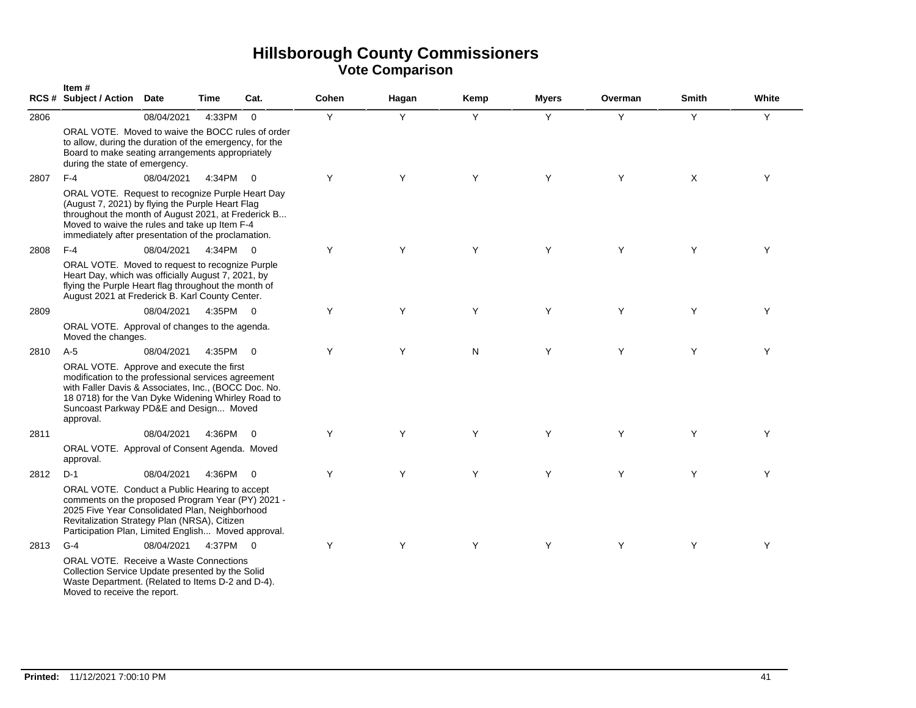# Hillsborough County Commissioners
## Vote Comparison

| RCS # | Item # Subject / Action | Date | Time | Cat. | Cohen | Hagan | Kemp | Myers | Overman | Smith | White |
|---|---|---|---|---|---|---|---|---|---|---|---|
| 2806 | | 08/04/2021 | 4:33PM | 0 | Y | Y | Y | Y | Y | Y | Y |
| | ORAL VOTE. Moved to waive the BOCC rules of order to allow, during the duration of the emergency, for the Board to make seating arrangements appropriately during the state of emergency. | | | | | | | | | | |
| 2807 | F-4 | 08/04/2021 | 4:34PM | 0 | Y | Y | Y | Y | Y | X | Y |
| | ORAL VOTE. Request to recognize Purple Heart Day (August 7, 2021) by flying the Purple Heart Flag throughout the month of August 2021, at Frederick B... Moved to waive the rules and take up Item F-4 immediately after presentation of the proclamation. | | | | | | | | | | |
| 2808 | F-4 | 08/04/2021 | 4:34PM | 0 | Y | Y | Y | Y | Y | Y | Y |
| | ORAL VOTE. Moved to request to recognize Purple Heart Day, which was officially August 7, 2021, by flying the Purple Heart flag throughout the month of August 2021 at Frederick B. Karl County Center. | | | | | | | | | | |
| 2809 | | 08/04/2021 | 4:35PM | 0 | Y | Y | Y | Y | Y | Y | Y |
| | ORAL VOTE. Approval of changes to the agenda. Moved the changes. | | | | | | | | | | |
| 2810 | A-5 | 08/04/2021 | 4:35PM | 0 | Y | Y | N | Y | Y | Y | Y |
| | ORAL VOTE. Approve and execute the first modification to the professional services agreement with Faller Davis & Associates, Inc., (BOCC Doc. No. 18 0718) for the Van Dyke Widening Whirley Road to Suncoast Parkway PD&E and Design... Moved approval. | | | | | | | | | | |
| 2811 | | 08/04/2021 | 4:36PM | 0 | Y | Y | Y | Y | Y | Y | Y |
| | ORAL VOTE. Approval of Consent Agenda. Moved approval. | | | | | | | | | | |
| 2812 | D-1 | 08/04/2021 | 4:36PM | 0 | Y | Y | Y | Y | Y | Y | Y |
| | ORAL VOTE. Conduct a Public Hearing to accept comments on the proposed Program Year (PY) 2021 - 2025 Five Year Consolidated Plan, Neighborhood Revitalization Strategy Plan (NRSA), Citizen Participation Plan, Limited English... Moved approval. | | | | | | | | | | |
| 2813 | G-4 | 08/04/2021 | 4:37PM | 0 | Y | Y | Y | Y | Y | Y | Y |
| | ORAL VOTE. Receive a Waste Connections Collection Service Update presented by the Solid Waste Department. (Related to Items D-2 and D-4). Moved to receive the report. | | | | | | | | | | |

**Printed:** 11/12/2021 7:00:10 PM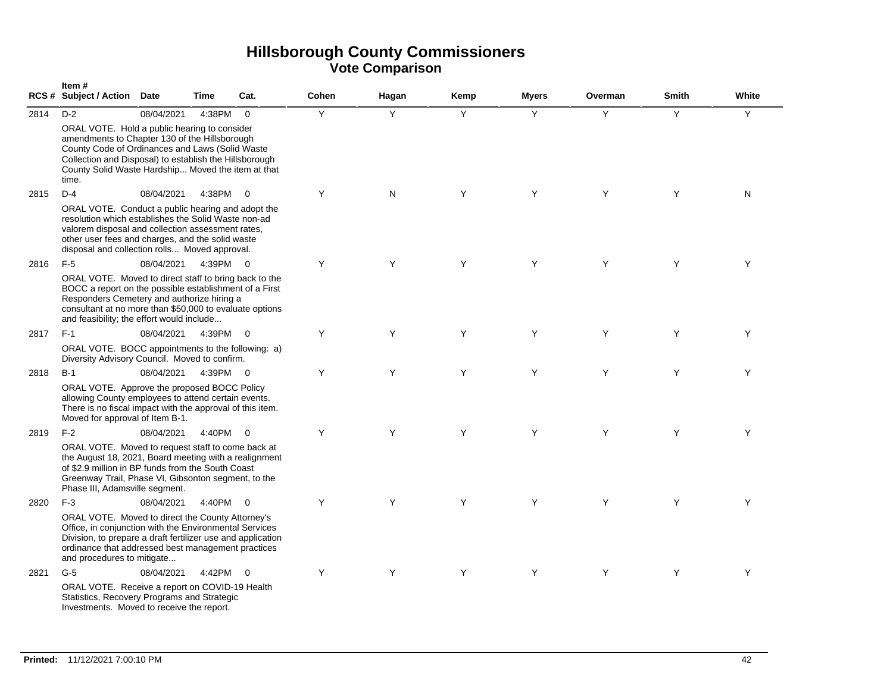# Hillsborough County Commissioners
## Vote Comparison

| RCS # | Item # Subject / Action | Date | Time | Cat. | Cohen | Hagan | Kemp | Myers | Overman | Smith | White |
|---|---|---|---|---|---|---|---|---|---|---|---|
| 2814 | D-2 | 08/04/2021 | 4:38PM | 0 | Y | Y | Y | Y | Y | Y | Y |
| | ORAL VOTE. Hold a public hearing to consider amendments to Chapter 130 of the Hillsborough County Code of Ordinances and Laws (Solid Waste Collection and Disposal) to establish the Hillsborough County Solid Waste Hardship... Moved the item at that time. | | | | | | | | | | |
| 2815 | D-4 | 08/04/2021 | 4:38PM | 0 | Y | N | Y | Y | Y | Y | N |
| | ORAL VOTE. Conduct a public hearing and adopt the resolution which establishes the Solid Waste non-ad valorem disposal and collection assessment rates, other user fees and charges, and the solid waste disposal and collection rolls... Moved approval. | | | | | | | | | | |
| 2816 | F-5 | 08/04/2021 | 4:39PM | 0 | Y | Y | Y | Y | Y | Y | Y |
| | ORAL VOTE. Moved to direct staff to bring back to the BOCC a report on the possible establishment of a First Responders Cemetery and authorize hiring a consultant at no more than $50,000 to evaluate options and feasibility; the effort would include... | | | | | | | | | | |
| 2817 | F-1 | 08/04/2021 | 4:39PM | 0 | Y | Y | Y | Y | Y | Y | Y |
| | ORAL VOTE. BOCC appointments to the following: a) Diversity Advisory Council. Moved to confirm. | | | | | | | | | | |
| 2818 | B-1 | 08/04/2021 | 4:39PM | 0 | Y | Y | Y | Y | Y | Y | Y |
| | ORAL VOTE. Approve the proposed BOCC Policy allowing County employees to attend certain events. There is no fiscal impact with the approval of this item. Moved for approval of Item B-1. | | | | | | | | | | |
| 2819 | F-2 | 08/04/2021 | 4:40PM | 0 | Y | Y | Y | Y | Y | Y | Y |
| | ORAL VOTE. Moved to request staff to come back at the August 18, 2021, Board meeting with a realignment of $2.9 million in BP funds from the South Coast Greenway Trail, Phase VI, Gibsonton segment, to the Phase III, Adamsville segment. | | | | | | | | | | |
| 2820 | F-3 | 08/04/2021 | 4:40PM | 0 | Y | Y | Y | Y | Y | Y | Y |
| | ORAL VOTE. Moved to direct the County Attorney's Office, in conjunction with the Environmental Services Division, to prepare a draft fertilizer use and application ordinance that addressed best management practices and procedures to mitigate... | | | | | | | | | | |
| 2821 | G-5 | 08/04/2021 | 4:42PM | 0 | Y | Y | Y | Y | Y | Y | Y |
| | ORAL VOTE. Receive a report on COVID-19 Health Statistics, Recovery Programs and Strategic Investments. Moved to receive the report. | | | | | | | | | | |

**Printed:** 11/12/2021 7:00:10 PM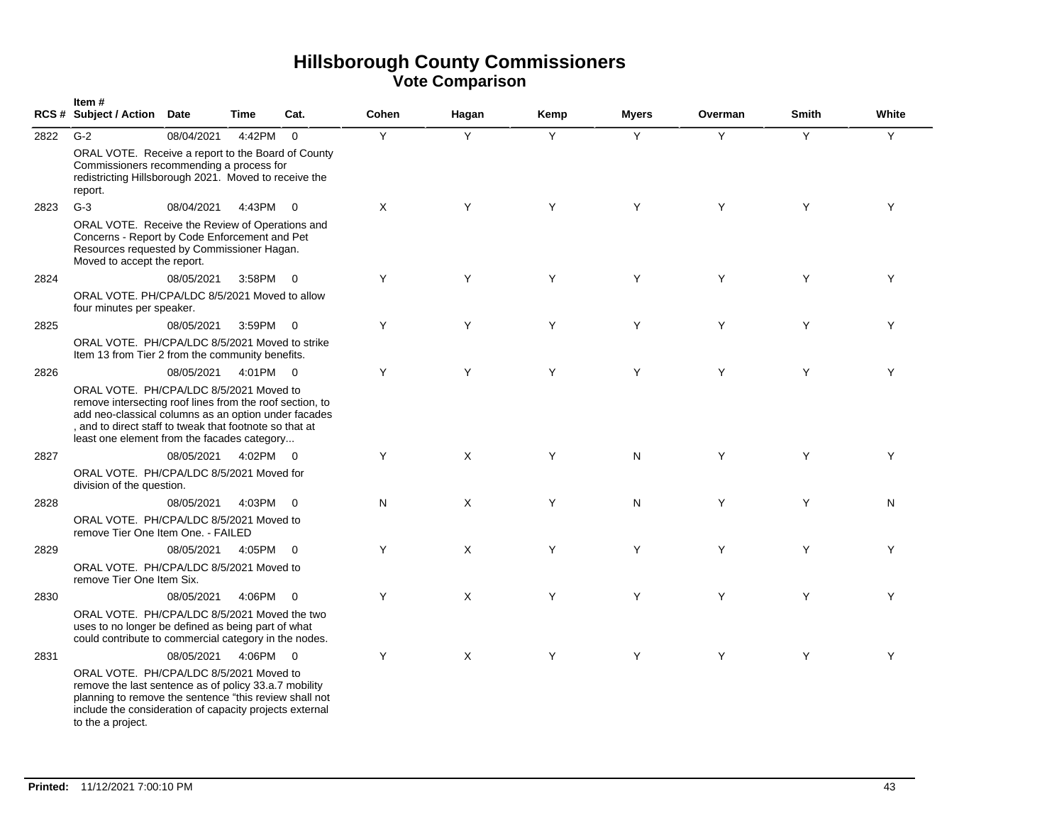# Hillsborough County Commissioners
## Vote Comparison

| RCS # | Item # Subject / Action | Date | Time | Cat. | Cohen | Hagan | Kemp | Myers | Overman | Smith | White |
|---|---|---|---|---|---|---|---|---|---|---|---|
| 2822 | G-2 | 08/04/2021 | 4:42PM | 0 | Y | Y | Y | Y | Y | Y | Y |
| | ORAL VOTE. Receive a report to the Board of County Commissioners recommending a process for redistricting Hillsborough 2021. Moved to receive the report. | | | | | | | | | | |
| 2823 | G-3 | 08/04/2021 | 4:43PM | 0 | X | Y | Y | Y | Y | Y | Y |
| | ORAL VOTE. Receive the Review of Operations and Concerns - Report by Code Enforcement and Pet Resources requested by Commissioner Hagan. Moved to accept the report. | | | | | | | | | | |
| 2824 | | 08/05/2021 | 3:58PM | 0 | Y | Y | Y | Y | Y | Y | Y |
| | ORAL VOTE. PH/CPA/LDC 8/5/2021 Moved to allow four minutes per speaker. | | | | | | | | | | |
| 2825 | | 08/05/2021 | 3:59PM | 0 | Y | Y | Y | Y | Y | Y | Y |
| | ORAL VOTE. PH/CPA/LDC 8/5/2021 Moved to strike Item 13 from Tier 2 from the community benefits. | | | | | | | | | | |
| 2826 | | 08/05/2021 | 4:01PM | 0 | Y | Y | Y | Y | Y | Y | Y |
| | ORAL VOTE. PH/CPA/LDC 8/5/2021 Moved to remove intersecting roof lines from the roof section, to add neo-classical columns as an option under facades , and to direct staff to tweak that footnote so that at least one element from the facades category... | | | | | | | | | | |
| 2827 | | 08/05/2021 | 4:02PM | 0 | Y | X | Y | N | Y | Y | Y |
| | ORAL VOTE. PH/CPA/LDC 8/5/2021 Moved for division of the question. | | | | | | | | | | |
| 2828 | | 08/05/2021 | 4:03PM | 0 | N | X | Y | N | Y | Y | N |
| | ORAL VOTE. PH/CPA/LDC 8/5/2021 Moved to remove Tier One Item One. - FAILED | | | | | | | | | | |
| 2829 | | 08/05/2021 | 4:05PM | 0 | Y | X | Y | Y | Y | Y | Y |
| | ORAL VOTE. PH/CPA/LDC 8/5/2021 Moved to remove Tier One Item Six. | | | | | | | | | | |
| 2830 | | 08/05/2021 | 4:06PM | 0 | Y | X | Y | Y | Y | Y | Y |
| | ORAL VOTE. PH/CPA/LDC 8/5/2021 Moved the two uses to no longer be defined as being part of what could contribute to commercial category in the nodes. | | | | | | | | | | |
| 2831 | | 08/05/2021 | 4:06PM | 0 | Y | X | Y | Y | Y | Y | Y |
| | ORAL VOTE. PH/CPA/LDC 8/5/2021 Moved to remove the last sentence as of policy 33.a.7 mobility planning to remove the sentence "this review shall not include the consideration of capacity projects external to the a project. | | | | | | | | | | |

**Printed:** 11/12/2021 7:00:10 PM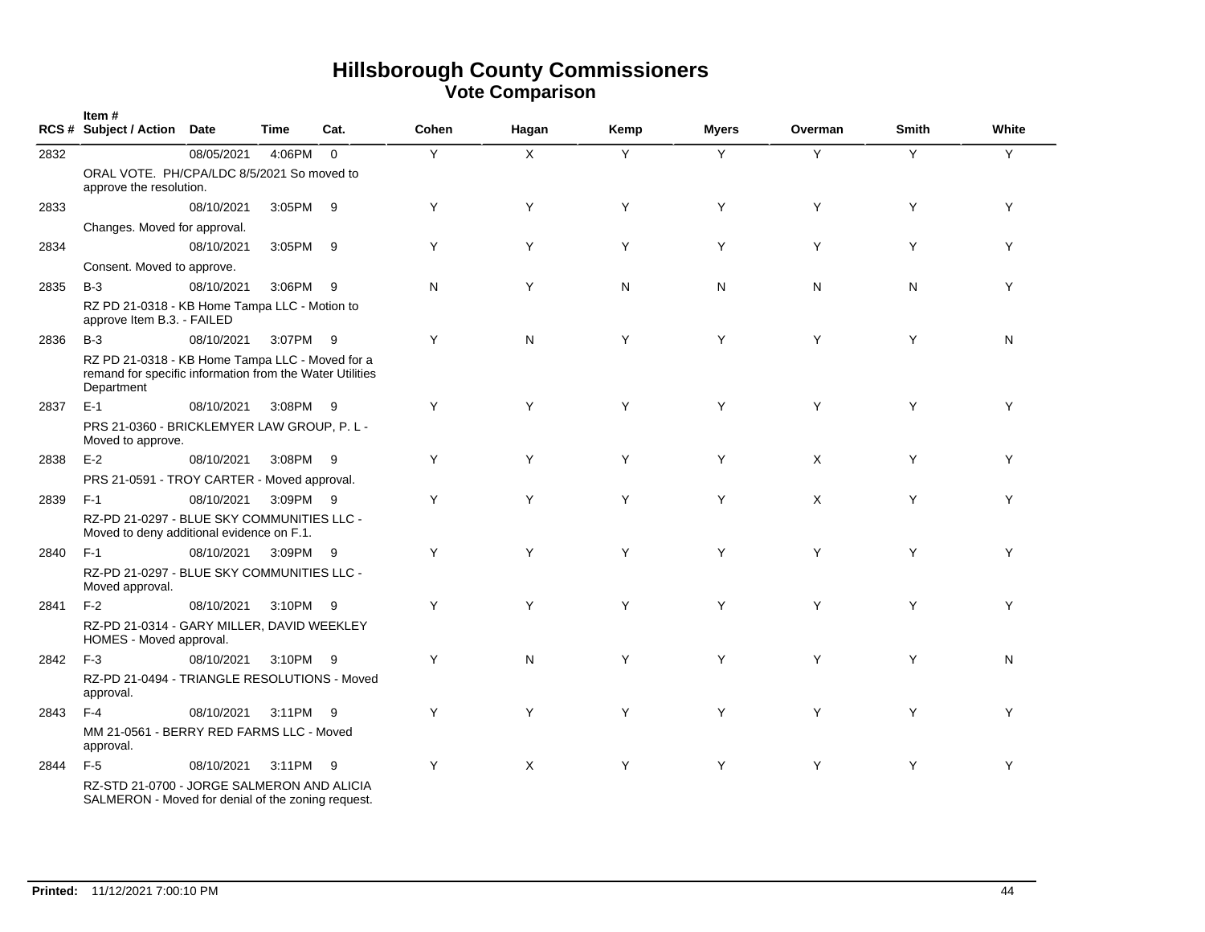# Hillsborough County Commissioners
## Vote Comparison

| RCS # | Item # Subject / Action | Date | Time | Cat. | Cohen | Hagan | Kemp | Myers | Overman | Smith | White |
|---|---|---|---|---|---|---|---|---|---|---|---|
| 2832 | | 08/05/2021 | 4:06PM | 0 | Y | X | Y | Y | Y | Y | Y |
| | ORAL VOTE. PH/CPA/LDC 8/5/2021 So moved to approve the resolution. | | | | | | | | | | |
| 2833 | | 08/10/2021 | 3:05PM | 9 | Y | Y | Y | Y | Y | Y | Y |
| | Changes. Moved for approval. | | | | | | | | | | |
| 2834 | | 08/10/2021 | 3:05PM | 9 | Y | Y | Y | Y | Y | Y | Y |
| | Consent. Moved to approve. | | | | | | | | | | |
| 2835 | B-3 | 08/10/2021 | 3:06PM | 9 | N | Y | N | N | N | N | Y |
| | RZ PD 21-0318 - KB Home Tampa LLC - Motion to approve Item B.3. - FAILED | | | | | | | | | | |
| 2836 | B-3 | 08/10/2021 | 3:07PM | 9 | Y | N | Y | Y | Y | Y | N |
| | RZ PD 21-0318 - KB Home Tampa LLC - Moved for a remand for specific information from the Water Utilities Department | | | | | | | | | | |
| 2837 | E-1 | 08/10/2021 | 3:08PM | 9 | Y | Y | Y | Y | Y | Y | Y |
| | PRS 21-0360 - BRICKLEMYER LAW GROUP, P. L - Moved to approve. | | | | | | | | | | |
| 2838 | E-2 | 08/10/2021 | 3:08PM | 9 | Y | Y | Y | Y | X | Y | Y |
| | PRS 21-0591 - TROY CARTER - Moved approval. | | | | | | | | | | |
| 2839 | F-1 | 08/10/2021 | 3:09PM | 9 | Y | Y | Y | Y | X | Y | Y |
| | RZ-PD 21-0297 - BLUE SKY COMMUNITIES LLC - Moved to deny additional evidence on F.1. | | | | | | | | | | |
| 2840 | F-1 | 08/10/2021 | 3:09PM | 9 | Y | Y | Y | Y | Y | Y | Y |
| | RZ-PD 21-0297 - BLUE SKY COMMUNITIES LLC - Moved approval. | | | | | | | | | | |
| 2841 | F-2 | 08/10/2021 | 3:10PM | 9 | Y | Y | Y | Y | Y | Y | Y |
| | RZ-PD 21-0314 - GARY MILLER, DAVID WEEKLEY HOMES - Moved approval. | | | | | | | | | | |
| 2842 | F-3 | 08/10/2021 | 3:10PM | 9 | Y | N | Y | Y | Y | Y | N |
| | RZ-PD 21-0494 - TRIANGLE RESOLUTIONS - Moved approval. | | | | | | | | | | |
| 2843 | F-4 | 08/10/2021 | 3:11PM | 9 | Y | Y | Y | Y | Y | Y | Y |
| | MM 21-0561 - BERRY RED FARMS LLC - Moved approval. | | | | | | | | | | |
| 2844 | F-5 | 08/10/2021 | 3:11PM | 9 | Y | X | Y | Y | Y | Y | Y |
| | RZ-STD 21-0700 - JORGE SALMERON AND ALICIA SALMERON - Moved for denial of the zoning request. | | | | | | | | | | |

**Printed:** 11/12/2021 7:00:10 PM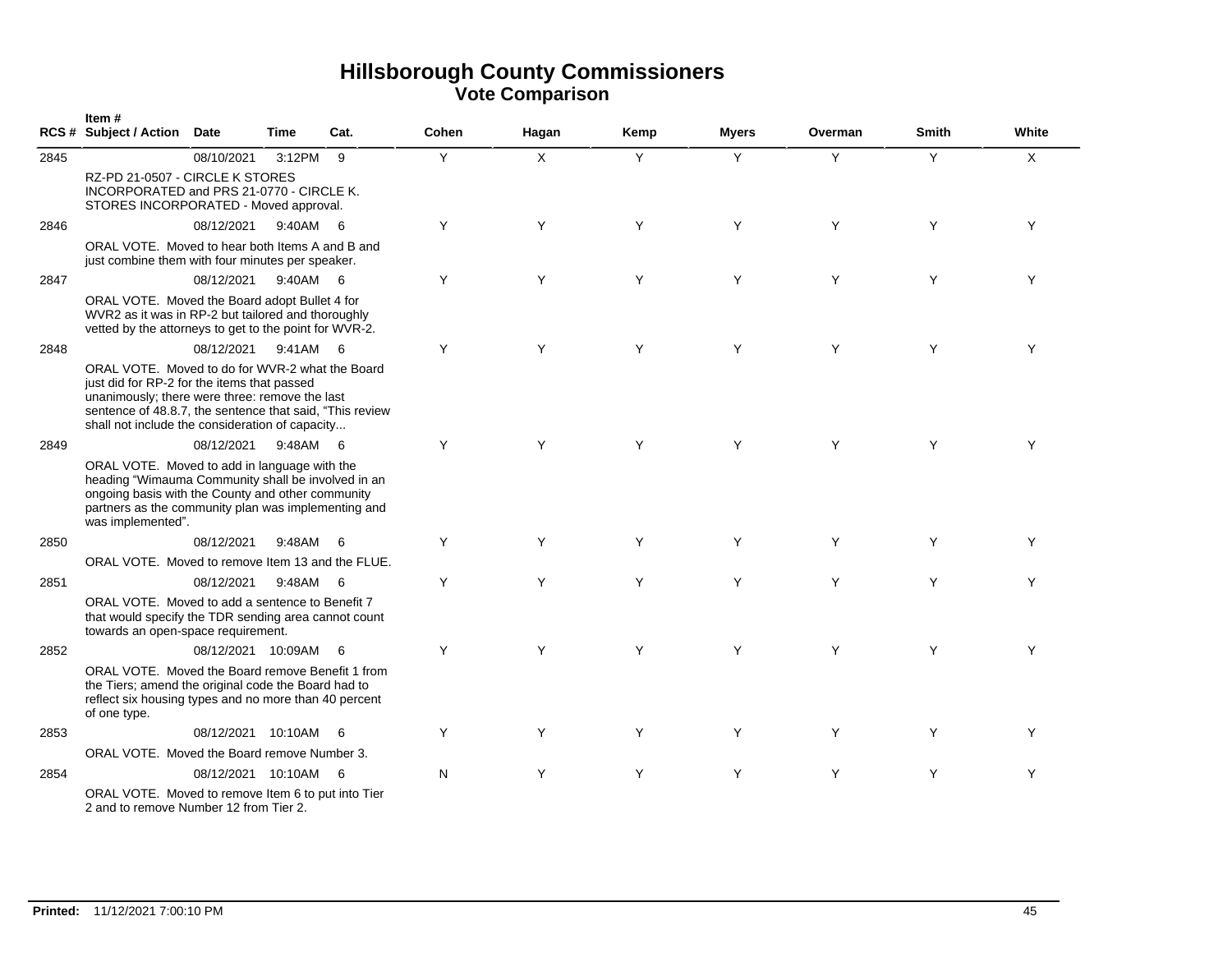# Hillsborough County Commissioners
## Vote Comparison

| RCS # | Item # Subject / Action | Date | Time | Cat. | Cohen | Hagan | Kemp | Myers | Overman | Smith | White |
|---|---|---|---|---|---|---|---|---|---|---|---|
| 2845 | RZ-PD 21-0507 - CIRCLE K STORES INCORPORATED and PRS 21-0770 - CIRCLE K. STORES INCORPORATED - Moved approval. | 08/10/2021 | 3:12PM | 9 | Y | X | Y | Y | Y | Y | X |
| 2846 | ORAL VOTE. Moved to hear both Items A and B and just combine them with four minutes per speaker. | 08/12/2021 | 9:40AM | 6 | Y | Y | Y | Y | Y | Y | Y |
| 2847 | ORAL VOTE. Moved the Board adopt Bullet 4 for WVR2 as it was in RP-2 but tailored and thoroughly vetted by the attorneys to get to the point for WVR-2. | 08/12/2021 | 9:40AM | 6 | Y | Y | Y | Y | Y | Y | Y |
| 2848 | ORAL VOTE. Moved to do for WVR-2 what the Board just did for RP-2 for the items that passed unanimously; there were three: remove the last sentence of 48.8.7, the sentence that said, “This review shall not include the consideration of capacity... | 08/12/2021 | 9:41AM | 6 | Y | Y | Y | Y | Y | Y | Y |
| 2849 | ORAL VOTE. Moved to add in language with the heading “Wimauma Community shall be involved in an ongoing basis with the County and other community partners as the community plan was implementing and was implemented”. | 08/12/2021 | 9:48AM | 6 | Y | Y | Y | Y | Y | Y | Y |
| 2850 | ORAL VOTE. Moved to remove Item 13 and the FLUE. | 08/12/2021 | 9:48AM | 6 | Y | Y | Y | Y | Y | Y | Y |
| 2851 | ORAL VOTE. Moved to add a sentence to Benefit 7 that would specify the TDR sending area cannot count towards an open-space requirement. | 08/12/2021 | 9:48AM | 6 | Y | Y | Y | Y | Y | Y | Y |
| 2852 | ORAL VOTE. Moved the Board remove Benefit 1 from the Tiers; amend the original code the Board had to reflect six housing types and no more than 40 percent of one type. | 08/12/2021 | 10:09AM | 6 | Y | Y | Y | Y | Y | Y | Y |
| 2853 | ORAL VOTE. Moved the Board remove Number 3. | 08/12/2021 | 10:10AM | 6 | Y | Y | Y | Y | Y | Y | Y |
| 2854 | ORAL VOTE. Moved to remove Item 6 to put into Tier 2 and to remove Number 12 from Tier 2. | 08/12/2021 | 10:10AM | 6 | N | Y | Y | Y | Y | Y | Y |

**Printed:** 11/12/2021 7:00:10 PM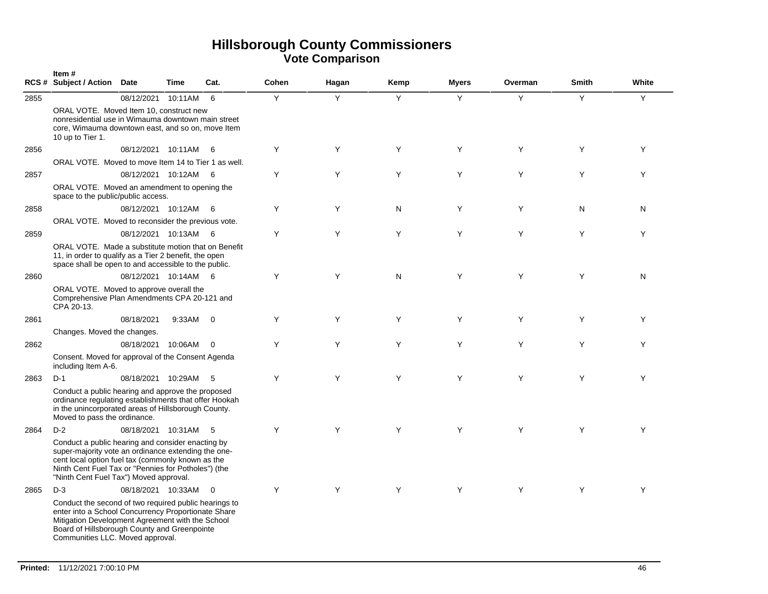# Hillsborough County Commissioners

## Vote Comparison

| RCS # | Item # Subject / Action | Date | Time | Cat. | Cohen | Hagan | Kemp | Myers | Overman | Smith | White |
|---|---|---|---|---|---|---|---|---|---|---|---|
| 2855 | | 08/12/2021 | 10:11AM | 6 | Y | Y | Y | Y | Y | Y | Y |
| | ORAL VOTE. Moved Item 10, construct new nonresidential use in Wimauma downtown main street core, Wimauma downtown east, and so on, move Item 10 up to Tier 1. | | | | | | | | | | |
| 2856 | | 08/12/2021 | 10:11AM | 6 | Y | Y | Y | Y | Y | Y | Y |
| | ORAL VOTE. Moved to move Item 14 to Tier 1 as well. | | | | | | | | | | |
| 2857 | | 08/12/2021 | 10:12AM | 6 | Y | Y | Y | Y | Y | Y | Y |
| | ORAL VOTE. Moved an amendment to opening the space to the public/public access. | | | | | | | | | | |
| 2858 | | 08/12/2021 | 10:12AM | 6 | Y | Y | N | Y | Y | N | N |
| | ORAL VOTE. Moved to reconsider the previous vote. | | | | | | | | | | |
| 2859 | | 08/12/2021 | 10:13AM | 6 | Y | Y | Y | Y | Y | Y | Y |
| | ORAL VOTE. Made a substitute motion that on Benefit 11, in order to qualify as a Tier 2 benefit, the open space shall be open to and accessible to the public. | | | | | | | | | | |
| 2860 | | 08/12/2021 | 10:14AM | 6 | Y | Y | N | Y | Y | Y | N |
| | ORAL VOTE. Moved to approve overall the Comprehensive Plan Amendments CPA 20-121 and CPA 20-13. | | | | | | | | | | |
| 2861 | | 08/18/2021 | 9:33AM | 0 | Y | Y | Y | Y | Y | Y | Y |
| | Changes. Moved the changes. | | | | | | | | | | |
| 2862 | | 08/18/2021 | 10:06AM | 0 | Y | Y | Y | Y | Y | Y | Y |
| | Consent. Moved for approval of the Consent Agenda including Item A-6. | | | | | | | | | | |
| 2863 | D-1 | 08/18/2021 | 10:29AM | 5 | Y | Y | Y | Y | Y | Y | Y |
| | Conduct a public hearing and approve the proposed ordinance regulating establishments that offer Hookah in the unincorporated areas of Hillsborough County. Moved to pass the ordinance. | | | | | | | | | | |
| 2864 | D-2 | 08/18/2021 | 10:31AM | 5 | Y | Y | Y | Y | Y | Y | Y |
| | Conduct a public hearing and consider enacting by super-majority vote an ordinance extending the one-cent local option fuel tax (commonly known as the Ninth Cent Fuel Tax or "Pennies for Potholes") (the "Ninth Cent Fuel Tax") Moved approval. | | | | | | | | | | |
| 2865 | D-3 | 08/18/2021 | 10:33AM | 0 | Y | Y | Y | Y | Y | Y | Y |
| | Conduct the second of two required public hearings to enter into a School Concurrency Proportionate Share Mitigation Development Agreement with the School Board of Hillsborough County and Greenpointe Communities LLC. Moved approval. | | | | | | | | | | |

**Printed:** 11/12/2021 7:00:10 PM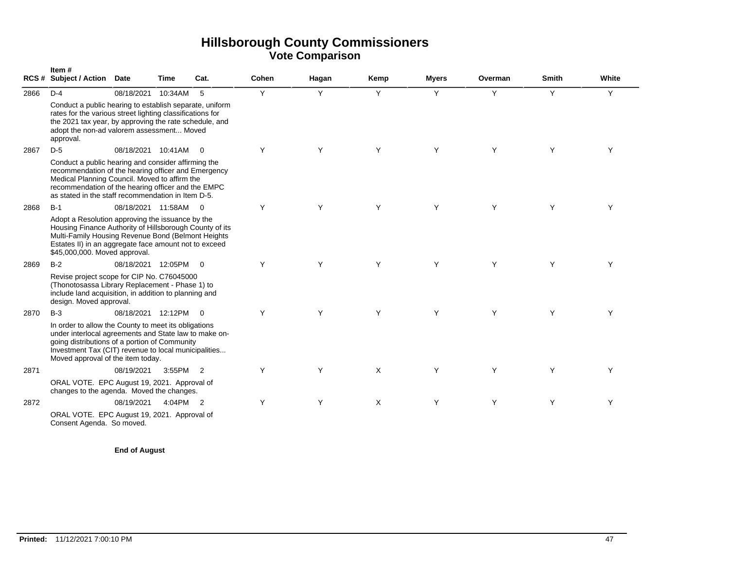# Hillsborough County Commissioners

## Vote Comparison

| RCS # | Item # Subject / Action | Date | Time | Cat. | Cohen | Hagan | Kemp | Myers | Overman | Smith | White |
|---|---|---|---|---|---|---|---|---|---|---|---|
| 2866 | D-4 | 08/18/2021 | 10:34AM | 5 | Y | Y | Y | Y | Y | Y | Y |
| | Conduct a public hearing to establish separate, uniform rates for the various street lighting classifications for the 2021 tax year, by approving the rate schedule, and adopt the non-ad valorem assessment... Moved approval. | | | | | | | | | | |
| 2867 | D-5 | 08/18/2021 | 10:41AM | 0 | Y | Y | Y | Y | Y | Y | Y |
| | Conduct a public hearing and consider affirming the recommendation of the hearing officer and Emergency Medical Planning Council. Moved to affirm the recommendation of the hearing officer and the EMPC as stated in the staff recommendation in Item D-5. | | | | | | | | | | |
| 2868 | B-1 | 08/18/2021 | 11:58AM | 0 | Y | Y | Y | Y | Y | Y | Y |
| | Adopt a Resolution approving the issuance by the Housing Finance Authority of Hillsborough County of its Multi-Family Housing Revenue Bond (Belmont Heights Estates II) in an aggregate face amount not to exceed $45,000,000. Moved approval. | | | | | | | | | | |
| 2869 | B-2 | 08/18/2021 | 12:05PM | 0 | Y | Y | Y | Y | Y | Y | Y |
| | Revise project scope for CIP No. C76045000 (Thonotosassa Library Replacement - Phase 1) to include land acquisition, in addition to planning and design. Moved approval. | | | | | | | | | | |
| 2870 | B-3 | 08/18/2021 | 12:12PM | 0 | Y | Y | Y | Y | Y | Y | Y |
| | In order to allow the County to meet its obligations under interlocal agreements and State law to make on-going distributions of a portion of Community Investment Tax (CIT) revenue to local municipalities... Moved approval of the item today. | | | | | | | | | | |
| 2871 | | 08/19/2021 | 3:55PM | 2 | Y | Y | X | Y | Y | Y | Y |
| | ORAL VOTE. EPC August 19, 2021. Approval of changes to the agenda. Moved the changes. | | | | | | | | | | |
| 2872 | | 08/19/2021 | 4:04PM | 2 | Y | Y | X | Y | Y | Y | Y |
| | ORAL VOTE. EPC August 19, 2021. Approval of Consent Agenda. So moved. | | | | | | | | | | |

**End of August**

**Printed:** 11/12/2021 7:00:10 PM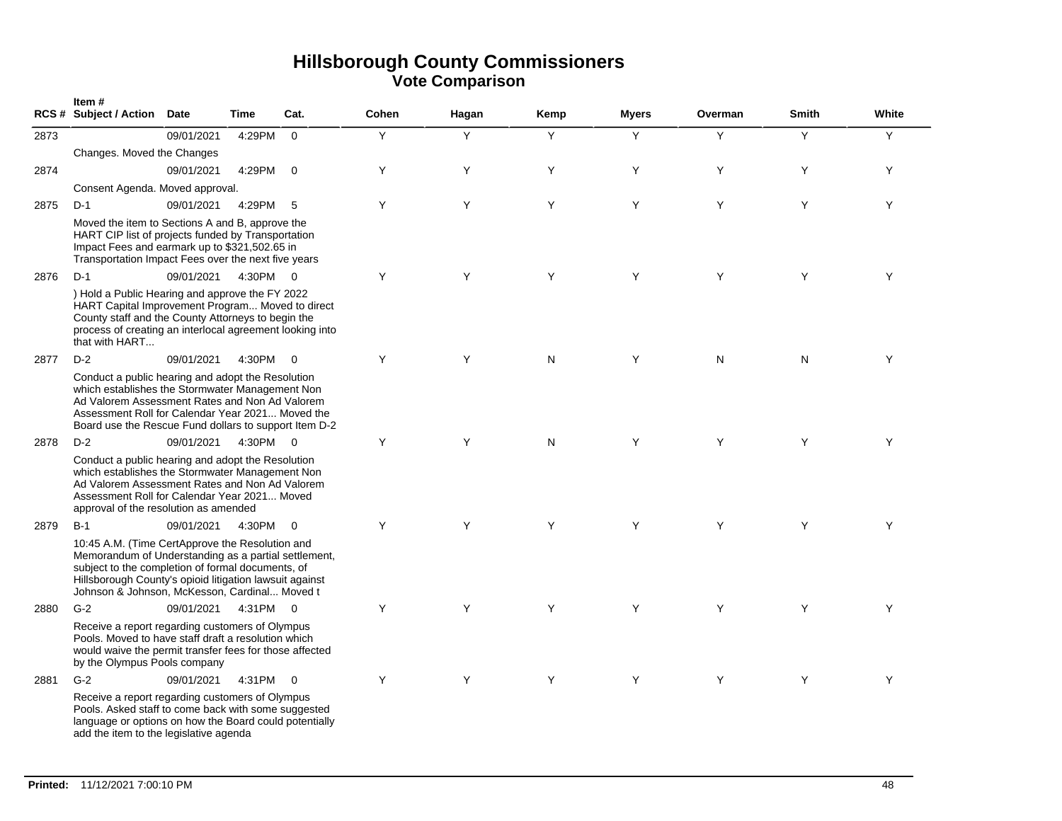# Hillsborough County Commissioners
## Vote Comparison

| RCS # | Item # Subject / Action | Date | Time | Cat. | Cohen | Hagan | Kemp | Myers | Overman | Smith | White |
|---|---|---|---|---|---|---|---|---|---|---|---|
| 2873 | | 09/01/2021 | 4:29PM | 0 | Y | Y | Y | Y | Y | Y | Y |
| | Changes. Moved the Changes | | | | | | | | | | |
| 2874 | | 09/01/2021 | 4:29PM | 0 | Y | Y | Y | Y | Y | Y | Y |
| | Consent Agenda. Moved approval. | | | | | | | | | | |
| 2875 | D-1 | 09/01/2021 | 4:29PM | 5 | Y | Y | Y | Y | Y | Y | Y |
| | Moved the item to Sections A and B, approve the HART CIP list of projects funded by Transportation Impact Fees and earmark up to $321,502.65 in Transportation Impact Fees over the next five years | | | | | | | | | | |
| 2876 | D-1 | 09/01/2021 | 4:30PM | 0 | Y | Y | Y | Y | Y | Y | Y |
| | ) Hold a Public Hearing and approve the FY 2022 HART Capital Improvement Program... Moved to direct County staff and the County Attorneys to begin the process of creating an interlocal agreement looking into that with HART... | | | | | | | | | | |
| 2877 | D-2 | 09/01/2021 | 4:30PM | 0 | Y | Y | N | Y | N | N | Y |
| | Conduct a public hearing and adopt the Resolution which establishes the Stormwater Management Non Ad Valorem Assessment Rates and Non Ad Valorem Assessment Roll for Calendar Year 2021... Moved the Board use the Rescue Fund dollars to support Item D-2 | | | | | | | | | | |
| 2878 | D-2 | 09/01/2021 | 4:30PM | 0 | Y | Y | N | Y | Y | Y | Y |
| | Conduct a public hearing and adopt the Resolution which establishes the Stormwater Management Non Ad Valorem Assessment Rates and Non Ad Valorem Assessment Roll for Calendar Year 2021... Moved approval of the resolution as amended | | | | | | | | | | |
| 2879 | B-1 | 09/01/2021 | 4:30PM | 0 | Y | Y | Y | Y | Y | Y | Y |
| | 10:45 A.M. (Time CertApprove the Resolution and Memorandum of Understanding as a partial settlement, subject to the completion of formal documents, of Hillsborough County's opioid litigation lawsuit against Johnson & Johnson, McKesson, Cardinal... Moved t | | | | | | | | | | |
| 2880 | G-2 | 09/01/2021 | 4:31PM | 0 | Y | Y | Y | Y | Y | Y | Y |
| | Receive a report regarding customers of Olympus Pools. Moved to have staff draft a resolution which would waive the permit transfer fees for those affected by the Olympus Pools company | | | | | | | | | | |
| 2881 | G-2 | 09/01/2021 | 4:31PM | 0 | Y | Y | Y | Y | Y | Y | Y |
| | Receive a report regarding customers of Olympus Pools. Asked staff to come back with some suggested language or options on how the Board could potentially add the item to the legislative agenda | | | | | | | | | | |

**Printed:** 11/12/2021 7:00:10 PM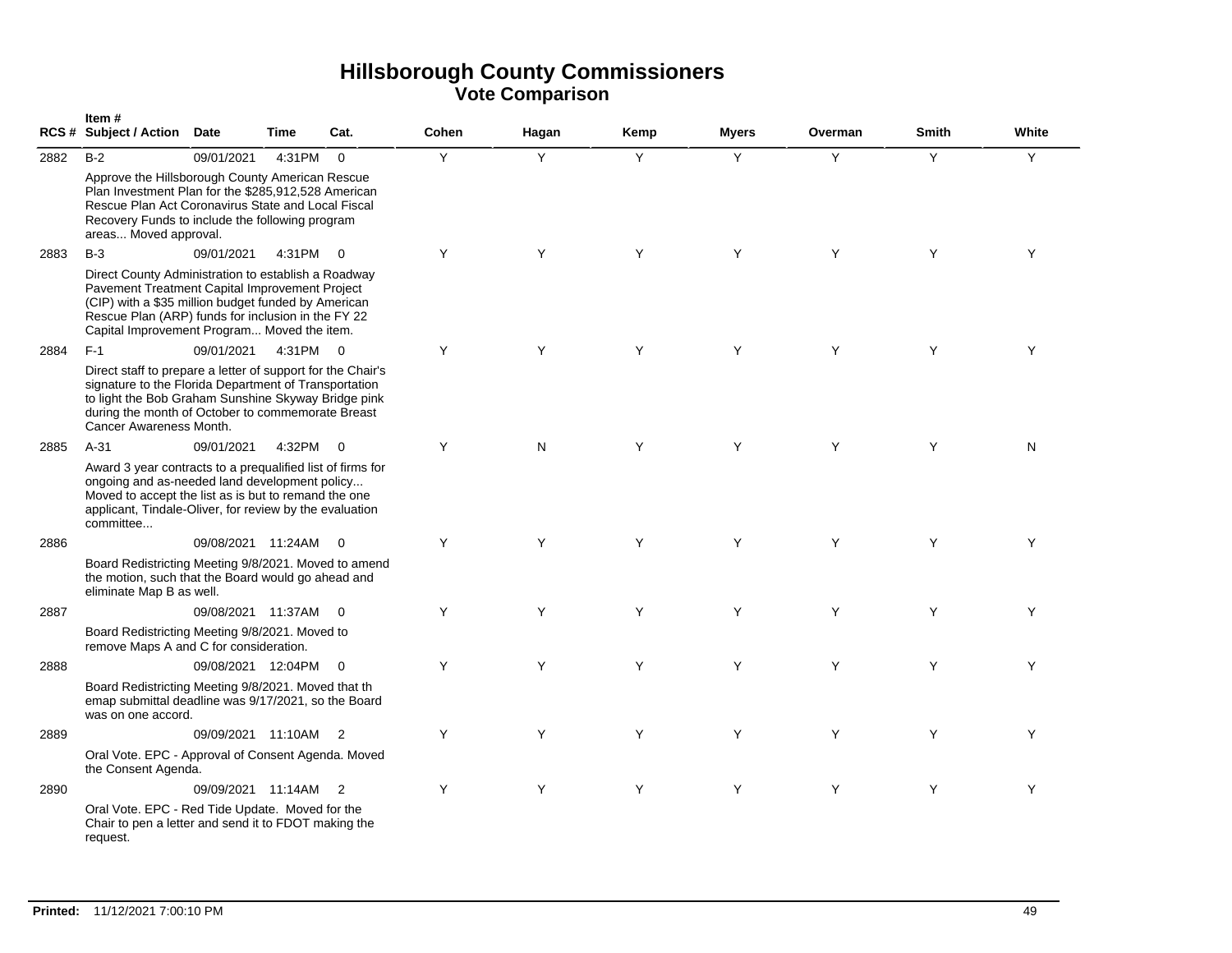# Hillsborough County Commissioners
## Vote Comparison

| RCS # | Item # Subject / Action | Date | Time | Cat. | Cohen | Hagan | Kemp | Myers | Overman | Smith | White |
|---|---|---|---|---|---|---|---|---|---|---|---|
| 2882 | B-2 | 09/01/2021 | 4:31PM | 0 | Y | Y | Y | Y | Y | Y | Y |
| | Approve the Hillsborough County American Rescue Plan Investment Plan for the $285,912,528 American Rescue Plan Act Coronavirus State and Local Fiscal Recovery Funds to include the following program areas... Moved approval. | | | | | | | | | | |
| 2883 | B-3 | 09/01/2021 | 4:31PM | 0 | Y | Y | Y | Y | Y | Y | Y |
| | Direct County Administration to establish a Roadway Pavement Treatment Capital Improvement Project (CIP) with a $35 million budget funded by American Rescue Plan (ARP) funds for inclusion in the FY 22 Capital Improvement Program... Moved the item. | | | | | | | | | | |
| 2884 | F-1 | 09/01/2021 | 4:31PM | 0 | Y | Y | Y | Y | Y | Y | Y |
| | Direct staff to prepare a letter of support for the Chair's signature to the Florida Department of Transportation to light the Bob Graham Sunshine Skyway Bridge pink during the month of October to commemorate Breast Cancer Awareness Month. | | | | | | | | | | |
| 2885 | A-31 | 09/01/2021 | 4:32PM | 0 | Y | N | Y | Y | Y | Y | N |
| | Award 3 year contracts to a prequalified list of firms for ongoing and as-needed land development policy... Moved to accept the list as is but to remand the one applicant, Tindale-Oliver, for review by the evaluation committee... | | | | | | | | | | |
| 2886 | | 09/08/2021 | 11:24AM | 0 | Y | Y | Y | Y | Y | Y | Y |
| | Board Redistricting Meeting 9/8/2021. Moved to amend the motion, such that the Board would go ahead and eliminate Map B as well. | | | | | | | | | | |
| 2887 | | 09/08/2021 | 11:37AM | 0 | Y | Y | Y | Y | Y | Y | Y |
| | Board Redistricting Meeting 9/8/2021. Moved to remove Maps A and C for consideration. | | | | | | | | | | |
| 2888 | | 09/08/2021 | 12:04PM | 0 | Y | Y | Y | Y | Y | Y | Y |
| | Board Redistricting Meeting 9/8/2021. Moved that th emap submittal deadline was 9/17/2021, so the Board was on one accord. | | | | | | | | | | |
| 2889 | | 09/09/2021 | 11:10AM | 2 | Y | Y | Y | Y | Y | Y | Y |
| | Oral Vote. EPC - Approval of Consent Agenda. Moved the Consent Agenda. | | | | | | | | | | |
| 2890 | | 09/09/2021 | 11:14AM | 2 | Y | Y | Y | Y | Y | Y | Y |
| | Oral Vote. EPC - Red Tide Update. Moved for the Chair to pen a letter and send it to FDOT making the request. | | | | | | | | | | |

**Printed:** 11/12/2021 7:00:10 PM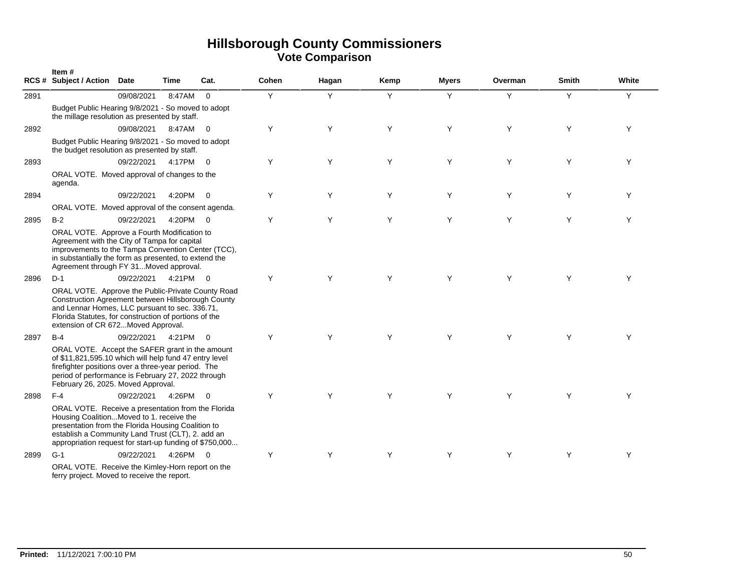# Hillsborough County Commissioners
## Vote Comparison

| RCS # | Item # Subject / Action | Date | Time | Cat. | Cohen | Hagan | Kemp | Myers | Overman | Smith | White |
|---|---|---|---|---|---|---|---|---|---|---|---|
| 2891 | | 09/08/2021 | 8:47AM | 0 | Y | Y | Y | Y | Y | Y | Y |
| | Budget Public Hearing 9/8/2021 - So moved to adopt the millage resolution as presented by staff. | | | | | | | | | | |
| 2892 | | 09/08/2021 | 8:47AM | 0 | Y | Y | Y | Y | Y | Y | Y |
| | Budget Public Hearing 9/8/2021 - So moved to adopt the budget resolution as presented by staff. | | | | | | | | | | |
| 2893 | | 09/22/2021 | 4:17PM | 0 | Y | Y | Y | Y | Y | Y | Y |
| | ORAL VOTE. Moved approval of changes to the agenda. | | | | | | | | | | |
| 2894 | | 09/22/2021 | 4:20PM | 0 | Y | Y | Y | Y | Y | Y | Y |
| | ORAL VOTE. Moved approval of the consent agenda. | | | | | | | | | | |
| 2895 | B-2 | 09/22/2021 | 4:20PM | 0 | Y | Y | Y | Y | Y | Y | Y |
| | ORAL VOTE. Approve a Fourth Modification to Agreement with the City of Tampa for capital improvements to the Tampa Convention Center (TCC), in substantially the form as presented, to extend the Agreement through FY 31...Moved approval. | | | | | | | | | | |
| 2896 | D-1 | 09/22/2021 | 4:21PM | 0 | Y | Y | Y | Y | Y | Y | Y |
| | ORAL VOTE. Approve the Public-Private County Road Construction Agreement between Hillsborough County and Lennar Homes, LLC pursuant to sec. 336.71, Florida Statutes, for construction of portions of the extension of CR 672...Moved Approval. | | | | | | | | | | |
| 2897 | B-4 | 09/22/2021 | 4:21PM | 0 | Y | Y | Y | Y | Y | Y | Y |
| | ORAL VOTE. Accept the SAFER grant in the amount of $11,821,595.10 which will help fund 47 entry level firefighter positions over a three-year period. The period of performance is February 27, 2022 through February 26, 2025. Moved Approval. | | | | | | | | | | |
| 2898 | F-4 | 09/22/2021 | 4:26PM | 0 | Y | Y | Y | Y | Y | Y | Y |
| | ORAL VOTE. Receive a presentation from the Florida Housing Coalition...Moved to 1. receive the presentation from the Florida Housing Coalition to establish a Community Land Trust (CLT), 2. add an appropriation request for start-up funding of $750,000... | | | | | | | | | | |
| 2899 | G-1 | 09/22/2021 | 4:26PM | 0 | Y | Y | Y | Y | Y | Y | Y |
| | ORAL VOTE. Receive the Kimley-Horn report on the ferry project. Moved to receive the report. | | | | | | | | | | |

**Printed:** 11/12/2021 7:00:10 PM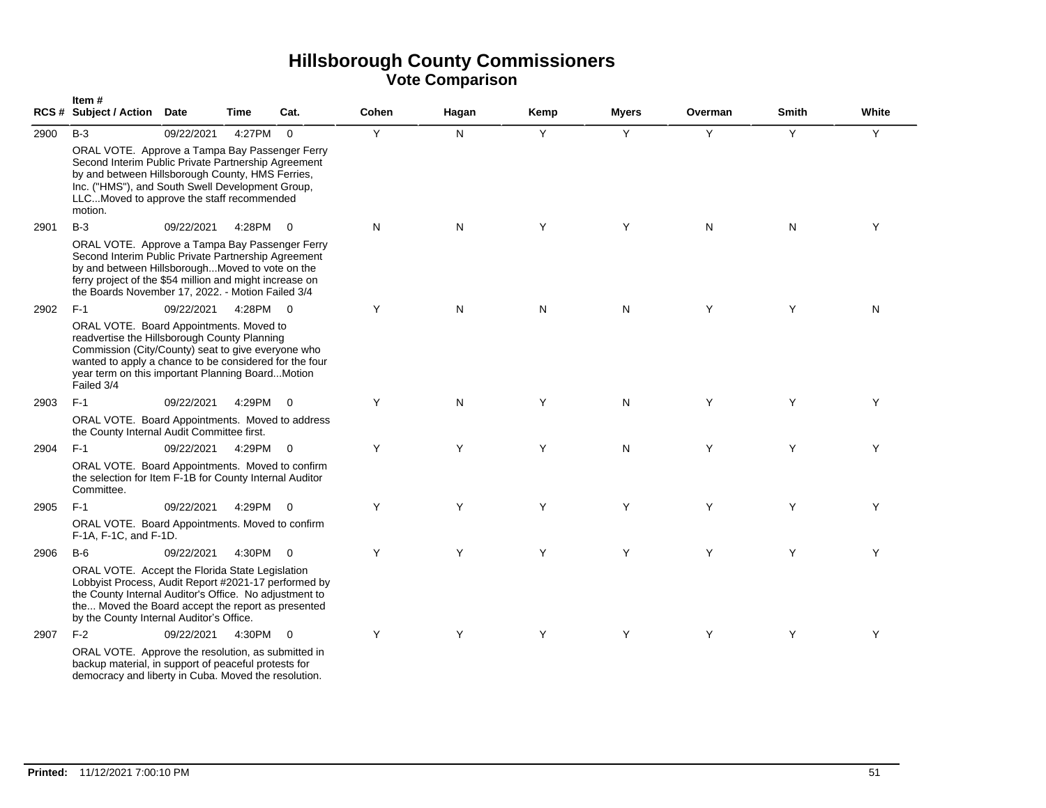# Hillsborough County Commissioners
## Vote Comparison

| RCS # | Item # Subject / Action | Date | Time | Cat. | Cohen | Hagan | Kemp | Myers | Overman | Smith | White |
|---|---|---|---|---|---|---|---|---|---|---|---|
| 2900 | B-3<br>ORAL VOTE. Approve a Tampa Bay Passenger Ferry Second Interim Public Private Partnership Agreement by and between Hillsborough County, HMS Ferries, Inc. ("HMS"), and South Swell Development Group, LLC...Moved to approve the staff recommended motion. | 09/22/2021 | 4:27PM | 0 | Y | N | Y | Y | Y | Y | Y |
| 2901 | B-3<br>ORAL VOTE. Approve a Tampa Bay Passenger Ferry Second Interim Public Private Partnership Agreement by and between Hillsborough...Moved to vote on the ferry project of the $54 million and might increase on the Boards November 17, 2022. - Motion Failed 3/4 | 09/22/2021 | 4:28PM | 0 | N | N | Y | Y | N | N | Y |
| 2902 | F-1<br>ORAL VOTE. Board Appointments. Moved to readvertise the Hillsborough County Planning Commission (City/County) seat to give everyone who wanted to apply a chance to be considered for the four year term on this important Planning Board...Motion Failed 3/4 | 09/22/2021 | 4:28PM | 0 | Y | N | N | N | Y | Y | N |
| 2903 | F-1<br>ORAL VOTE. Board Appointments. Moved to address the County Internal Audit Committee first. | 09/22/2021 | 4:29PM | 0 | Y | N | Y | N | Y | Y | Y |
| 2904 | F-1<br>ORAL VOTE. Board Appointments. Moved to confirm the selection for Item F-1B for County Internal Auditor Committee. | 09/22/2021 | 4:29PM | 0 | Y | Y | Y | N | Y | Y | Y |
| 2905 | F-1<br>ORAL VOTE. Board Appointments. Moved to confirm F-1A, F-1C, and F-1D. | 09/22/2021 | 4:29PM | 0 | Y | Y | Y | Y | Y | Y | Y |
| 2906 | B-6<br>ORAL VOTE. Accept the Florida State Legislation Lobbyist Process, Audit Report #2021-17 performed by the County Internal Auditor's Office. No adjustment to the... Moved the Board accept the report as presented by the County Internal Auditor's Office. | 09/22/2021 | 4:30PM | 0 | Y | Y | Y | Y | Y | Y | Y |
| 2907 | F-2<br>ORAL VOTE. Approve the resolution, as submitted in backup material, in support of peaceful protests for democracy and liberty in Cuba. Moved the resolution. | 09/22/2021 | 4:30PM | 0 | Y | Y | Y | Y | Y | Y | Y |

**Printed:** 11/12/2021 7:00:10 PM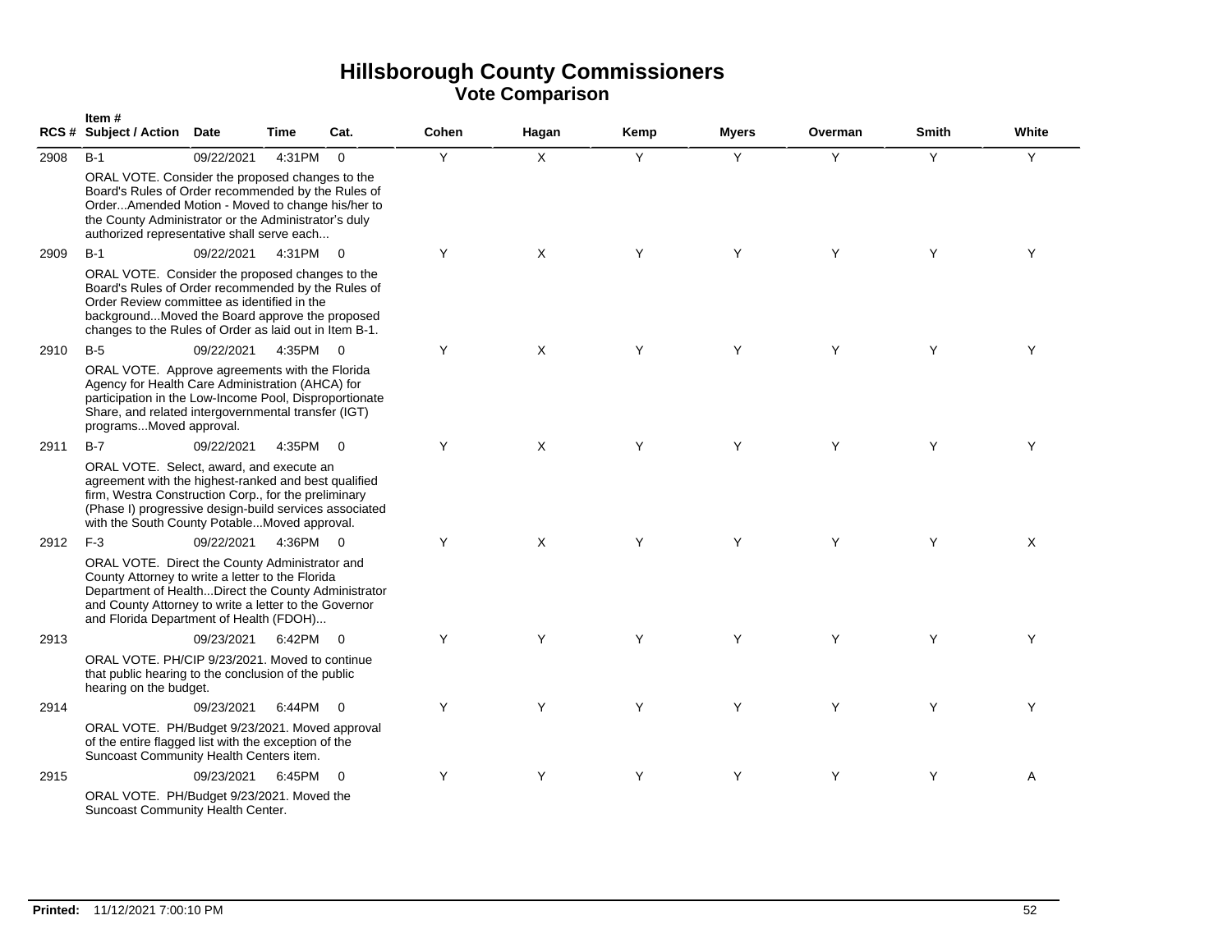# Hillsborough County Commissioners
## Vote Comparison

| RCS # | Item # Subject / Action | Date | Time | Cat. | Cohen | Hagan | Kemp | Myers | Overman | Smith | White |
|---|---|---|---|---|---|---|---|---|---|---|---|
| 2908 | B-1 | 09/22/2021 | 4:31PM | 0 | Y | X | Y | Y | Y | Y | Y |
| | ORAL VOTE. Consider the proposed changes to the Board's Rules of Order recommended by the Rules of Order...Amended Motion - Moved to change his/her to the County Administrator or the Administrator's duly authorized representative shall serve each... | | | | | | | | | | |
| 2909 | B-1 | 09/22/2021 | 4:31PM | 0 | Y | X | Y | Y | Y | Y | Y |
| | ORAL VOTE. Consider the proposed changes to the Board's Rules of Order recommended by the Rules of Order Review committee as identified in the background...Moved the Board approve the proposed changes to the Rules of Order as laid out in Item B-1. | | | | | | | | | | |
| 2910 | B-5 | 09/22/2021 | 4:35PM | 0 | Y | X | Y | Y | Y | Y | Y |
| | ORAL VOTE. Approve agreements with the Florida Agency for Health Care Administration (AHCA) for participation in the Low-Income Pool, Disproportionate Share, and related intergovernmental transfer (IGT) programs...Moved approval. | | | | | | | | | | |
| 2911 | B-7 | 09/22/2021 | 4:35PM | 0 | Y | X | Y | Y | Y | Y | Y |
| | ORAL VOTE. Select, award, and execute an agreement with the highest-ranked and best qualified firm, Westra Construction Corp., for the preliminary (Phase I) progressive design-build services associated with the South County Potable...Moved approval. | | | | | | | | | | |
| 2912 | F-3 | 09/22/2021 | 4:36PM | 0 | Y | X | Y | Y | Y | Y | X |
| | ORAL VOTE. Direct the County Administrator and County Attorney to write a letter to the Florida Department of Health...Direct the County Administrator and County Attorney to write a letter to the Governor and Florida Department of Health (FDOH)... | | | | | | | | | | |
| 2913 | | 09/23/2021 | 6:42PM | 0 | Y | Y | Y | Y | Y | Y | Y |
| | ORAL VOTE. PH/CIP 9/23/2021. Moved to continue that public hearing to the conclusion of the public hearing on the budget. | | | | | | | | | | |
| 2914 | | 09/23/2021 | 6:44PM | 0 | Y | Y | Y | Y | Y | Y | Y |
| | ORAL VOTE. PH/Budget 9/23/2021. Moved approval of the entire flagged list with the exception of the Suncoast Community Health Centers item. | | | | | | | | | | |
| 2915 | | 09/23/2021 | 6:45PM | 0 | Y | Y | Y | Y | Y | Y | A |
| | ORAL VOTE. PH/Budget 9/23/2021. Moved the Suncoast Community Health Center. | | | | | | | | | | |

**Printed:** 11/12/2021 7:00:10 PM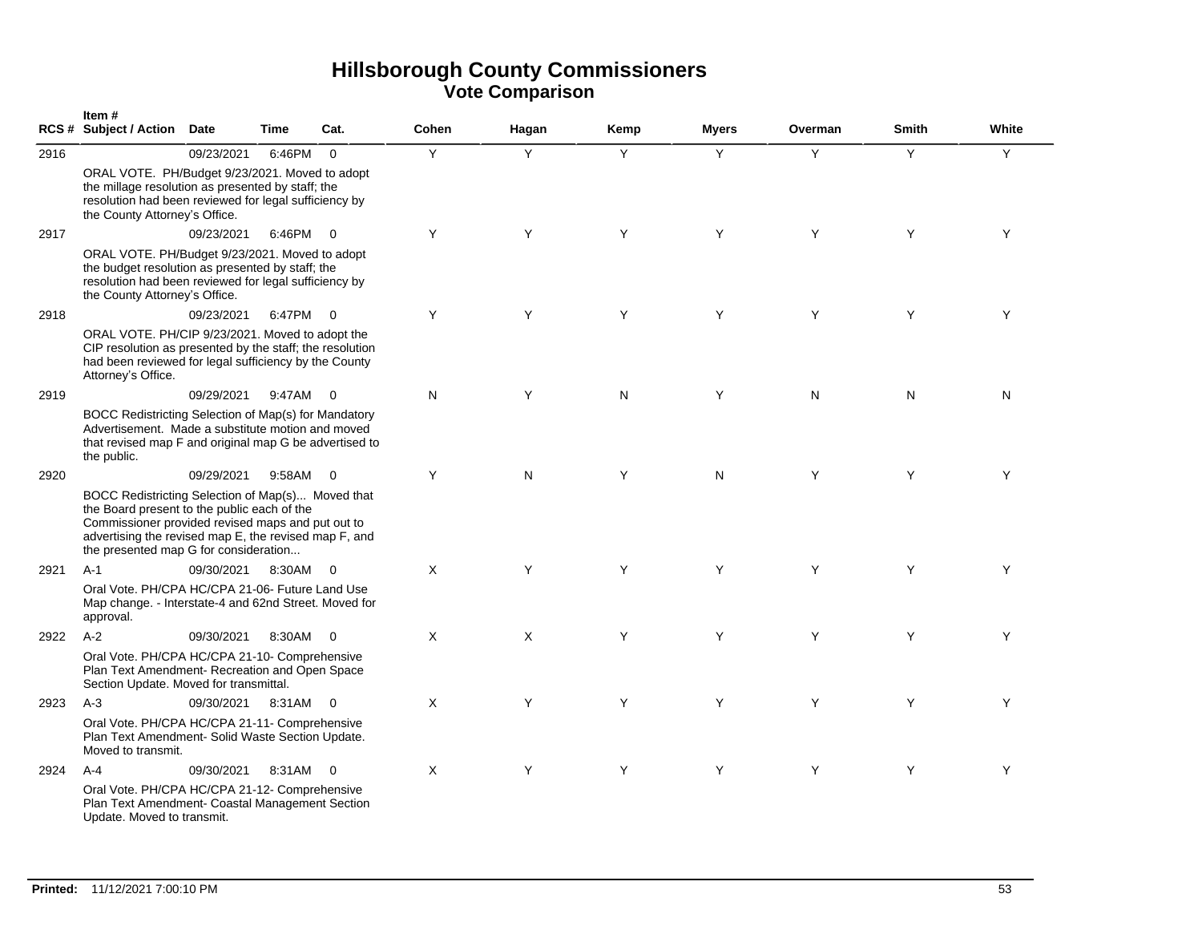# Hillsborough County Commissioners
## Vote Comparison

| RCS # | Item # Subject / Action | Date | Time | Cat. | Cohen | Hagan | Kemp | Myers | Overman | Smith | White |
|---|---|---|---|---|---|---|---|---|---|---|---|
| 2916 | | 09/23/2021 | 6:46PM | 0 | Y | Y | Y | Y | Y | Y | Y |
| | ORAL VOTE. PH/Budget 9/23/2021. Moved to adopt the millage resolution as presented by staff; the resolution had been reviewed for legal sufficiency by the County Attorney's Office. | | | | | | | | | | |
| 2917 | | 09/23/2021 | 6:46PM | 0 | Y | Y | Y | Y | Y | Y | Y |
| | ORAL VOTE. PH/Budget 9/23/2021. Moved to adopt the budget resolution as presented by staff; the resolution had been reviewed for legal sufficiency by the County Attorney's Office. | | | | | | | | | | |
| 2918 | | 09/23/2021 | 6:47PM | 0 | Y | Y | Y | Y | Y | Y | Y |
| | ORAL VOTE. PH/CIP 9/23/2021. Moved to adopt the CIP resolution as presented by the staff; the resolution had been reviewed for legal sufficiency by the County Attorney's Office. | | | | | | | | | | |
| 2919 | | 09/29/2021 | 9:47AM | 0 | N | Y | N | Y | N | N | N |
| | BOCC Redistricting Selection of Map(s) for Mandatory Advertisement. Made a substitute motion and moved that revised map F and original map G be advertised to the public. | | | | | | | | | | |
| 2920 | | 09/29/2021 | 9:58AM | 0 | Y | N | Y | N | Y | Y | Y |
| | BOCC Redistricting Selection of Map(s)... Moved that the Board present to the public each of the Commissioner provided revised maps and put out to advertising the revised map E, the revised map F, and the presented map G for consideration... | | | | | | | | | | |
| 2921 | A-1 | 09/30/2021 | 8:30AM | 0 | X | Y | Y | Y | Y | Y | Y |
| | Oral Vote. PH/CPA HC/CPA 21-06- Future Land Use Map change. - Interstate-4 and 62nd Street. Moved for approval. | | | | | | | | | | |
| 2922 | A-2 | 09/30/2021 | 8:30AM | 0 | X | X | Y | Y | Y | Y | Y |
| | Oral Vote. PH/CPA HC/CPA 21-10- Comprehensive Plan Text Amendment- Recreation and Open Space Section Update. Moved for transmittal. | | | | | | | | | | |
| 2923 | A-3 | 09/30/2021 | 8:31AM | 0 | X | Y | Y | Y | Y | Y | Y |
| | Oral Vote. PH/CPA HC/CPA 21-11- Comprehensive Plan Text Amendment- Solid Waste Section Update. Moved to transmit. | | | | | | | | | | |
| 2924 | A-4 | 09/30/2021 | 8:31AM | 0 | X | Y | Y | Y | Y | Y | Y |
| | Oral Vote. PH/CPA HC/CPA 21-12- Comprehensive Plan Text Amendment- Coastal Management Section Update. Moved to transmit. | | | | | | | | | | |

**Printed:** 11/12/2021 7:00:10 PM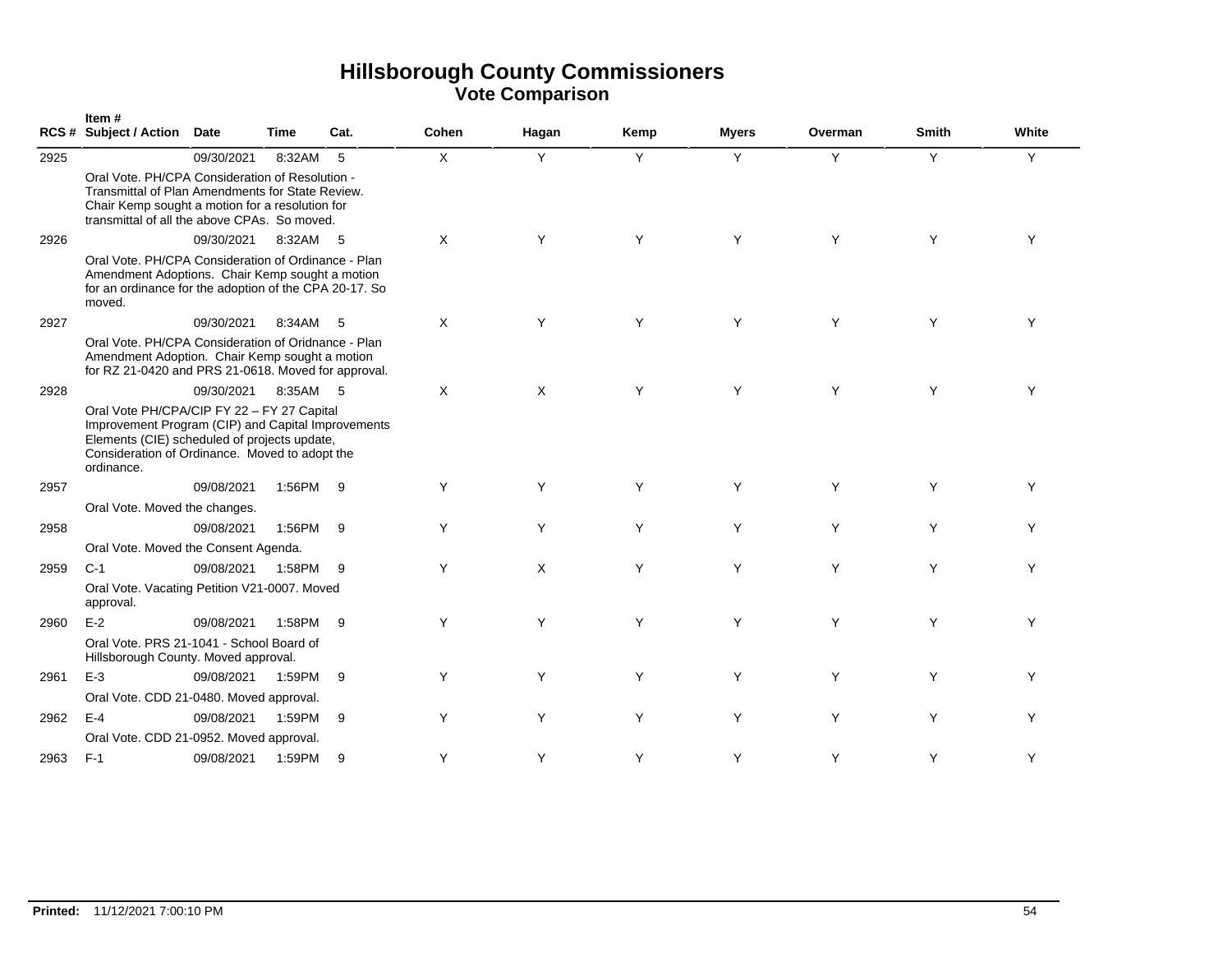# Hillsborough County Commissioners
## Vote Comparison

| RCS # | Item # Subject / Action | Date | Time | Cat. | Cohen | Hagan | Kemp | Myers | Overman | Smith | White |
|---|---|---|---|---|---|---|---|---|---|---|---|
| 2925 | | 09/30/2021 | 8:32AM | 5 | X | Y | Y | Y | Y | Y | Y |
| | Oral Vote. PH/CPA Consideration of Resolution - Transmittal of Plan Amendments for State Review. Chair Kemp sought a motion for a resolution for transmittal of all the above CPAs. So moved. | | | | | | | | | | |
| 2926 | | 09/30/2021 | 8:32AM | 5 | X | Y | Y | Y | Y | Y | Y |
| | Oral Vote. PH/CPA Consideration of Ordinance - Plan Amendment Adoptions. Chair Kemp sought a motion for an ordinance for the adoption of the CPA 20-17. So moved. | | | | | | | | | | |
| 2927 | | 09/30/2021 | 8:34AM | 5 | X | Y | Y | Y | Y | Y | Y |
| | Oral Vote. PH/CPA Consideration of Oridnance - Plan Amendment Adoption. Chair Kemp sought a motion for RZ 21-0420 and PRS 21-0618. Moved for approval. | | | | | | | | | | |
| 2928 | | 09/30/2021 | 8:35AM | 5 | X | X | Y | Y | Y | Y | Y |
| | Oral Vote PH/CPA/CIP FY 22 – FY 27 Capital Improvement Program (CIP) and Capital Improvements Elements (CIE) scheduled of projects update, Consideration of Ordinance. Moved to adopt the ordinance. | | | | | | | | | | |
| 2957 | | 09/08/2021 | 1:56PM | 9 | Y | Y | Y | Y | Y | Y | Y |
| | Oral Vote. Moved the changes. | | | | | | | | | | |
| 2958 | | 09/08/2021 | 1:56PM | 9 | Y | Y | Y | Y | Y | Y | Y |
| | Oral Vote. Moved the Consent Agenda. | | | | | | | | | | |
| 2959 | C-1 | 09/08/2021 | 1:58PM | 9 | Y | X | Y | Y | Y | Y | Y |
| | Oral Vote. Vacating Petition V21-0007. Moved approval. | | | | | | | | | | |
| 2960 | E-2 | 09/08/2021 | 1:58PM | 9 | Y | Y | Y | Y | Y | Y | Y |
| | Oral Vote. PRS 21-1041 - School Board of Hillsborough County. Moved approval. | | | | | | | | | | |
| 2961 | E-3 | 09/08/2021 | 1:59PM | 9 | Y | Y | Y | Y | Y | Y | Y |
| | Oral Vote. CDD 21-0480. Moved approval. | | | | | | | | | | |
| 2962 | E-4 | 09/08/2021 | 1:59PM | 9 | Y | Y | Y | Y | Y | Y | Y |
| | Oral Vote. CDD 21-0952. Moved approval. | | | | | | | | | | |
| 2963 | F-1 | 09/08/2021 | 1:59PM | 9 | Y | Y | Y | Y | Y | Y | Y |

**Printed:** 11/12/2021 7:00:10 PM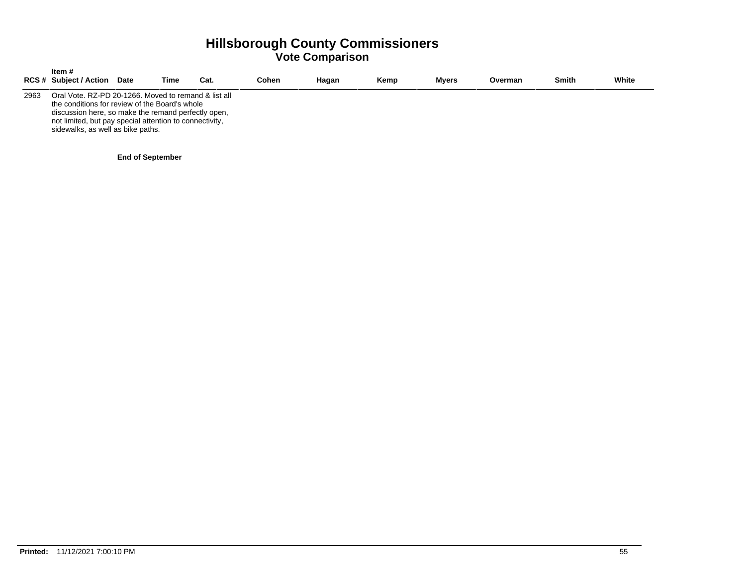# Hillsborough County Commissioners
## Vote Comparison

| RCS # | Item # Subject / Action | Date | Time | Cat. | Cohen | Hagan | Kemp | Myers | Overman | Smith | White |
|---|---|---|---|---|---|---|---|---|---|---|---|
| 2963 | Oral Vote. RZ-PD 20-1266. Moved to remand & list all the conditions for review of the Board's whole discussion here, so make the remand perfectly open, not limited, but pay special attention to connectivity, sidewalks, as well as bike paths. | | | | | | | | | | |

**End of September**

**Printed:** 11/12/2021 7:00:10 PM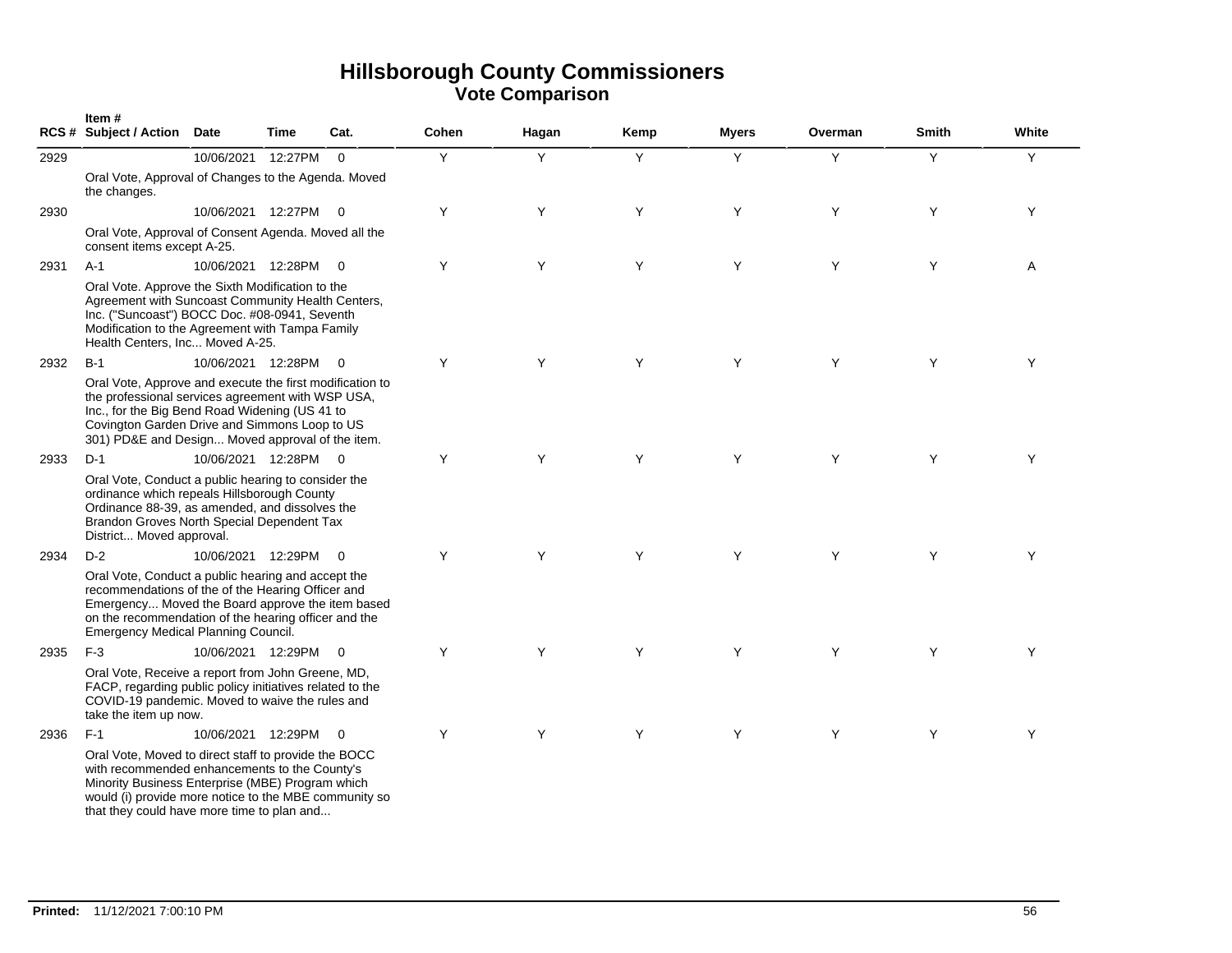# Hillsborough County Commissioners
## Vote Comparison

| RCS # | Item # Subject / Action | Date | Time | Cat. | Cohen | Hagan | Kemp | Myers | Overman | Smith | White |
|---|---|---|---|---|---|---|---|---|---|---|---|
| 2929 | | 10/06/2021 | 12:27PM | 0 | Y | Y | Y | Y | Y | Y | Y |
| | Oral Vote, Approval of Changes to the Agenda. Moved the changes. | | | | | | | | | | |
| 2930 | | 10/06/2021 | 12:27PM | 0 | Y | Y | Y | Y | Y | Y | Y |
| | Oral Vote, Approval of Consent Agenda. Moved all the consent items except A-25. | | | | | | | | | | |
| 2931 | A-1 | 10/06/2021 | 12:28PM | 0 | Y | Y | Y | Y | Y | Y | A |
| | Oral Vote. Approve the Sixth Modification to the Agreement with Suncoast Community Health Centers, Inc. ("Suncoast") BOCC Doc. #08-0941, Seventh Modification to the Agreement with Tampa Family Health Centers, Inc... Moved A-25. | | | | | | | | | | |
| 2932 | B-1 | 10/06/2021 | 12:28PM | 0 | Y | Y | Y | Y | Y | Y | Y |
| | Oral Vote, Approve and execute the first modification to the professional services agreement with WSP USA, Inc., for the Big Bend Road Widening (US 41 to Covington Garden Drive and Simmons Loop to US 301) PD&E and Design... Moved approval of the item. | | | | | | | | | | |
| 2933 | D-1 | 10/06/2021 | 12:28PM | 0 | Y | Y | Y | Y | Y | Y | Y |
| | Oral Vote, Conduct a public hearing to consider the ordinance which repeals Hillsborough County Ordinance 88-39, as amended, and dissolves the Brandon Groves North Special Dependent Tax District... Moved approval. | | | | | | | | | | |
| 2934 | D-2 | 10/06/2021 | 12:29PM | 0 | Y | Y | Y | Y | Y | Y | Y |
| | Oral Vote, Conduct a public hearing and accept the recommendations of the of the Hearing Officer and Emergency... Moved the Board approve the item based on the recommendation of the hearing officer and the Emergency Medical Planning Council. | | | | | | | | | | |
| 2935 | F-3 | 10/06/2021 | 12:29PM | 0 | Y | Y | Y | Y | Y | Y | Y |
| | Oral Vote, Receive a report from John Greene, MD, FACP, regarding public policy initiatives related to the COVID-19 pandemic. Moved to waive the rules and take the item up now. | | | | | | | | | | |
| 2936 | F-1 | 10/06/2021 | 12:29PM | 0 | Y | Y | Y | Y | Y | Y | Y |
| | Oral Vote, Moved to direct staff to provide the BOCC with recommended enhancements to the County's Minority Business Enterprise (MBE) Program which would (i) provide more notice to the MBE community so that they could have more time to plan and... | | | | | | | | | | |

**Printed:** 11/12/2021 7:00:10 PM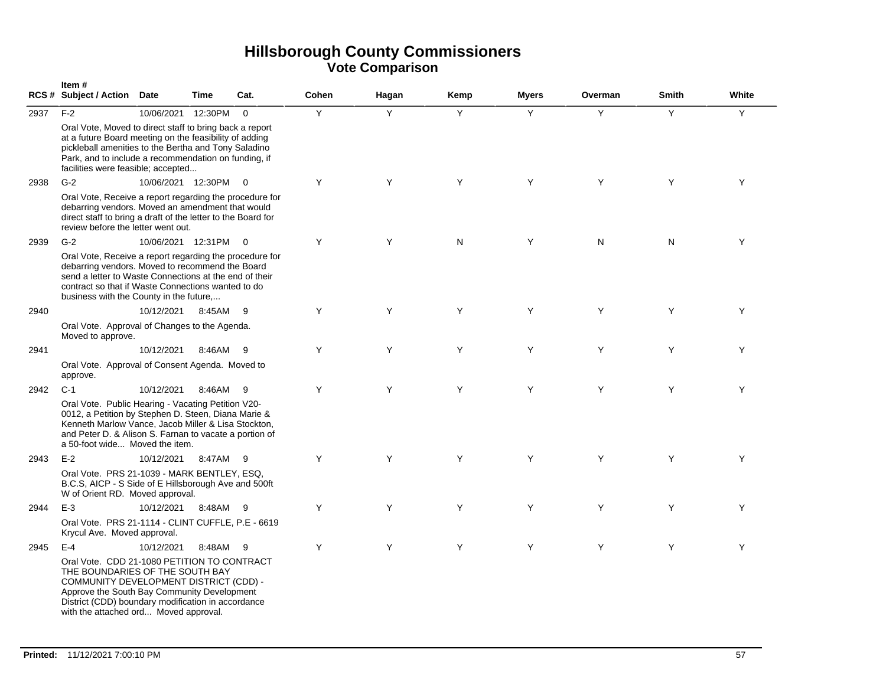# Hillsborough County Commissioners

## Vote Comparison

| RCS # | Item # Subject / Action | Date | Time | Cat. | Cohen | Hagan | Kemp | Myers | Overman | Smith | White |
|---|---|---|---|---|---|---|---|---|---|---|---|
| 2937 | F-2<br>Oral Vote, Moved to direct staff to bring back a report at a future Board meeting on the feasibility of adding pickleball amenities to the Bertha and Tony Saladino Park, and to include a recommendation on funding, if facilities were feasible; accepted... | 10/06/2021 | 12:30PM | 0 | Y | Y | Y | Y | Y | Y | Y |
| 2938 | G-2<br>Oral Vote, Receive a report regarding the procedure for debarring vendors. Moved an amendment that would direct staff to bring a draft of the letter to the Board for review before the letter went out. | 10/06/2021 | 12:30PM | 0 | Y | Y | Y | Y | Y | Y | Y |
| 2939 | G-2<br>Oral Vote, Receive a report regarding the procedure for debarring vendors. Moved to recommend the Board send a letter to Waste Connections at the end of their contract so that if Waste Connections wanted to do business with the County in the future,... | 10/06/2021 | 12:31PM | 0 | Y | Y | N | Y | N | N | Y |
| 2940 | Oral Vote. Approval of Changes to the Agenda. Moved to approve. | 10/12/2021 | 8:45AM | 9 | Y | Y | Y | Y | Y | Y | Y |
| 2941 | Oral Vote. Approval of Consent Agenda. Moved to approve. | 10/12/2021 | 8:46AM | 9 | Y | Y | Y | Y | Y | Y | Y |
| 2942 | C-1<br>Oral Vote. Public Hearing - Vacating Petition V20-0012, a Petition by Stephen D. Steen, Diana Marie & Kenneth Marlow Vance, Jacob Miller & Lisa Stockton, and Peter D. & Alison S. Farnan to vacate a portion of a 50-foot wide... Moved the item. | 10/12/2021 | 8:46AM | 9 | Y | Y | Y | Y | Y | Y | Y |
| 2943 | E-2<br>Oral Vote. PRS 21-1039 - MARK BENTLEY, ESQ, B.C.S, AICP - S Side of E Hillsborough Ave and 500ft W of Orient RD. Moved approval. | 10/12/2021 | 8:47AM | 9 | Y | Y | Y | Y | Y | Y | Y |
| 2944 | E-3<br>Oral Vote. PRS 21-1114 - CLINT CUFFLE, P.E - 6619 Krycul Ave. Moved approval. | 10/12/2021 | 8:48AM | 9 | Y | Y | Y | Y | Y | Y | Y |
| 2945 | E-4<br>Oral Vote. CDD 21-1080 PETITION TO CONTRACT THE BOUNDARIES OF THE SOUTH BAY COMMUNITY DEVELOPMENT DISTRICT (CDD) - Approve the South Bay Community Development District (CDD) boundary modification in accordance with the attached ord... Moved approval. | 10/12/2021 | 8:48AM | 9 | Y | Y | Y | Y | Y | Y | Y |

**Printed:** 11/12/2021 7:00:10 PM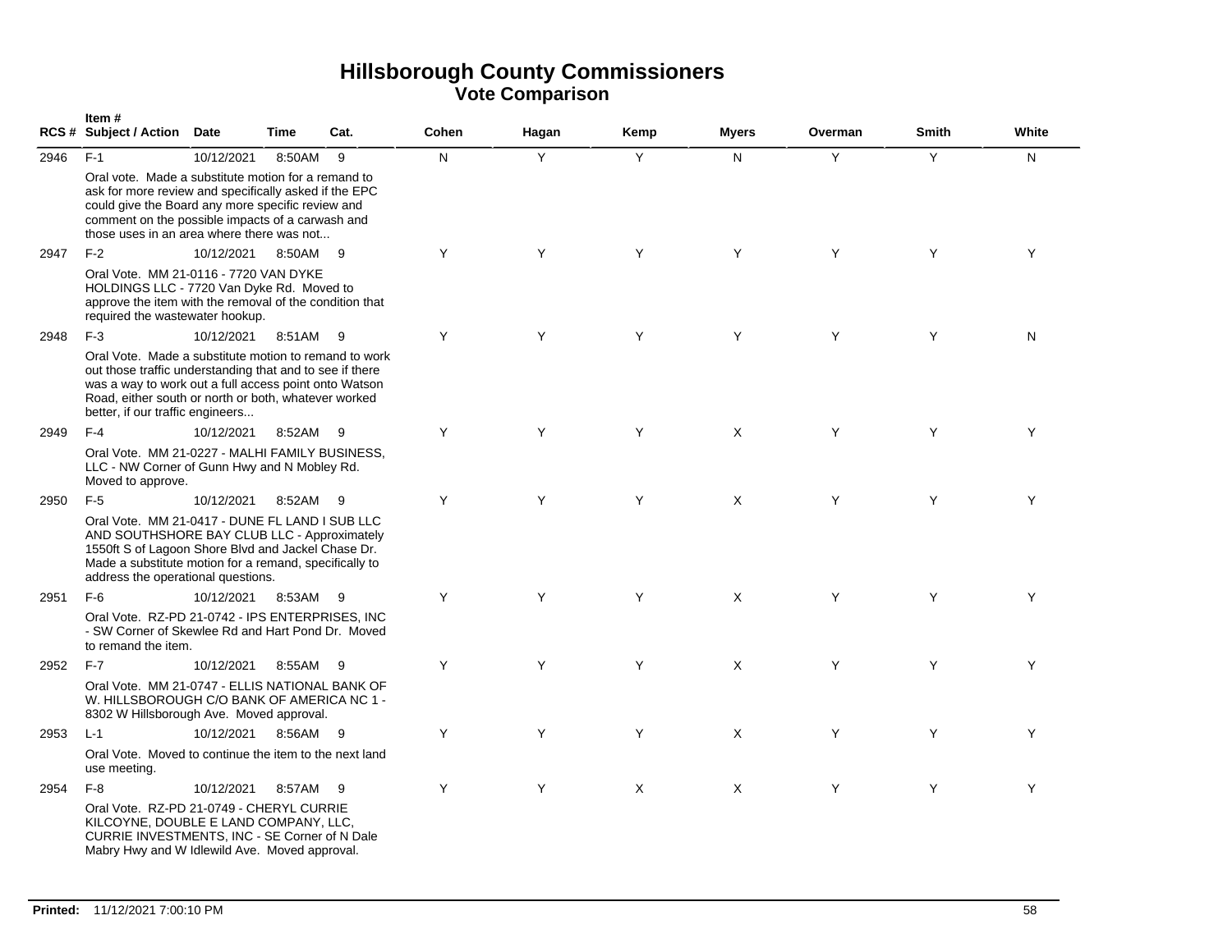# Hillsborough County Commissioners
## Vote Comparison

| RCS # | Item # Subject / Action | Date | Time | Cat. | Cohen | Hagan | Kemp | Myers | Overman | Smith | White |
|---|---|---|---|---|---|---|---|---|---|---|---|
| 2946 | F-1 | 10/12/2021 | 8:50AM | 9 | N | Y | Y | N | Y | Y | N |
| | Oral vote. Made a substitute motion for a remand to ask for more review and specifically asked if the EPC could give the Board any more specific review and comment on the possible impacts of a carwash and those uses in an area where there was not... | | | | | | | | | | |
| 2947 | F-2 | 10/12/2021 | 8:50AM | 9 | Y | Y | Y | Y | Y | Y | Y |
| | Oral Vote. MM 21-0116 - 7720 VAN DYKE HOLDINGS LLC - 7720 Van Dyke Rd. Moved to approve the item with the removal of the condition that required the wastewater hookup. | | | | | | | | | | |
| 2948 | F-3 | 10/12/2021 | 8:51AM | 9 | Y | Y | Y | Y | Y | Y | N |
| | Oral Vote. Made a substitute motion to remand to work out those traffic understanding that and to see if there was a way to work out a full access point onto Watson Road, either south or north or both, whatever worked better, if our traffic engineers... | | | | | | | | | | |
| 2949 | F-4 | 10/12/2021 | 8:52AM | 9 | Y | Y | Y | X | Y | Y | Y |
| | Oral Vote. MM 21-0227 - MALHI FAMILY BUSINESS, LLC - NW Corner of Gunn Hwy and N Mobley Rd. Moved to approve. | | | | | | | | | | |
| 2950 | F-5 | 10/12/2021 | 8:52AM | 9 | Y | Y | Y | X | Y | Y | Y |
| | Oral Vote. MM 21-0417 - DUNE FL LAND I SUB LLC AND SOUTHSHORE BAY CLUB LLC - Approximately 1550ft S of Lagoon Shore Blvd and Jackel Chase Dr. Made a substitute motion for a remand, specifically to address the operational questions. | | | | | | | | | | |
| 2951 | F-6 | 10/12/2021 | 8:53AM | 9 | Y | Y | Y | X | Y | Y | Y |
| | Oral Vote. RZ-PD 21-0742 - IPS ENTERPRISES, INC - SW Corner of Skewlee Rd and Hart Pond Dr. Moved to remand the item. | | | | | | | | | | |
| 2952 | F-7 | 10/12/2021 | 8:55AM | 9 | Y | Y | Y | X | Y | Y | Y |
| | Oral Vote. MM 21-0747 - ELLIS NATIONAL BANK OF W. HILLSBOROUGH C/O BANK OF AMERICA NC 1 - 8302 W Hillsborough Ave. Moved approval. | | | | | | | | | | |
| 2953 | L-1 | 10/12/2021 | 8:56AM | 9 | Y | Y | Y | X | Y | Y | Y |
| | Oral Vote. Moved to continue the item to the next land use meeting. | | | | | | | | | | |
| 2954 | F-8 | 10/12/2021 | 8:57AM | 9 | Y | Y | X | X | Y | Y | Y |
| | Oral Vote. RZ-PD 21-0749 - CHERYL CURRIE KILCOYNE, DOUBLE E LAND COMPANY, LLC, CURRIE INVESTMENTS, INC - SE Corner of N Dale Mabry Hwy and W Idlewild Ave. Moved approval. | | | | | | | | | | |

**Printed:** 11/12/2021 7:00:10 PM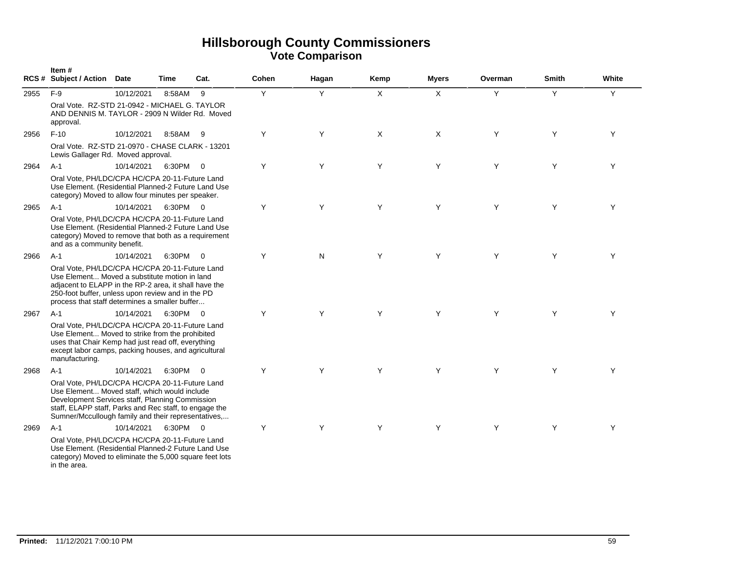# Hillsborough County Commissioners

## Vote Comparison

| RCS # | Item # Subject / Action | Date | Time | Cat. | Cohen | Hagan | Kemp | Myers | Overman | Smith | White |
|---|---|---|---|---|---|---|---|---|---|---|---|
| 2955 | F-9 | 10/12/2021 | 8:58AM | 9 | Y | Y | X | X | Y | Y | Y |
| | Oral Vote. RZ-STD 21-0942 - MICHAEL G. TAYLOR AND DENNIS M. TAYLOR - 2909 N Wilder Rd. Moved approval. | | | | | | | | | | |
| 2956 | F-10 | 10/12/2021 | 8:58AM | 9 | Y | Y | X | X | Y | Y | Y |
| | Oral Vote. RZ-STD 21-0970 - CHASE CLARK - 13201 Lewis Gallager Rd. Moved approval. | | | | | | | | | | |
| 2964 | A-1 | 10/14/2021 | 6:30PM | 0 | Y | Y | Y | Y | Y | Y | Y |
| | Oral Vote, PH/LDC/CPA HC/CPA 20-11-Future Land Use Element. (Residential Planned-2 Future Land Use category) Moved to allow four minutes per speaker. | | | | | | | | | | |
| 2965 | A-1 | 10/14/2021 | 6:30PM | 0 | Y | Y | Y | Y | Y | Y | Y |
| | Oral Vote, PH/LDC/CPA HC/CPA 20-11-Future Land Use Element. (Residential Planned-2 Future Land Use category) Moved to remove that both as a requirement and as a community benefit. | | | | | | | | | | |
| 2966 | A-1 | 10/14/2021 | 6:30PM | 0 | Y | N | Y | Y | Y | Y | Y |
| | Oral Vote, PH/LDC/CPA HC/CPA 20-11-Future Land Use Element... Moved a substitute motion in land adjacent to ELAPP in the RP-2 area, it shall have the 250-foot buffer, unless upon review and in the PD process that staff determines a smaller buffer... | | | | | | | | | | |
| 2967 | A-1 | 10/14/2021 | 6:30PM | 0 | Y | Y | Y | Y | Y | Y | Y |
| | Oral Vote, PH/LDC/CPA HC/CPA 20-11-Future Land Use Element... Moved to strike from the prohibited uses that Chair Kemp had just read off, everything except labor camps, packing houses, and agricultural manufacturing. | | | | | | | | | | |
| 2968 | A-1 | 10/14/2021 | 6:30PM | 0 | Y | Y | Y | Y | Y | Y | Y |
| | Oral Vote, PH/LDC/CPA HC/CPA 20-11-Future Land Use Element... Moved staff, which would include Development Services staff, Planning Commission staff, ELAPP staff, Parks and Rec staff, to engage the Sumner/Mccullough family and their representatives,... | | | | | | | | | | |
| 2969 | A-1 | 10/14/2021 | 6:30PM | 0 | Y | Y | Y | Y | Y | Y | Y |
| | Oral Vote, PH/LDC/CPA HC/CPA 20-11-Future Land Use Element. (Residential Planned-2 Future Land Use category) Moved to eliminate the 5,000 square feet lots in the area. | | | | | | | | | | |

**Printed:** 11/12/2021 7:00:10 PM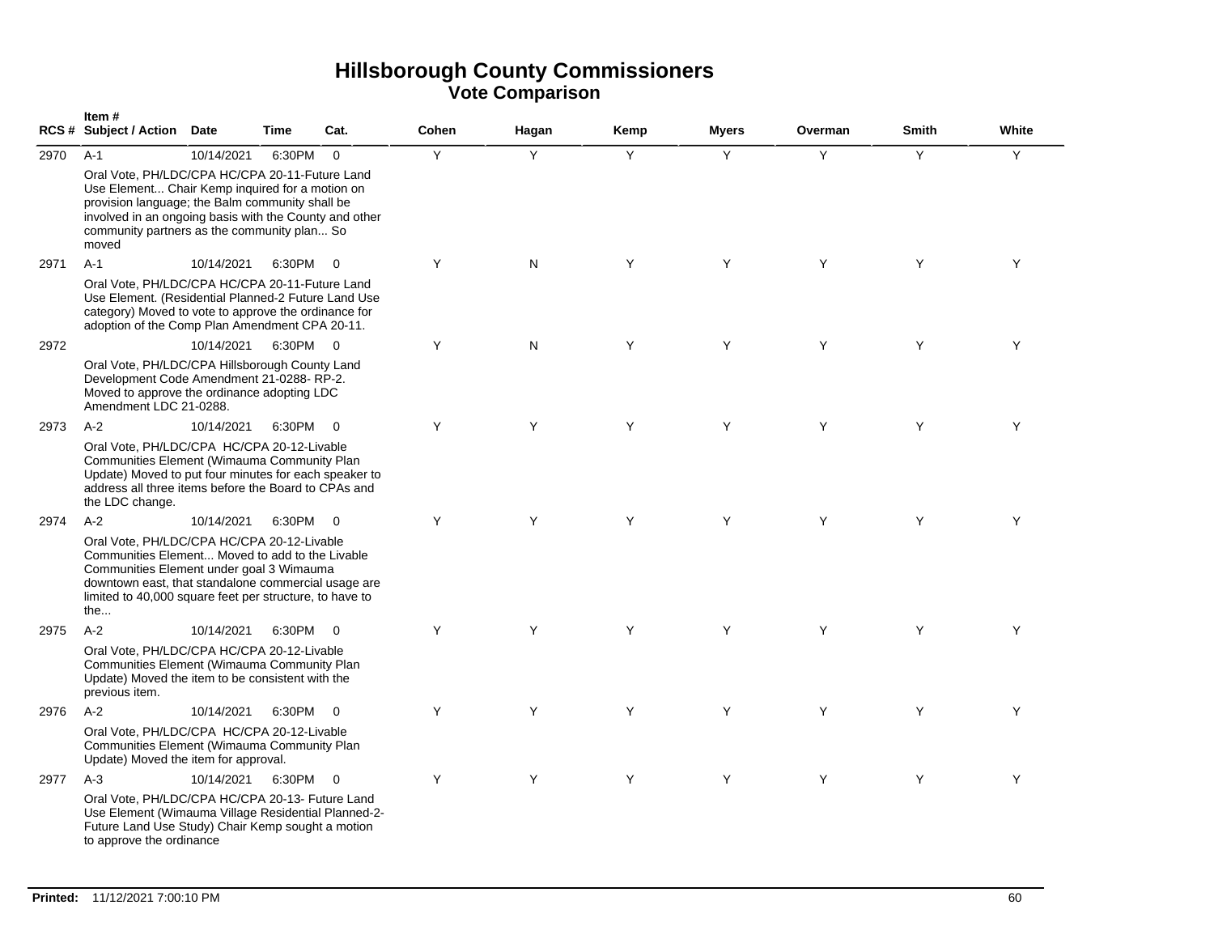# Hillsborough County Commissioners
## Vote Comparison

| RCS # | Item # Subject / Action | Date | Time | Cat. | Cohen | Hagan | Kemp | Myers | Overman | Smith | White |
|---|---|---|---|---|---|---|---|---|---|---|---|
| 2970 | A-1 | 10/14/2021 | 6:30PM | 0 | Y | Y | Y | Y | Y | Y | Y |
| | Oral Vote, PH/LDC/CPA HC/CPA 20-11-Future Land Use Element... Chair Kemp inquired for a motion on provision language; the Balm community shall be involved in an ongoing basis with the County and other community partners as the community plan... So moved | | | | | | | | | | |
| 2971 | A-1 | 10/14/2021 | 6:30PM | 0 | Y | N | Y | Y | Y | Y | Y |
| | Oral Vote, PH/LDC/CPA HC/CPA 20-11-Future Land Use Element. (Residential Planned-2 Future Land Use category) Moved to vote to approve the ordinance for adoption of the Comp Plan Amendment CPA 20-11. | | | | | | | | | | |
| 2972 | | 10/14/2021 | 6:30PM | 0 | Y | N | Y | Y | Y | Y | Y |
| | Oral Vote, PH/LDC/CPA Hillsborough County Land Development Code Amendment 21-0288- RP-2. Moved to approve the ordinance adopting LDC Amendment LDC 21-0288. | | | | | | | | | | |
| 2973 | A-2 | 10/14/2021 | 6:30PM | 0 | Y | Y | Y | Y | Y | Y | Y |
| | Oral Vote, PH/LDC/CPA HC/CPA 20-12-Livable Communities Element (Wimauma Community Plan Update) Moved to put four minutes for each speaker to address all three items before the Board to CPAs and the LDC change. | | | | | | | | | | |
| 2974 | A-2 | 10/14/2021 | 6:30PM | 0 | Y | Y | Y | Y | Y | Y | Y |
| | Oral Vote, PH/LDC/CPA HC/CPA 20-12-Livable Communities Element... Moved to add to the Livable Communities Element under goal 3 Wimauma downtown east, that standalone commercial usage are limited to 40,000 square feet per structure, to have to the... | | | | | | | | | | |
| 2975 | A-2 | 10/14/2021 | 6:30PM | 0 | Y | Y | Y | Y | Y | Y | Y |
| | Oral Vote, PH/LDC/CPA HC/CPA 20-12-Livable Communities Element (Wimauma Community Plan Update) Moved the item to be consistent with the previous item. | | | | | | | | | | |
| 2976 | A-2 | 10/14/2021 | 6:30PM | 0 | Y | Y | Y | Y | Y | Y | Y |
| | Oral Vote, PH/LDC/CPA HC/CPA 20-12-Livable Communities Element (Wimauma Community Plan Update) Moved the item for approval. | | | | | | | | | | |
| 2977 | A-3 | 10/14/2021 | 6:30PM | 0 | Y | Y | Y | Y | Y | Y | Y |
| | Oral Vote, PH/LDC/CPA HC/CPA 20-13- Future Land Use Element (Wimauma Village Residential Planned-2- Future Land Use Study) Chair Kemp sought a motion to approve the ordinance | | | | | | | | | | |

**Printed:** 11/12/2021 7:00:10 PM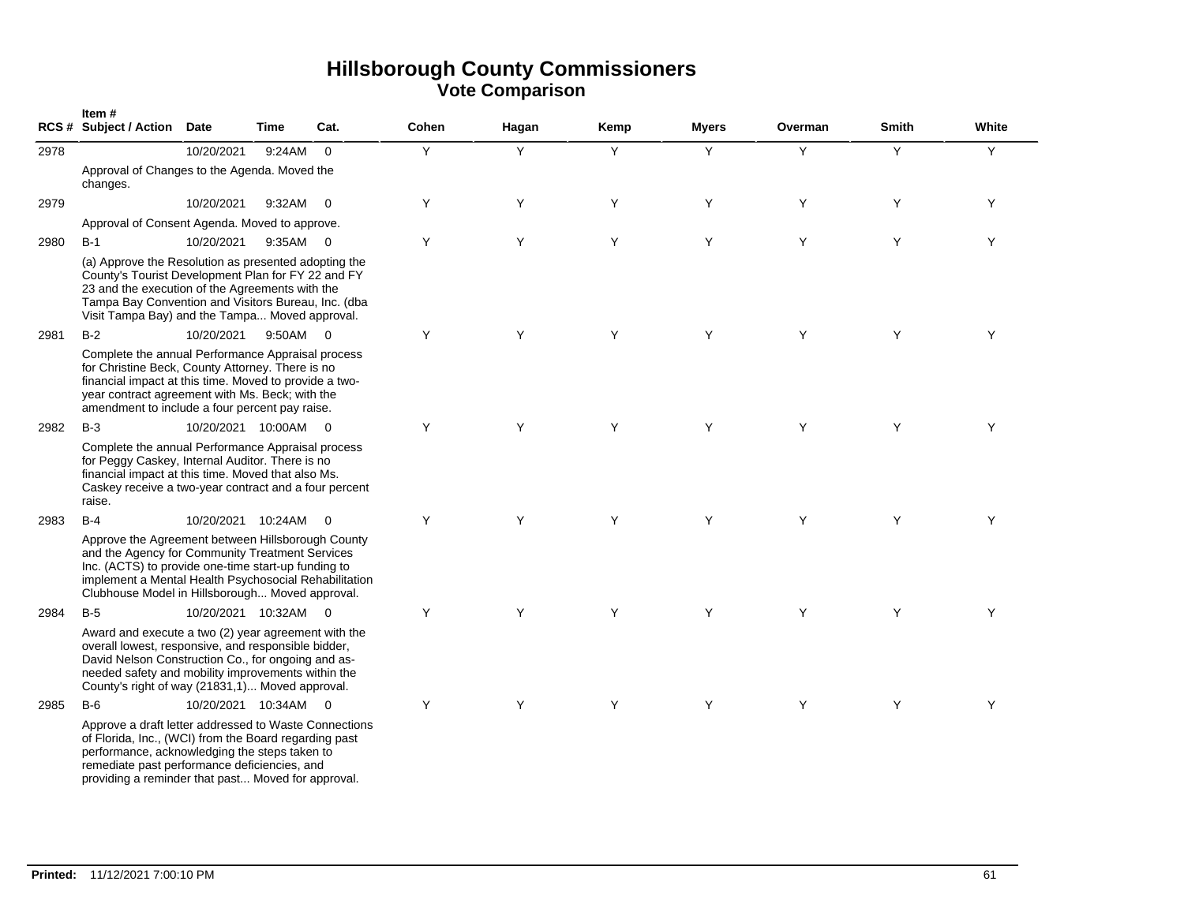# Hillsborough County Commissioners

## Vote Comparison

| RCS # | Item # Subject / Action | Date | Time | Cat. | Cohen | Hagan | Kemp | Myers | Overman | Smith | White |
|---|---|---|---|---|---|---|---|---|---|---|---|
| 2978 | | 10/20/2021 | 9:24AM | 0 | Y | Y | Y | Y | Y | Y | Y |
| | Approval of Changes to the Agenda. Moved the changes. | | | | | | | | | | |
| 2979 | | 10/20/2021 | 9:32AM | 0 | Y | Y | Y | Y | Y | Y | Y |
| | Approval of Consent Agenda. Moved to approve. | | | | | | | | | | |
| 2980 | B-1 | 10/20/2021 | 9:35AM | 0 | Y | Y | Y | Y | Y | Y | Y |
| | (a) Approve the Resolution as presented adopting the County's Tourist Development Plan for FY 22 and FY 23 and the execution of the Agreements with the Tampa Bay Convention and Visitors Bureau, Inc. (dba Visit Tampa Bay) and the Tampa... Moved approval. | | | | | | | | | | |
| 2981 | B-2 | 10/20/2021 | 9:50AM | 0 | Y | Y | Y | Y | Y | Y | Y |
| | Complete the annual Performance Appraisal process for Christine Beck, County Attorney. There is no financial impact at this time. Moved to provide a two-year contract agreement with Ms. Beck; with the amendment to include a four percent pay raise. | | | | | | | | | | |
| 2982 | B-3 | 10/20/2021 | 10:00AM | 0 | Y | Y | Y | Y | Y | Y | Y |
| | Complete the annual Performance Appraisal process for Peggy Caskey, Internal Auditor. There is no financial impact at this time. Moved that also Ms. Caskey receive a two-year contract and a four percent raise. | | | | | | | | | | |
| 2983 | B-4 | 10/20/2021 | 10:24AM | 0 | Y | Y | Y | Y | Y | Y | Y |
| | Approve the Agreement between Hillsborough County and the Agency for Community Treatment Services Inc. (ACTS) to provide one-time start-up funding to implement a Mental Health Psychosocial Rehabilitation Clubhouse Model in Hillsborough... Moved approval. | | | | | | | | | | |
| 2984 | B-5 | 10/20/2021 | 10:32AM | 0 | Y | Y | Y | Y | Y | Y | Y |
| | Award and execute a two (2) year agreement with the overall lowest, responsive, and responsible bidder, David Nelson Construction Co., for ongoing and as-needed safety and mobility improvements within the County's right of way (21831,1)... Moved approval. | | | | | | | | | | |
| 2985 | B-6 | 10/20/2021 | 10:34AM | 0 | Y | Y | Y | Y | Y | Y | Y |
| | Approve a draft letter addressed to Waste Connections of Florida, Inc., (WCI) from the Board regarding past performance, acknowledging the steps taken to remediate past performance deficiencies, and providing a reminder that past... Moved for approval. | | | | | | | | | | |

**Printed:** 11/12/2021 7:00:10 PM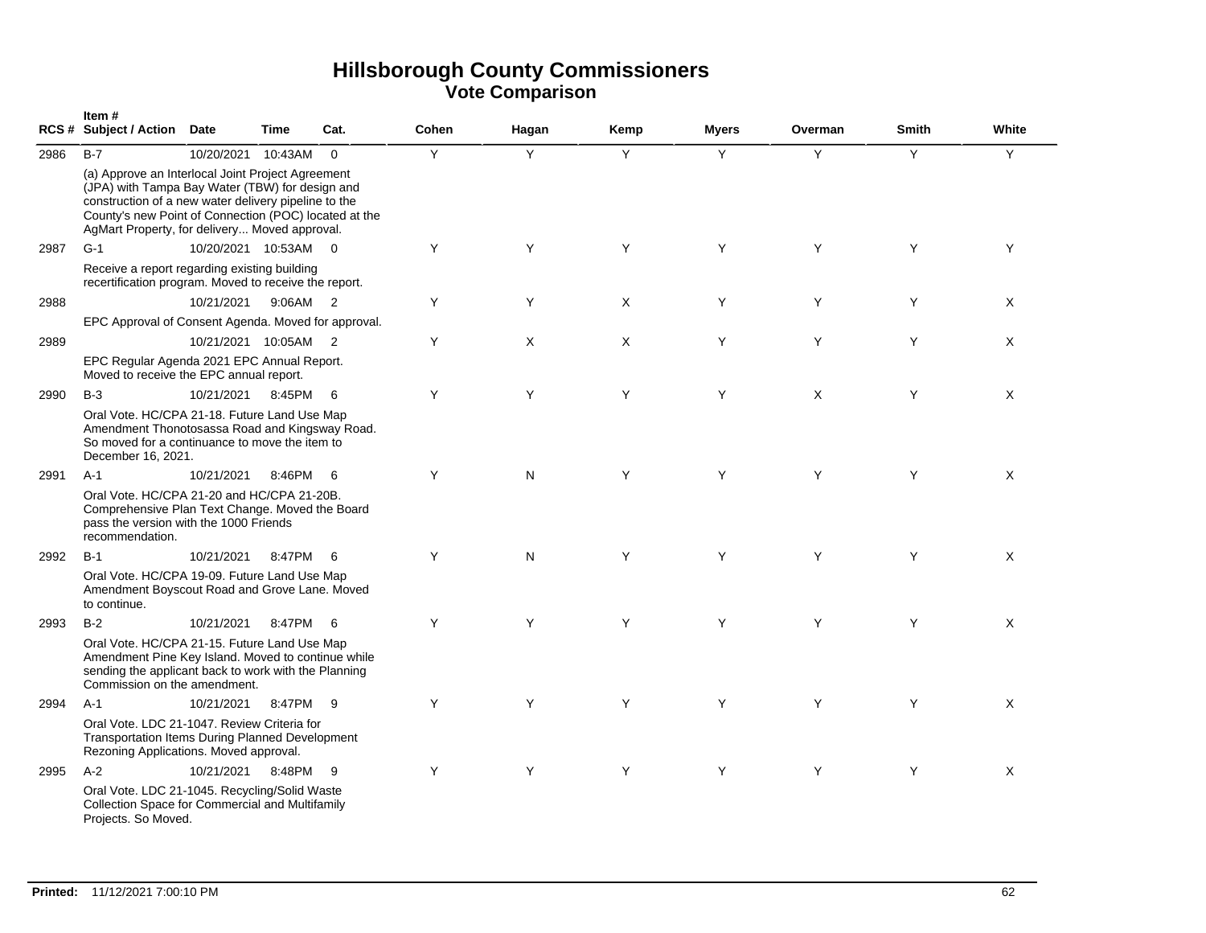# Hillsborough County Commissioners
## Vote Comparison

| RCS # | Item # Subject / Action | Date | Time | Cat. | Cohen | Hagan | Kemp | Myers | Overman | Smith | White |
|---|---|---|---|---|---|---|---|---|---|---|---|
| 2986 | B-7 | 10/20/2021 | 10:43AM | 0 | Y | Y | Y | Y | Y | Y | Y |
| | (a) Approve an Interlocal Joint Project Agreement (JPA) with Tampa Bay Water (TBW) for design and construction of a new water delivery pipeline to the County's new Point of Connection (POC) located at the AgMart Property, for delivery... Moved approval. | | | | | | | | | | |
| 2987 | G-1 | 10/20/2021 | 10:53AM | 0 | Y | Y | Y | Y | Y | Y | Y |
| | Receive a report regarding existing building recertification program. Moved to receive the report. | | | | | | | | | | |
| 2988 | | 10/21/2021 | 9:06AM | 2 | Y | Y | X | Y | Y | Y | X |
| | EPC Approval of Consent Agenda. Moved for approval. | | | | | | | | | | |
| 2989 | | 10/21/2021 | 10:05AM | 2 | Y | X | X | Y | Y | Y | X |
| | EPC Regular Agenda 2021 EPC Annual Report. Moved to receive the EPC annual report. | | | | | | | | | | |
| 2990 | B-3 | 10/21/2021 | 8:45PM | 6 | Y | Y | Y | Y | X | Y | X |
| | Oral Vote. HC/CPA 21-18. Future Land Use Map Amendment Thonotosassa Road and Kingsway Road. So moved for a continuance to move the item to December 16, 2021. | | | | | | | | | | |
| 2991 | A-1 | 10/21/2021 | 8:46PM | 6 | Y | N | Y | Y | Y | Y | X |
| | Oral Vote. HC/CPA 21-20 and HC/CPA 21-20B. Comprehensive Plan Text Change. Moved the Board pass the version with the 1000 Friends recommendation. | | | | | | | | | | |
| 2992 | B-1 | 10/21/2021 | 8:47PM | 6 | Y | N | Y | Y | Y | Y | X |
| | Oral Vote. HC/CPA 19-09. Future Land Use Map Amendment Boyscout Road and Grove Lane. Moved to continue. | | | | | | | | | | |
| 2993 | B-2 | 10/21/2021 | 8:47PM | 6 | Y | Y | Y | Y | Y | Y | X |
| | Oral Vote. HC/CPA 21-15. Future Land Use Map Amendment Pine Key Island. Moved to continue while sending the applicant back to work with the Planning Commission on the amendment. | | | | | | | | | | |
| 2994 | A-1 | 10/21/2021 | 8:47PM | 9 | Y | Y | Y | Y | Y | Y | X |
| | Oral Vote. LDC 21-1047. Review Criteria for Transportation Items During Planned Development Rezoning Applications. Moved approval. | | | | | | | | | | |
| 2995 | A-2 | 10/21/2021 | 8:48PM | 9 | Y | Y | Y | Y | Y | Y | X |
| | Oral Vote. LDC 21-1045. Recycling/Solid Waste Collection Space for Commercial and Multifamily Projects. So Moved. | | | | | | | | | | |

**Printed:** 11/12/2021 7:00:10 PM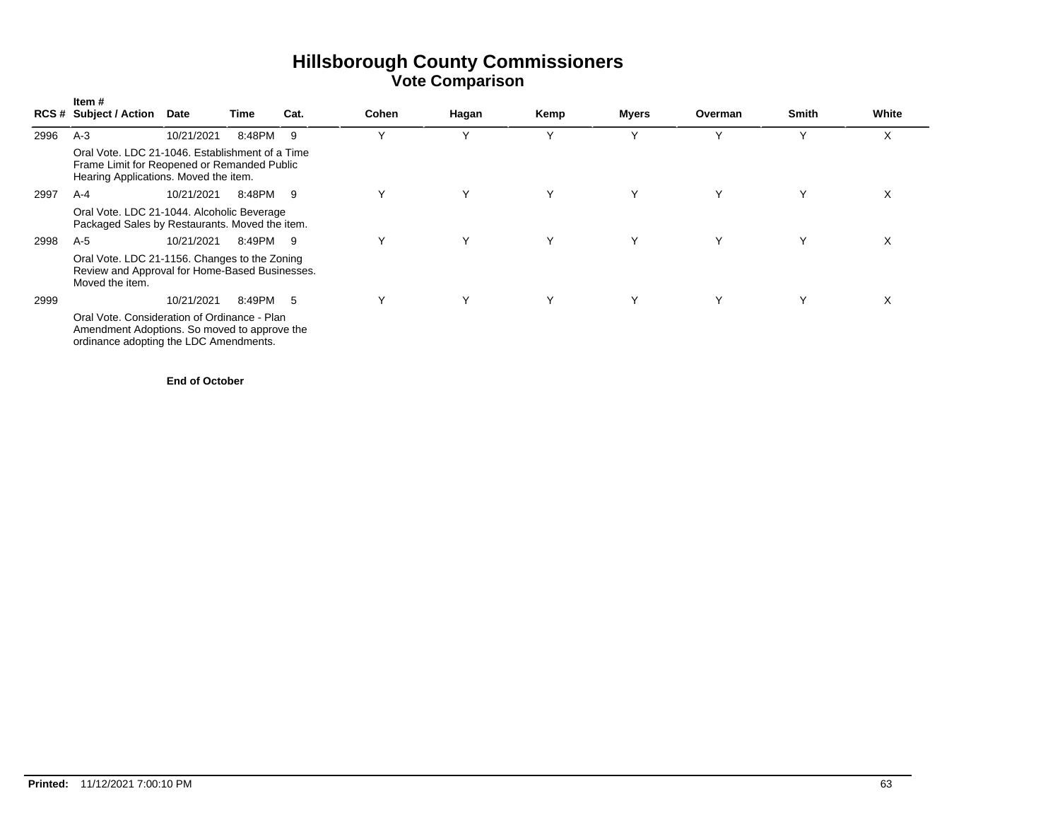# Hillsborough County Commissioners
## Vote Comparison

| RCS # | Item # Subject / Action | Date | Time | Cat. | Cohen | Hagan | Kemp | Myers | Overman | Smith | White |
|---|---|---|---|---|---|---|---|---|---|---|---|
| 2996 | A-3 | 10/21/2021 | 8:48PM | 9 | Y | Y | Y | Y | Y | Y | X |
| | Oral Vote. LDC 21-1046. Establishment of a Time Frame Limit for Reopened or Remanded Public Hearing Applications. Moved the item. | | | | | | | | | | |
| 2997 | A-4 | 10/21/2021 | 8:48PM | 9 | Y | Y | Y | Y | Y | Y | X |
| | Oral Vote. LDC 21-1044. Alcoholic Beverage Packaged Sales by Restaurants. Moved the item. | | | | | | | | | | |
| 2998 | A-5 | 10/21/2021 | 8:49PM | 9 | Y | Y | Y | Y | Y | Y | X |
| | Oral Vote. LDC 21-1156. Changes to the Zoning Review and Approval for Home-Based Businesses. Moved the item. | | | | | | | | | | |
| 2999 | | 10/21/2021 | 8:49PM | 5 | Y | Y | Y | Y | Y | Y | X |
| | Oral Vote. Consideration of Ordinance - Plan Amendment Adoptions. So moved to approve the ordinance adopting the LDC Amendments. | | | | | | | | | | |

**End of October**

**Printed:** 11/12/2021 7:00:10 PM